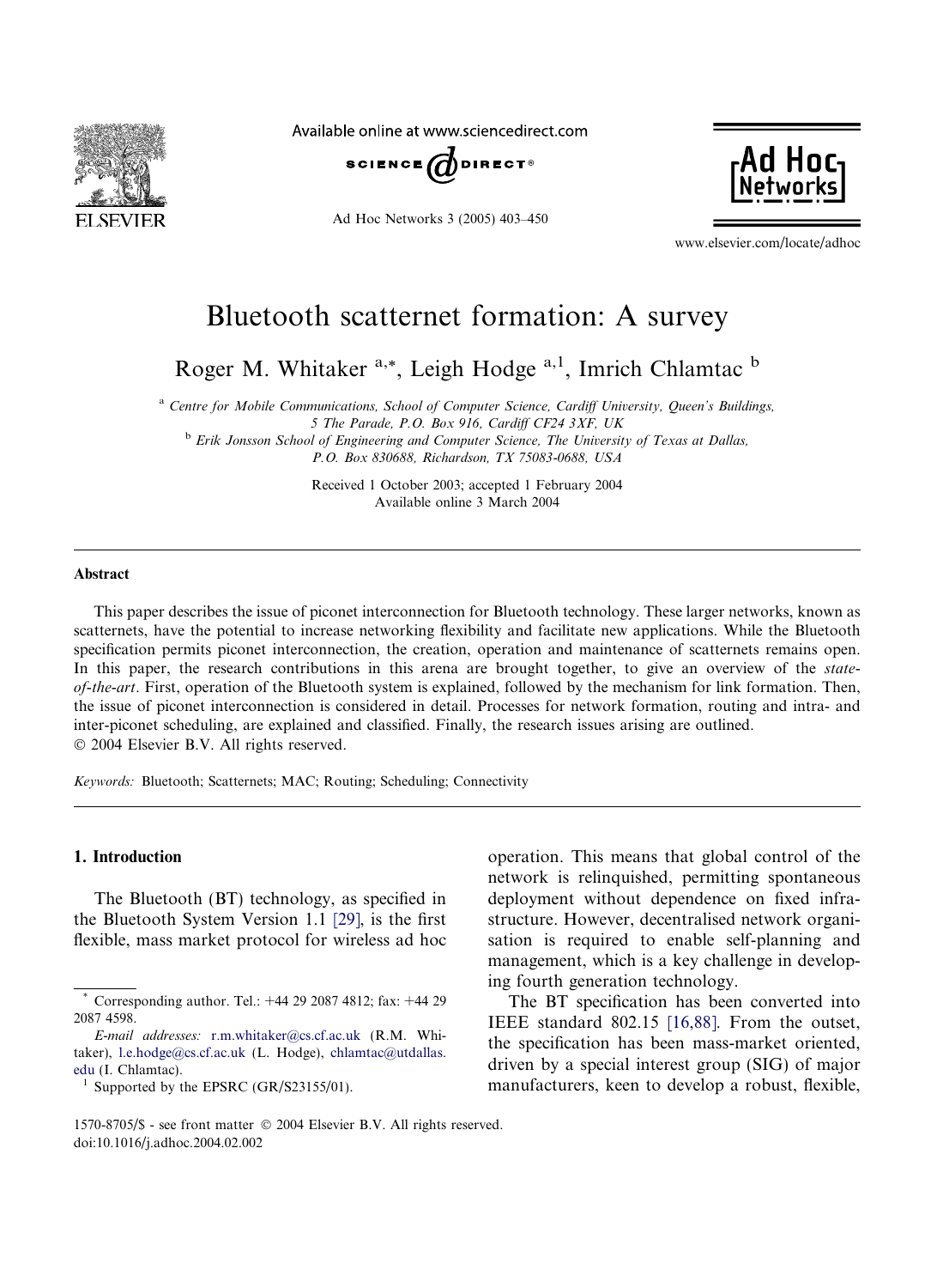# Bluetooth scatternet formation: A survey

Roger M. Whitaker [a,*], Leigh Hodge [a,1], Imrich Chlamtac [b]

[a] Centre for Mobile Communications, School of Computer Science, Cardiff University, Queen's Buildings, 5 The Parade, P.O. Box 916, Cardiff CF24 3XF, UK

[b] Erik Jonsson School of Engineering and Computer Science, The University of Texas at Dallas, P.O. Box 830688, Richardson, TX 75083-0688, USA

Received 1 October 2003; accepted 1 February 2004
Available online 3 March 2004

## Abstract

This paper describes the issue of piconet interconnection for Bluetooth technology. These larger networks, known as scatternets, have the potential to increase networking flexibility and facilitate new applications. While the Bluetooth specification permits piconet interconnection, the creation, operation and maintenance of scatternets remains open. In this paper, the research contributions in this arena are brought together, to give an overview of the *state-of-the-art*. First, operation of the Bluetooth system is explained, followed by the mechanism for link formation. Then, the issue of piconet interconnection is considered in detail. Processes for network formation, routing and intra- and inter-piconet scheduling, are explained and classified. Finally, the research issues arising are outlined.
© 2004 Elsevier B.V. All rights reserved.

*Keywords:* Bluetooth; Scatternets; MAC; Routing; Scheduling; Connectivity

## 1. Introduction

The Bluetooth (BT) technology, as specified in the Bluetooth System Version 1.1 [29], is the first flexible, mass market protocol for wireless ad hoc operation. This means that global control of the network is relinquished, permitting spontaneous deployment without dependence on fixed infrastructure. However, decentralised network organisation is required to enable self-planning and management, which is a key challenge in developing fourth generation technology.

The BT specification has been converted into IEEE standard 802.15 [16,88]. From the outset, the specification has been mass-market oriented, driven by a special interest group (SIG) of major manufacturers, keen to develop a robust, flexible,

---

* Corresponding author. Tel.: +44 29 2087 4812; fax: +44 29 2087 4598.

*E-mail addresses:* r.m.whitaker@cs.cf.ac.uk (R.M. Whitaker), l.e.hodge@cs.cf.ac.uk (L. Hodge), chlamtac@utdallas.edu (I. Chlamtac).

[1] Supported by the EPSRC (GR/S23155/01).

1570-8705/$ - see front matter © 2004 Elsevier B.V. All rights reserved.
doi:10.1016/j.adhoc.2004.02.002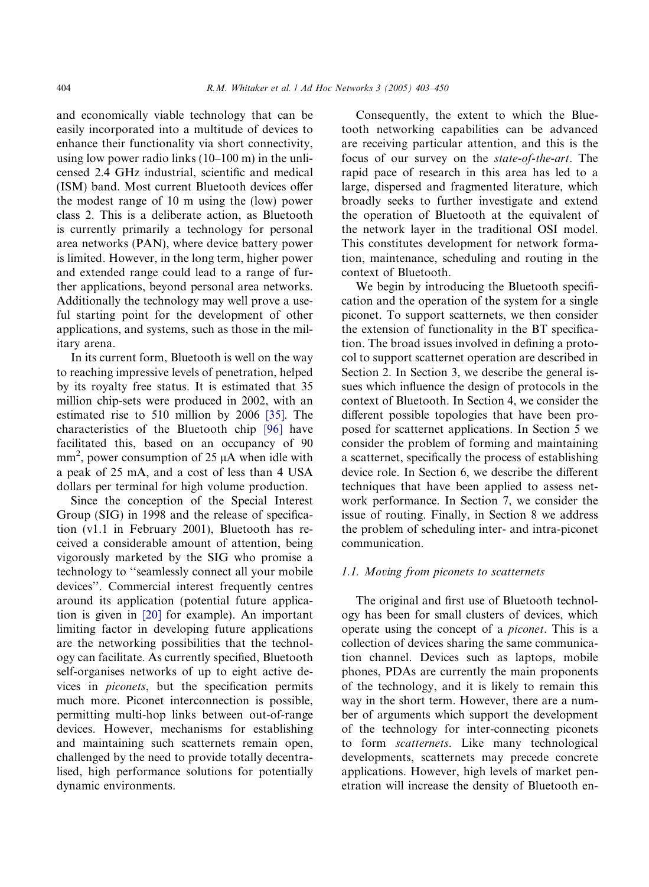and economically viable technology that can be easily incorporated into a multitude of devices to enhance their functionality via short connectivity, using low power radio links (10–100 m) in the unlicensed 2.4 GHz industrial, scientific and medical (ISM) band. Most current Bluetooth devices offer the modest range of 10 m using the (low) power class 2. This is a deliberate action, as Bluetooth is currently primarily a technology for personal area networks (PAN), where device battery power is limited. However, in the long term, higher power and extended range could lead to a range of further applications, beyond personal area networks. Additionally the technology may well prove a useful starting point for the development of other applications, and systems, such as those in the military arena.

In its current form, Bluetooth is well on the way to reaching impressive levels of penetration, helped by its royalty free status. It is estimated that 35 million chip-sets were produced in 2002, with an estimated rise to 510 million by 2006 [35]. The characteristics of the Bluetooth chip [96] have facilitated this, based on an occupancy of 90 $mm^2$, power consumption of 25 μA when idle with a peak of 25 mA, and a cost of less than 4 USA dollars per terminal for high volume production.

Since the conception of the Special Interest Group (SIG) in 1998 and the release of specification (v1.1 in February 2001), Bluetooth has received a considerable amount of attention, being vigorously marketed by the SIG who promise a technology to ''seamlessly connect all your mobile devices''. Commercial interest frequently centres around its application (potential future application is given in [20] for example). An important limiting factor in developing future applications are the networking possibilities that the technology can facilitate. As currently specified, Bluetooth self-organises networks of up to eight active devices in *piconets*, but the specification permits much more. Piconet interconnection is possible, permitting multi-hop links between out-of-range devices. However, mechanisms for establishing and maintaining such scatternets remain open, challenged by the need to provide totally decentralised, high performance solutions for potentially dynamic environments.

Consequently, the extent to which the Bluetooth networking capabilities can be advanced are receiving particular attention, and this is the focus of our survey on the *state-of-the-art*. The rapid pace of research in this area has led to a large, dispersed and fragmented literature, which broadly seeks to further investigate and extend the operation of Bluetooth at the equivalent of the network layer in the traditional OSI model. This constitutes development for network formation, maintenance, scheduling and routing in the context of Bluetooth.

We begin by introducing the Bluetooth specification and the operation of the system for a single piconet. To support scatternets, we then consider the extension of functionality in the BT specification. The broad issues involved in defining a protocol to support scatternet operation are described in Section 2. In Section 3, we describe the general issues which influence the design of protocols in the context of Bluetooth. In Section 4, we consider the different possible topologies that have been proposed for scatternet applications. In Section 5 we consider the problem of forming and maintaining a scatternet, specifically the process of establishing device role. In Section 6, we describe the different techniques that have been applied to assess network performance. In Section 7, we consider the issue of routing. Finally, in Section 8 we address the problem of scheduling inter- and intra-piconet communication.

### 1.1. Moving from piconets to scatternets

The original and first use of Bluetooth technology has been for small clusters of devices, which operate using the concept of a *piconet*. This is a collection of devices sharing the same communication channel. Devices such as laptops, mobile phones, PDAs are currently the main proponents of the technology, and it is likely to remain this way in the short term. However, there are a number of arguments which support the development of the technology for inter-connecting piconets to form *scatternets*. Like many technological developments, scatternets may precede concrete applications. However, high levels of market penetration will increase the density of Bluetooth en-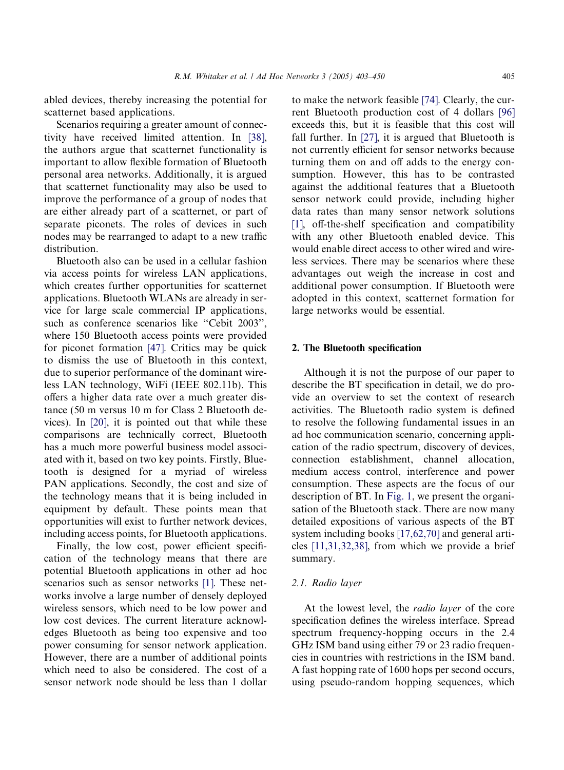abled devices, thereby increasing the potential for scatternet based applications.

Scenarios requiring a greater amount of connectivity have received limited attention. In [38], the authors argue that scatternet functionality is important to allow flexible formation of Bluetooth personal area networks. Additionally, it is argued that scatternet functionality may also be used to improve the performance of a group of nodes that are either already part of a scatternet, or part of separate piconets. The roles of devices in such nodes may be rearranged to adapt to a new traffic distribution.

Bluetooth also can be used in a cellular fashion via access points for wireless LAN applications, which creates further opportunities for scatternet applications. Bluetooth WLANs are already in service for large scale commercial IP applications, such as conference scenarios like "Cebit 2003", where 150 Bluetooth access points were provided for piconet formation [47]. Critics may be quick to dismiss the use of Bluetooth in this context, due to superior performance of the dominant wireless LAN technology, WiFi (IEEE 802.11b). This offers a higher data rate over a much greater distance (50 m versus 10 m for Class 2 Bluetooth devices). In [20], it is pointed out that while these comparisons are technically correct, Bluetooth has a much more powerful business model associated with it, based on two key points. Firstly, Bluetooth is designed for a myriad of wireless PAN applications. Secondly, the cost and size of the technology means that it is being included in equipment by default. These points mean that opportunities will exist to further network devices, including access points, for Bluetooth applications.

Finally, the low cost, power efficient specification of the technology means that there are potential Bluetooth applications in other ad hoc scenarios such as sensor networks [1]. These networks involve a large number of densely deployed wireless sensors, which need to be low power and low cost devices. The current literature acknowledges Bluetooth as being too expensive and too power consuming for sensor network application. However, there are a number of additional points which need to also be considered. The cost of a sensor network node should be less than 1 dollar to make the network feasible [74]. Clearly, the current Bluetooth production cost of 4 dollars [96] exceeds this, but it is feasible that this cost will fall further. In [27], it is argued that Bluetooth is not currently efficient for sensor networks because turning them on and off adds to the energy consumption. However, this has to be contrasted against the additional features that a Bluetooth sensor network could provide, including higher data rates than many sensor network solutions [1], off-the-shelf specification and compatibility with any other Bluetooth enabled device. This would enable direct access to other wired and wireless services. There may be scenarios where these advantages out weigh the increase in cost and additional power consumption. If Bluetooth were adopted in this context, scatternet formation for large networks would be essential.

## 2. The Bluetooth specification

Although it is not the purpose of our paper to describe the BT specification in detail, we do provide an overview to set the context of research activities. The Bluetooth radio system is defined to resolve the following fundamental issues in an ad hoc communication scenario, concerning application of the radio spectrum, discovery of devices, connection establishment, channel allocation, medium access control, interference and power consumption. These aspects are the focus of our description of BT. In Fig. 1, we present the organisation of the Bluetooth stack. There are now many detailed expositions of various aspects of the BT system including books [17,62,70] and general articles [11,31,32,38], from which we provide a brief summary.

### 2.1. Radio layer

At the lowest level, the *radio layer* of the core specification defines the wireless interface. Spread spectrum frequency-hopping occurs in the 2.4 GHz ISM band using either 79 or 23 radio frequencies in countries with restrictions in the ISM band. A fast hopping rate of 1600 hops per second occurs, using pseudo-random hopping sequences, which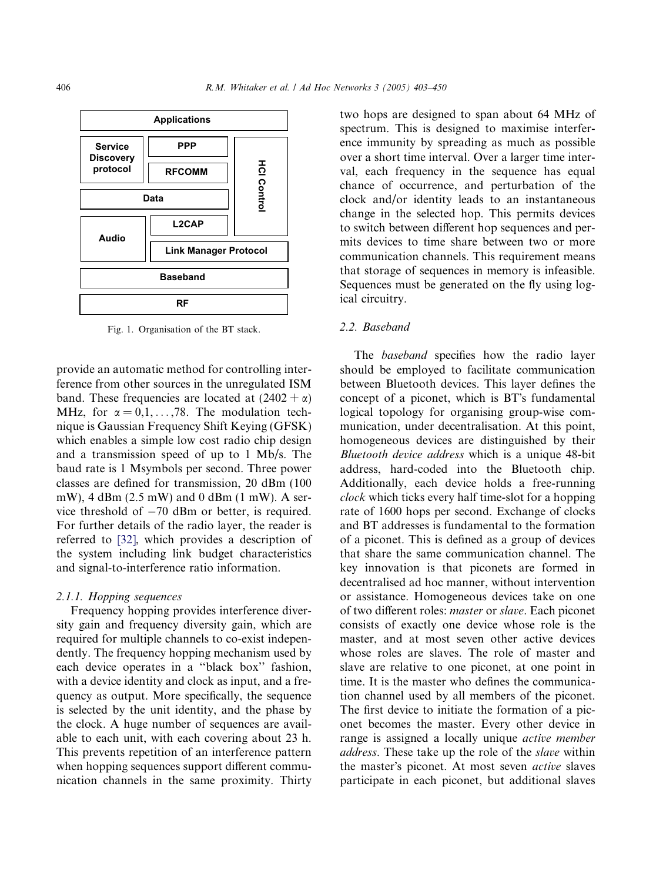Applications

Service Discovery protocol

PPP

RFCOMM

HCI Control

Data

L2CAP

Audio

Link Manager Protocol

Baseband

RF

Fig. 1. Organisation of the BT stack.

provide an automatic method for controlling interference from other sources in the unregulated ISM band. These frequencies are located at $(2402 + \alpha)$ MHz, for $\alpha = 0, 1, \ldots, 78$. The modulation technique is Gaussian Frequency Shift Keying (GFSK) which enables a simple low cost radio chip design and a transmission speed of up to 1 Mb/s. The baud rate is 1 Msymbols per second. Three power classes are defined for transmission, 20 dBm (100 mW), 4 dBm (2.5 mW) and 0 dBm (1 mW). A service threshold of −70 dBm or better, is required. For further details of the radio layer, the reader is referred to [32], which provides a description of the system including link budget characteristics and signal-to-interference ratio information.

#### 2.1.1. Hopping sequences

Frequency hopping provides interference diversity gain and frequency diversity gain, which are required for multiple channels to co-exist independently. The frequency hopping mechanism used by each device operates in a "black box" fashion, with a device identity and clock as input, and a frequency as output. More specifically, the sequence is selected by the unit identity, and the phase by the clock. A huge number of sequences are available to each unit, with each covering about 23 h. This prevents repetition of an interference pattern when hopping sequences support different communication channels in the same proximity. Thirty two hops are designed to span about 64 MHz of spectrum. This is designed to maximise interference immunity by spreading as much as possible over a short time interval. Over a larger time interval, each frequency in the sequence has equal chance of occurrence, and perturbation of the clock and/or identity leads to an instantaneous change in the selected hop. This permits devices to switch between different hop sequences and permits devices to time share between two or more communication channels. This requirement means that storage of sequences in memory is infeasible. Sequences must be generated on the fly using logical circuitry.

### 2.2. Baseband

The *baseband* specifies how the radio layer should be employed to facilitate communication between Bluetooth devices. This layer defines the concept of a piconet, which is BT's fundamental logical topology for organising group-wise communication, under decentralisation. At this point, homogeneous devices are distinguished by their *Bluetooth device address* which is a unique 48-bit address, hard-coded into the Bluetooth chip. Additionally, each device holds a free-running *clock* which ticks every half time-slot for a hopping rate of 1600 hops per second. Exchange of clocks and BT addresses is fundamental to the formation of a piconet. This is defined as a group of devices that share the same communication channel. The key innovation is that piconets are formed in decentralised ad hoc manner, without intervention or assistance. Homogeneous devices take on one of two different roles: *master* or *slave*. Each piconet consists of exactly one device whose role is the master, and at most seven other active devices whose roles are slaves. The role of master and slave are relative to one piconet, at one point in time. It is the master who defines the communication channel used by all members of the piconet. The first device to initiate the formation of a piconet becomes the master. Every other device in range is assigned a locally unique *active member address*. These take up the role of the *slave* within the master's piconet. At most seven *active* slaves participate in each piconet, but additional slaves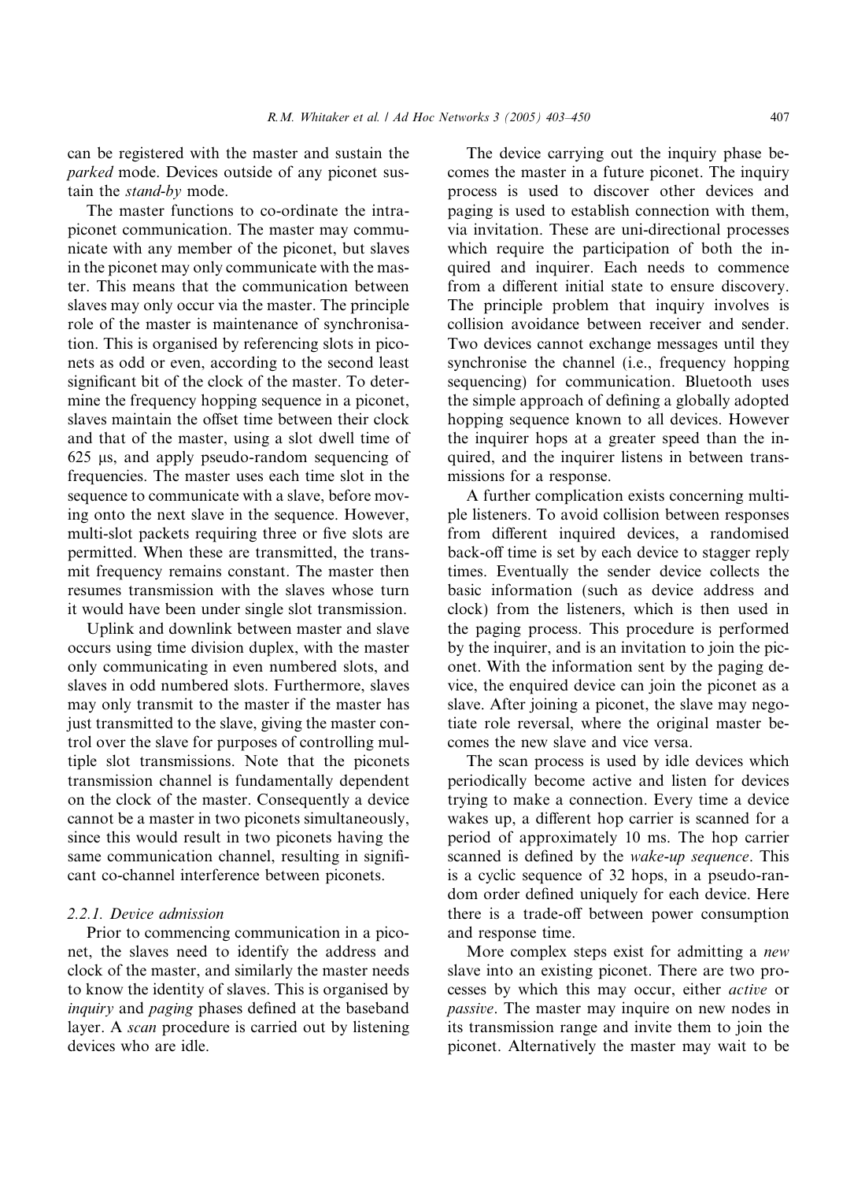can be registered with the master and sustain the *parked* mode. Devices outside of any piconet sustain the *stand-by* mode.

The master functions to co-ordinate the intra-piconet communication. The master may communicate with any member of the piconet, but slaves in the piconet may only communicate with the master. This means that the communication between slaves may only occur via the master. The principle role of the master is maintenance of synchronisation. This is organised by referencing slots in piconets as odd or even, according to the second least significant bit of the clock of the master. To determine the frequency hopping sequence in a piconet, slaves maintain the offset time between their clock and that of the master, using a slot dwell time of 625 μs, and apply pseudo-random sequencing of frequencies. The master uses each time slot in the sequence to communicate with a slave, before moving onto the next slave in the sequence. However, multi-slot packets requiring three or five slots are permitted. When these are transmitted, the transmit frequency remains constant. The master then resumes transmission with the slaves whose turn it would have been under single slot transmission.

Uplink and downlink between master and slave occurs using time division duplex, with the master only communicating in even numbered slots, and slaves in odd numbered slots. Furthermore, slaves may only transmit to the master if the master has just transmitted to the slave, giving the master control over the slave for purposes of controlling multiple slot transmissions. Note that the piconets transmission channel is fundamentally dependent on the clock of the master. Consequently a device cannot be a master in two piconets simultaneously, since this would result in two piconets having the same communication channel, resulting in significant co-channel interference between piconets.

#### 2.2.1. Device admission

Prior to commencing communication in a piconet, the slaves need to identify the address and clock of the master, and similarly the master needs to know the identity of slaves. This is organised by *inquiry* and *paging* phases defined at the baseband layer. A *scan* procedure is carried out by listening devices who are idle.

The device carrying out the inquiry phase becomes the master in a future piconet. The inquiry process is used to discover other devices and paging is used to establish connection with them, via invitation. These are uni-directional processes which require the participation of both the inquired and inquirer. Each needs to commence from a different initial state to ensure discovery. The principle problem that inquiry involves is collision avoidance between receiver and sender. Two devices cannot exchange messages until they synchronise the channel (i.e., frequency hopping sequencing) for communication. Bluetooth uses the simple approach of defining a globally adopted hopping sequence known to all devices. However the inquirer hops at a greater speed than the inquired, and the inquirer listens in between transmissions for a response.

A further complication exists concerning multiple listeners. To avoid collision between responses from different inquired devices, a randomised back-off time is set by each device to stagger reply times. Eventually the sender device collects the basic information (such as device address and clock) from the listeners, which is then used in the paging process. This procedure is performed by the inquirer, and is an invitation to join the piconet. With the information sent by the paging device, the enquired device can join the piconet as a slave. After joining a piconet, the slave may negotiate role reversal, where the original master becomes the new slave and vice versa.

The scan process is used by idle devices which periodically become active and listen for devices trying to make a connection. Every time a device wakes up, a different hop carrier is scanned for a period of approximately 10 ms. The hop carrier scanned is defined by the *wake-up sequence*. This is a cyclic sequence of 32 hops, in a pseudo-random order defined uniquely for each device. Here there is a trade-off between power consumption and response time.

More complex steps exist for admitting a *new* slave into an existing piconet. There are two processes by which this may occur, either *active* or *passive*. The master may inquire on new nodes in its transmission range and invite them to join the piconet. Alternatively the master may wait to be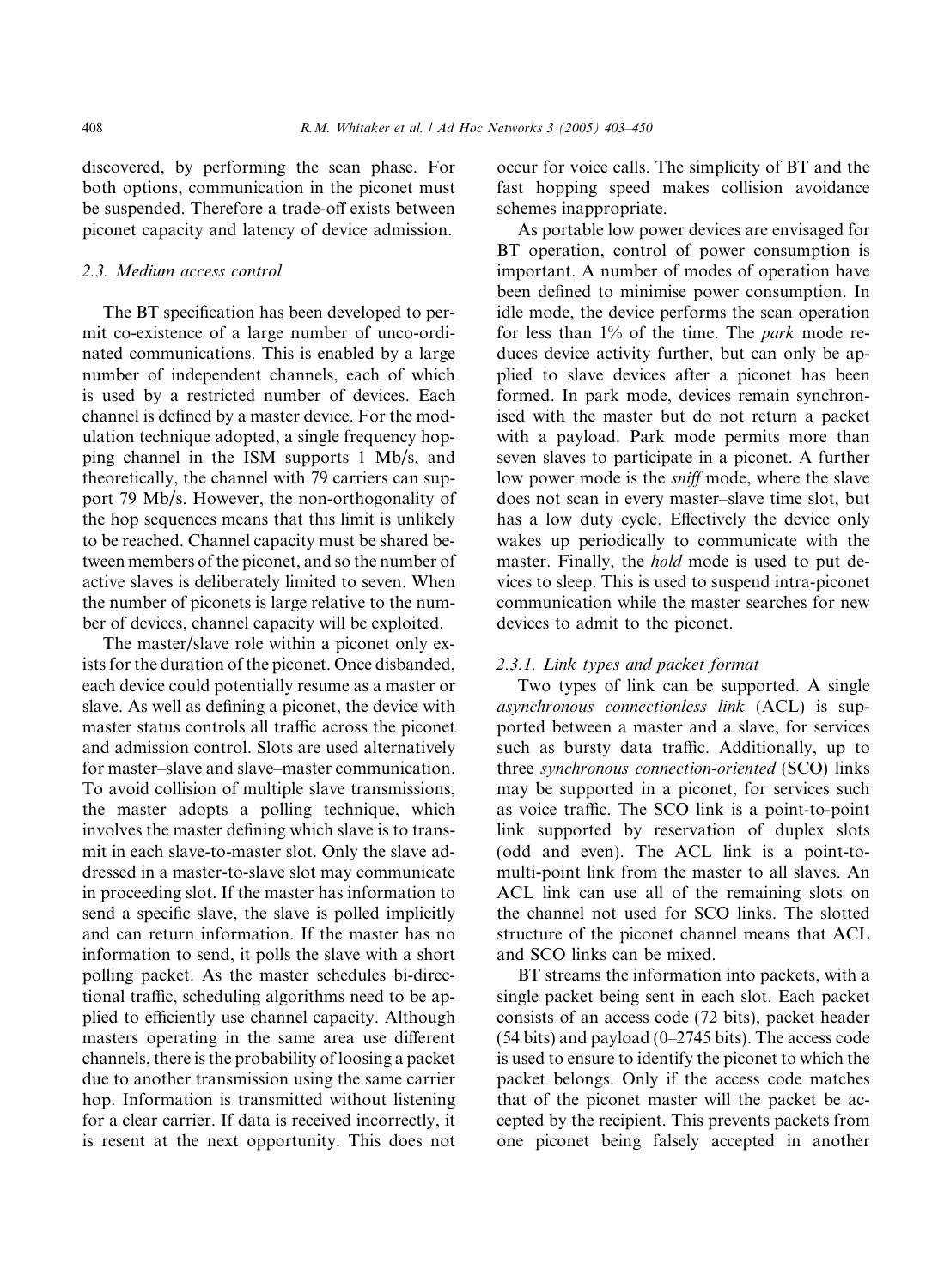discovered, by performing the scan phase. For both options, communication in the piconet must be suspended. Therefore a trade-off exists between piconet capacity and latency of device admission.

### 2.3. Medium access control

The BT specification has been developed to permit co-existence of a large number of unco-ordinated communications. This is enabled by a large number of independent channels, each of which is used by a restricted number of devices. Each channel is defined by a master device. For the modulation technique adopted, a single frequency hopping channel in the ISM supports 1 Mb/s, and theoretically, the channel with 79 carriers can support 79 Mb/s. However, the non-orthogonality of the hop sequences means that this limit is unlikely to be reached. Channel capacity must be shared between members of the piconet, and so the number of active slaves is deliberately limited to seven. When the number of piconets is large relative to the number of devices, channel capacity will be exploited.

The master/slave role within a piconet only exists for the duration of the piconet. Once disbanded, each device could potentially resume as a master or slave. As well as defining a piconet, the device with master status controls all traffic across the piconet and admission control. Slots are used alternatively for master–slave and slave–master communication. To avoid collision of multiple slave transmissions, the master adopts a polling technique, which involves the master defining which slave is to transmit in each slave-to-master slot. Only the slave addressed in a master-to-slave slot may communicate in proceeding slot. If the master has information to send a specific slave, the slave is polled implicitly and can return information. If the master has no information to send, it polls the slave with a short polling packet. As the master schedules bi-directional traffic, scheduling algorithms need to be applied to efficiently use channel capacity. Although masters operating in the same area use different channels, there is the probability of loosing a packet due to another transmission using the same carrier hop. Information is transmitted without listening for a clear carrier. If data is received incorrectly, it is resent at the next opportunity. This does not occur for voice calls. The simplicity of BT and the fast hopping speed makes collision avoidance schemes inappropriate.

As portable low power devices are envisaged for BT operation, control of power consumption is important. A number of modes of operation have been defined to minimise power consumption. In idle mode, the device performs the scan operation for less than 1% of the time. The *park* mode reduces device activity further, but can only be applied to slave devices after a piconet has been formed. In park mode, devices remain synchronised with the master but do not return a packet with a payload. Park mode permits more than seven slaves to participate in a piconet. A further low power mode is the *sniff* mode, where the slave does not scan in every master–slave time slot, but has a low duty cycle. Effectively the device only wakes up periodically to communicate with the master. Finally, the *hold* mode is used to put devices to sleep. This is used to suspend intra-piconet communication while the master searches for new devices to admit to the piconet.

#### 2.3.1. Link types and packet format

Two types of link can be supported. A single *asynchronous connectionless link* (ACL) is supported between a master and a slave, for services such as bursty data traffic. Additionally, up to three *synchronous connection-oriented* (SCO) links may be supported in a piconet, for services such as voice traffic. The SCO link is a point-to-point link supported by reservation of duplex slots (odd and even). The ACL link is a point-to-multi-point link from the master to all slaves. An ACL link can use all of the remaining slots on the channel not used for SCO links. The slotted structure of the piconet channel means that ACL and SCO links can be mixed.

BT streams the information into packets, with a single packet being sent in each slot. Each packet consists of an access code (72 bits), packet header (54 bits) and payload (0–2745 bits). The access code is used to ensure to identify the piconet to which the packet belongs. Only if the access code matches that of the piconet master will the packet be accepted by the recipient. This prevents packets from one piconet being falsely accepted in another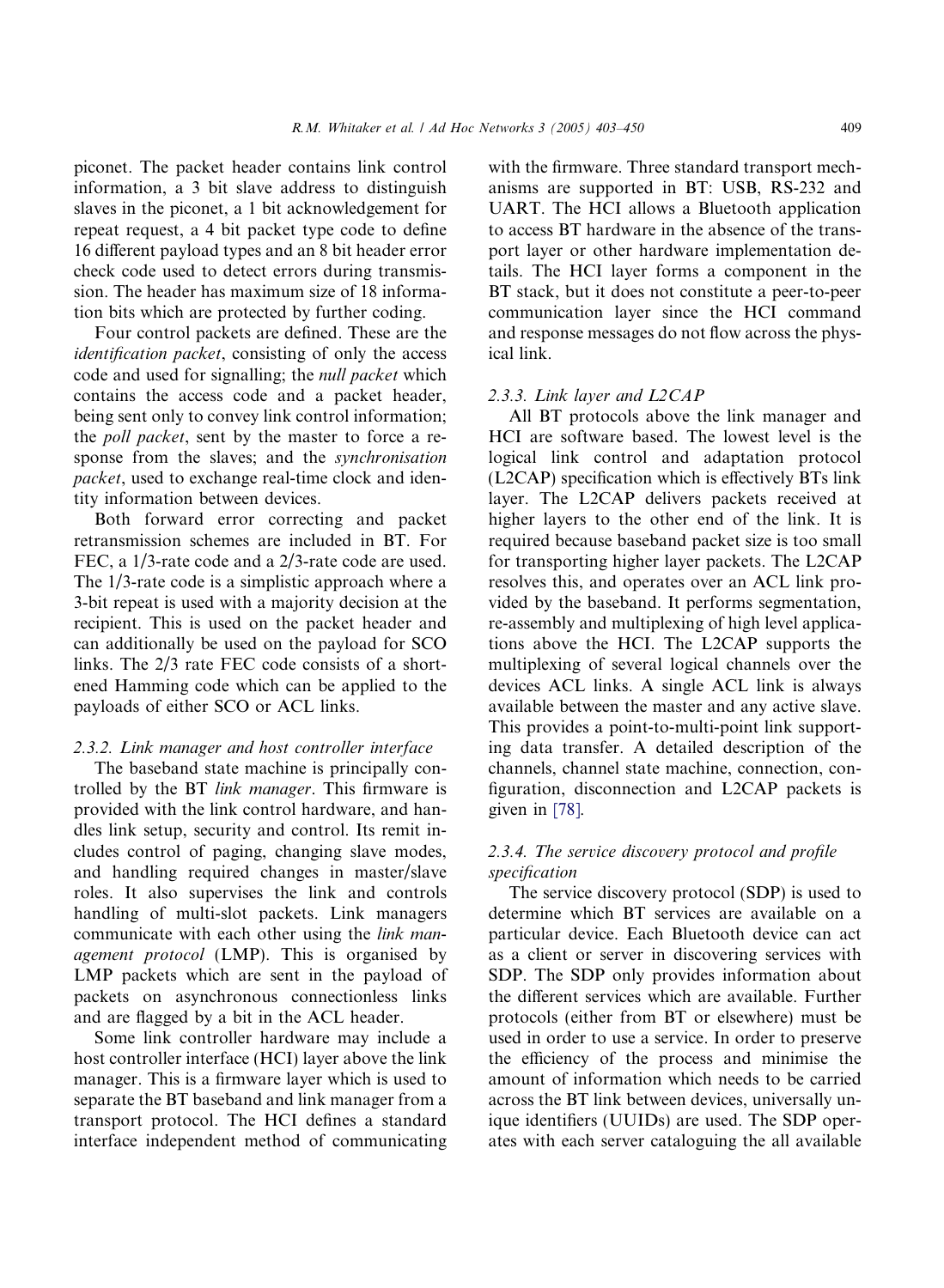piconet. The packet header contains link control information, a 3 bit slave address to distinguish slaves in the piconet, a 1 bit acknowledgement for repeat request, a 4 bit packet type code to define 16 different payload types and an 8 bit header error check code used to detect errors during transmission. The header has maximum size of 18 information bits which are protected by further coding.

Four control packets are defined. These are the *identification packet*, consisting of only the access code and used for signalling; the *null packet* which contains the access code and a packet header, being sent only to convey link control information; the *poll packet*, sent by the master to force a response from the slaves; and the *synchronisation packet*, used to exchange real-time clock and identity information between devices.

Both forward error correcting and packet retransmission schemes are included in BT. For FEC, a 1/3-rate code and a 2/3-rate code are used. The 1/3-rate code is a simplistic approach where a 3-bit repeat is used with a majority decision at the recipient. This is used on the packet header and can additionally be used on the payload for SCO links. The 2/3 rate FEC code consists of a shortened Hamming code which can be applied to the payloads of either SCO or ACL links.

#### 2.3.2. Link manager and host controller interface

The baseband state machine is principally controlled by the BT *link manager*. This firmware is provided with the link control hardware, and handles link setup, security and control. Its remit includes control of paging, changing slave modes, and handling required changes in master/slave roles. It also supervises the link and controls handling of multi-slot packets. Link managers communicate with each other using the *link management protocol* (LMP). This is organised by LMP packets which are sent in the payload of packets on asynchronous connectionless links and are flagged by a bit in the ACL header.

Some link controller hardware may include a host controller interface (HCI) layer above the link manager. This is a firmware layer which is used to separate the BT baseband and link manager from a transport protocol. The HCI defines a standard interface independent method of communicating with the firmware. Three standard transport mechanisms are supported in BT: USB, RS-232 and UART. The HCI allows a Bluetooth application to access BT hardware in the absence of the transport layer or other hardware implementation details. The HCI layer forms a component in the BT stack, but it does not constitute a peer-to-peer communication layer since the HCI command and response messages do not flow across the physical link.

#### 2.3.3. Link layer and L2CAP

All BT protocols above the link manager and HCI are software based. The lowest level is the logical link control and adaptation protocol (L2CAP) specification which is effectively BTs link layer. The L2CAP delivers packets received at higher layers to the other end of the link. It is required because baseband packet size is too small for transporting higher layer packets. The L2CAP resolves this, and operates over an ACL link provided by the baseband. It performs segmentation, re-assembly and multiplexing of high level applications above the HCI. The L2CAP supports the multiplexing of several logical channels over the devices ACL links. A single ACL link is always available between the master and any active slave. This provides a point-to-multi-point link supporting data transfer. A detailed description of the channels, channel state machine, connection, configuration, disconnection and L2CAP packets is given in [78].

#### 2.3.4. The service discovery protocol and profile specification

The service discovery protocol (SDP) is used to determine which BT services are available on a particular device. Each Bluetooth device can act as a client or server in discovering services with SDP. The SDP only provides information about the different services which are available. Further protocols (either from BT or elsewhere) must be used in order to use a service. In order to preserve the efficiency of the process and minimise the amount of information which needs to be carried across the BT link between devices, universally unique identifiers (UUIDs) are used. The SDP operates with each server cataloguing the all available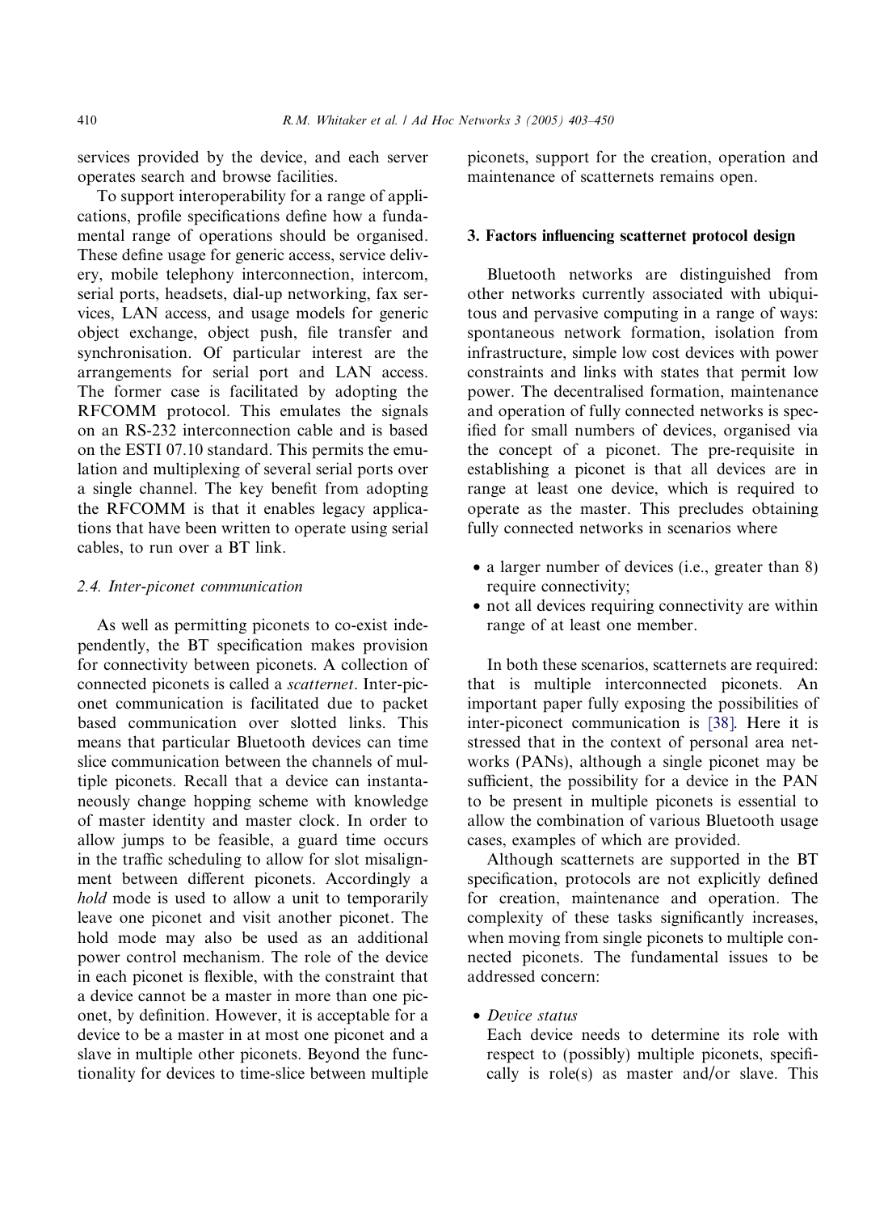services provided by the device, and each server operates search and browse facilities.

To support interoperability for a range of applications, profile specifications define how a fundamental range of operations should be organised. These define usage for generic access, service delivery, mobile telephony interconnection, intercom, serial ports, headsets, dial-up networking, fax services, LAN access, and usage models for generic object exchange, object push, file transfer and synchronisation. Of particular interest are the arrangements for serial port and LAN access. The former case is facilitated by adopting the RFCOMM protocol. This emulates the signals on an RS-232 interconnection cable and is based on the ESTI 07.10 standard. This permits the emulation and multiplexing of several serial ports over a single channel. The key benefit from adopting the RFCOMM is that it enables legacy applications that have been written to operate using serial cables, to run over a BT link.

### 2.4. Inter-piconet communication

As well as permitting piconets to co-exist independently, the BT specification makes provision for connectivity between piconets. A collection of connected piconets is called a *scatternet*. Inter-piconet communication is facilitated due to packet based communication over slotted links. This means that particular Bluetooth devices can time slice communication between the channels of multiple piconets. Recall that a device can instantaneously change hopping scheme with knowledge of master identity and master clock. In order to allow jumps to be feasible, a guard time occurs in the traffic scheduling to allow for slot misalignment between different piconets. Accordingly a *hold* mode is used to allow a unit to temporarily leave one piconet and visit another piconet. The hold mode may also be used as an additional power control mechanism. The role of the device in each piconet is flexible, with the constraint that a device cannot be a master in more than one piconet, by definition. However, it is acceptable for a device to be a master in at most one piconet and a slave in multiple other piconets. Beyond the functionality for devices to time-slice between multiple piconets, support for the creation, operation and maintenance of scatternets remains open.

## 3. Factors influencing scatternet protocol design

Bluetooth networks are distinguished from other networks currently associated with ubiquitous and pervasive computing in a range of ways: spontaneous network formation, isolation from infrastructure, simple low cost devices with power constraints and links with states that permit low power. The decentralised formation, maintenance and operation of fully connected networks is specified for small numbers of devices, organised via the concept of a piconet. The pre-requisite in establishing a piconet is that all devices are in range at least one device, which is required to operate as the master. This precludes obtaining fully connected networks in scenarios where

- a larger number of devices (i.e., greater than 8) require connectivity;
- not all devices requiring connectivity are within range of at least one member.

In both these scenarios, scatternets are required: that is multiple interconnected piconets. An important paper fully exposing the possibilities of inter-piconect communication is [38]. Here it is stressed that in the context of personal area networks (PANs), although a single piconet may be sufficient, the possibility for a device in the PAN to be present in multiple piconets is essential to allow the combination of various Bluetooth usage cases, examples of which are provided.

Although scatternets are supported in the BT specification, protocols are not explicitly defined for creation, maintenance and operation. The complexity of these tasks significantly increases, when moving from single piconets to multiple connected piconets. The fundamental issues to be addressed concern:

- *Device status*
  Each device needs to determine its role with respect to (possibly) multiple piconets, specifically is role(s) as master and/or slave. This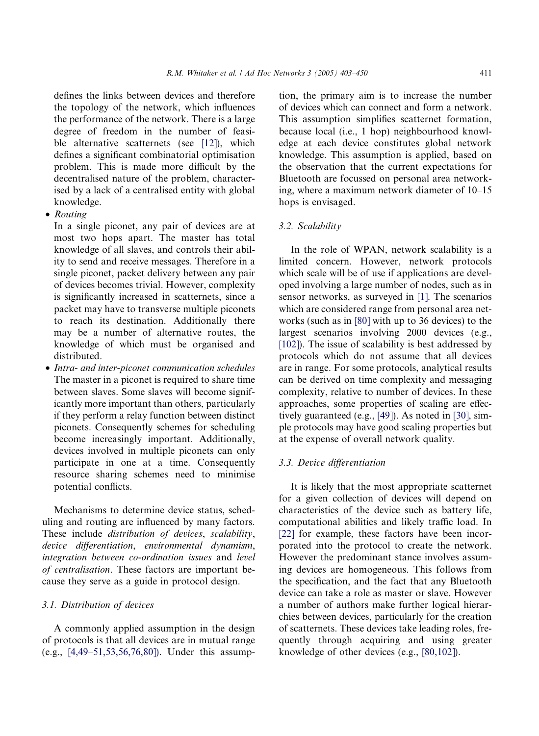defines the links between devices and therefore the topology of the network, which influences the performance of the network. There is a large degree of freedom in the number of feasible alternative scatternets (see [12]), which defines a significant combinatorial optimisation problem. This is made more difficult by the decentralised nature of the problem, characterised by a lack of a centralised entity with global knowledge.

- *Routing*
  In a single piconet, any pair of devices are at most two hops apart. The master has total knowledge of all slaves, and controls their ability to send and receive messages. Therefore in a single piconet, packet delivery between any pair of devices becomes trivial. However, complexity is significantly increased in scatternets, since a packet may have to transverse multiple piconets to reach its destination. Additionally there may be a number of alternative routes, the knowledge of which must be organised and distributed.
- *Intra- and inter-piconet communication schedules*
  The master in a piconet is required to share time between slaves. Some slaves will become significantly more important than others, particularly if they perform a relay function between distinct piconets. Consequently schemes for scheduling become increasingly important. Additionally, devices involved in multiple piconets can only participate in one at a time. Consequently resource sharing schemes need to minimise potential conflicts.

Mechanisms to determine device status, scheduling and routing are influenced by many factors. These include *distribution of devices*, *scalability*, *device differentiation*, *environmental dynamism*, *integration between co-ordination issues* and *level of centralisation*. These factors are important because they serve as a guide in protocol design.

### 3.1. Distribution of devices

A commonly applied assumption in the design of protocols is that all devices are in mutual range (e.g., [4,49–51,53,56,76,80]). Under this assumption, the primary aim is to increase the number of devices which can connect and form a network. This assumption simplifies scatternet formation, because local (i.e., 1 hop) neighbourhood knowledge at each device constitutes global network knowledge. This assumption is applied, based on the observation that the current expectations for Bluetooth are focussed on personal area networking, where a maximum network diameter of 10–15 hops is envisaged.

### 3.2. Scalability

In the role of WPAN, network scalability is a limited concern. However, network protocols which scale will be of use if applications are developed involving a large number of nodes, such as in sensor networks, as surveyed in [1]. The scenarios which are considered range from personal area networks (such as in [80] with up to 36 devices) to the largest scenarios involving 2000 devices (e.g., [102]). The issue of scalability is best addressed by protocols which do not assume that all devices are in range. For some protocols, analytical results can be derived on time complexity and messaging complexity, relative to number of devices. In these approaches, some properties of scaling are effectively guaranteed (e.g., [49]). As noted in [30], simple protocols may have good scaling properties but at the expense of overall network quality.

### 3.3. Device differentiation

It is likely that the most appropriate scatternet for a given collection of devices will depend on characteristics of the device such as battery life, computational abilities and likely traffic load. In [22] for example, these factors have been incorporated into the protocol to create the network. However the predominant stance involves assuming devices are homogeneous. This follows from the specification, and the fact that any Bluetooth device can take a role as master or slave. However a number of authors make further logical hierarchies between devices, particularly for the creation of scatternets. These devices take leading roles, frequently through acquiring and using greater knowledge of other devices (e.g., [80,102]).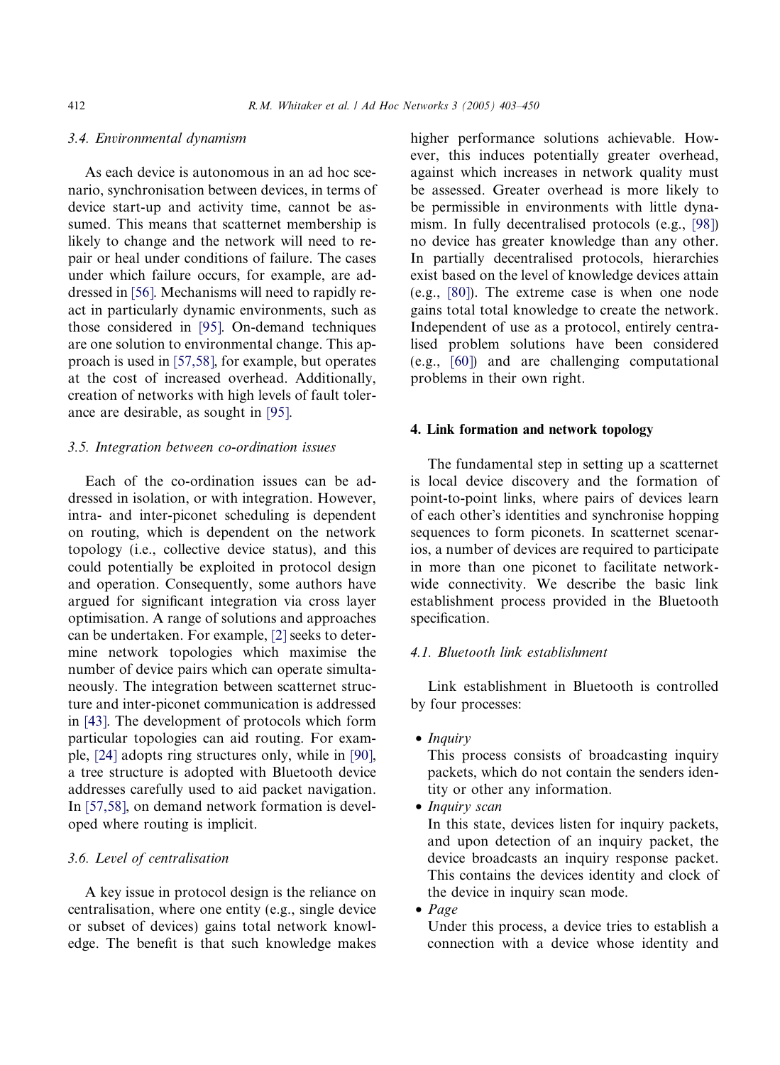### 3.4. Environmental dynamism

As each device is autonomous in an ad hoc scenario, synchronisation between devices, in terms of device start-up and activity time, cannot be assumed. This means that scatternet membership is likely to change and the network will need to repair or heal under conditions of failure. The cases under which failure occurs, for example, are addressed in [56]. Mechanisms will need to rapidly react in particularly dynamic environments, such as those considered in [95]. On-demand techniques are one solution to environmental change. This approach is used in [57,58], for example, but operates at the cost of increased overhead. Additionally, creation of networks with high levels of fault tolerance are desirable, as sought in [95].

### 3.5. Integration between co-ordination issues

Each of the co-ordination issues can be addressed in isolation, or with integration. However, intra- and inter-piconet scheduling is dependent on routing, which is dependent on the network topology (i.e., collective device status), and this could potentially be exploited in protocol design and operation. Consequently, some authors have argued for significant integration via cross layer optimisation. A range of solutions and approaches can be undertaken. For example, [2] seeks to determine network topologies which maximise the number of device pairs which can operate simultaneously. The integration between scatternet structure and inter-piconet communication is addressed in [43]. The development of protocols which form particular topologies can aid routing. For example, [24] adopts ring structures only, while in [90], a tree structure is adopted with Bluetooth device addresses carefully used to aid packet navigation. In [57,58], on demand network formation is developed where routing is implicit.

### 3.6. Level of centralisation

A key issue in protocol design is the reliance on centralisation, where one entity (e.g., single device or subset of devices) gains total network knowledge. The benefit is that such knowledge makes higher performance solutions achievable. However, this induces potentially greater overhead, against which increases in network quality must be assessed. Greater overhead is more likely to be permissible in environments with little dynamism. In fully decentralised protocols (e.g., [98]) no device has greater knowledge than any other. In partially decentralised protocols, hierarchies exist based on the level of knowledge devices attain (e.g., [80]). The extreme case is when one node gains total total knowledge to create the network. Independent of use as a protocol, entirely centralised problem solutions have been considered (e.g., [60]) and are challenging computational problems in their own right.

## 4. Link formation and network topology

The fundamental step in setting up a scatternet is local device discovery and the formation of point-to-point links, where pairs of devices learn of each other's identities and synchronise hopping sequences to form piconets. In scatternet scenarios, a number of devices are required to participate in more than one piconet to facilitate network-wide connectivity. We describe the basic link establishment process provided in the Bluetooth specification.

### 4.1. Bluetooth link establishment

Link establishment in Bluetooth is controlled by four processes:

- *Inquiry*
  This process consists of broadcasting inquiry packets, which do not contain the senders identity or other any information.
- *Inquiry scan*
  In this state, devices listen for inquiry packets, and upon detection of an inquiry packet, the device broadcasts an inquiry response packet. This contains the devices identity and clock of the device in inquiry scan mode.
- *Page*
  Under this process, a device tries to establish a connection with a device whose identity and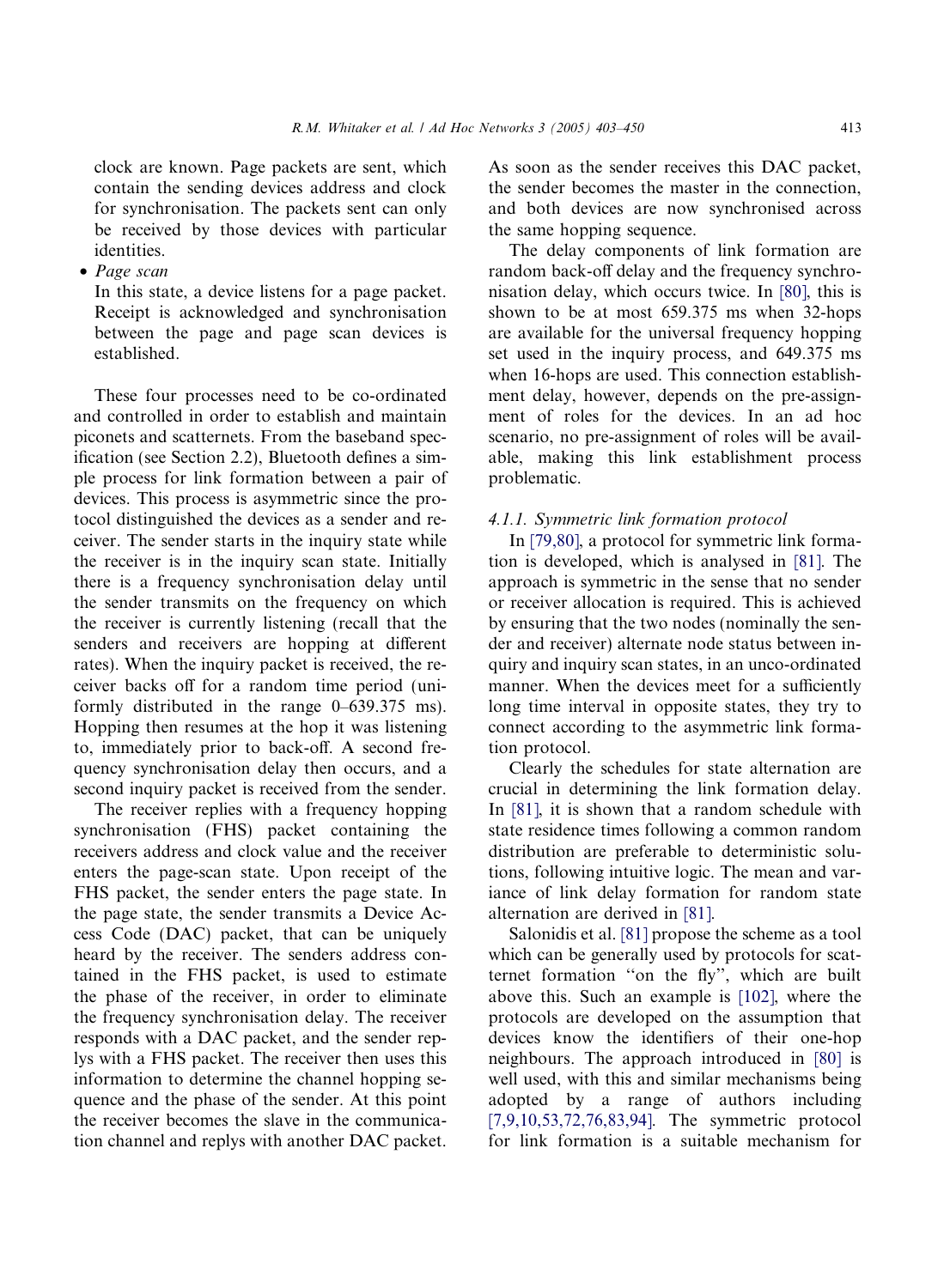clock are known. Page packets are sent, which contain the sending devices address and clock for synchronisation. The packets sent can only be received by those devices with particular identities.

- *Page scan*
  In this state, a device listens for a page packet. Receipt is acknowledged and synchronisation between the page and page scan devices is established.

These four processes need to be co-ordinated and controlled in order to establish and maintain piconets and scatternets. From the baseband specification (see Section 2.2), Bluetooth defines a simple process for link formation between a pair of devices. This process is asymmetric since the protocol distinguished the devices as a sender and receiver. The sender starts in the inquiry state while the receiver is in the inquiry scan state. Initially there is a frequency synchronisation delay until the sender transmits on the frequency on which the receiver is currently listening (recall that the senders and receivers are hopping at different rates). When the inquiry packet is received, the receiver backs off for a random time period (uniformly distributed in the range 0–639.375 ms). Hopping then resumes at the hop it was listening to, immediately prior to back-off. A second frequency synchronisation delay then occurs, and a second inquiry packet is received from the sender.

The receiver replies with a frequency hopping synchronisation (FHS) packet containing the receivers address and clock value and the receiver enters the page-scan state. Upon receipt of the FHS packet, the sender enters the page state. In the page state, the sender transmits a Device Access Code (DAC) packet, that can be uniquely heard by the receiver. The senders address contained in the FHS packet, is used to estimate the phase of the receiver, in order to eliminate the frequency synchronisation delay. The receiver responds with a DAC packet, and the sender replys with a FHS packet. The receiver then uses this information to determine the channel hopping sequence and the phase of the sender. At this point the receiver becomes the slave in the communication channel and replys with another DAC packet. As soon as the sender receives this DAC packet, the sender becomes the master in the connection, and both devices are now synchronised across the same hopping sequence.

The delay components of link formation are random back-off delay and the frequency synchronisation delay, which occurs twice. In [80], this is shown to be at most 659.375 ms when 32-hops are available for the universal frequency hopping set used in the inquiry process, and 649.375 ms when 16-hops are used. This connection establishment delay, however, depends on the pre-assignment of roles for the devices. In an ad hoc scenario, no pre-assignment of roles will be available, making this link establishment process problematic.

#### 4.1.1. Symmetric link formation protocol

In [79,80], a protocol for symmetric link formation is developed, which is analysed in [81]. The approach is symmetric in the sense that no sender or receiver allocation is required. This is achieved by ensuring that the two nodes (nominally the sender and receiver) alternate node status between inquiry and inquiry scan states, in an unco-ordinated manner. When the devices meet for a sufficiently long time interval in opposite states, they try to connect according to the asymmetric link formation protocol.

Clearly the schedules for state alternation are crucial in determining the link formation delay. In [81], it is shown that a random schedule with state residence times following a common random distribution are preferable to deterministic solutions, following intuitive logic. The mean and variance of link delay formation for random state alternation are derived in [81].

Salonidis et al. [81] propose the scheme as a tool which can be generally used by protocols for scatternet formation "on the fly", which are built above this. Such an example is [102], where the protocols are developed on the assumption that devices know the identifiers of their one-hop neighbours. The approach introduced in [80] is well used, with this and similar mechanisms being adopted by a range of authors including [7,9,10,53,72,76,83,94]. The symmetric protocol for link formation is a suitable mechanism for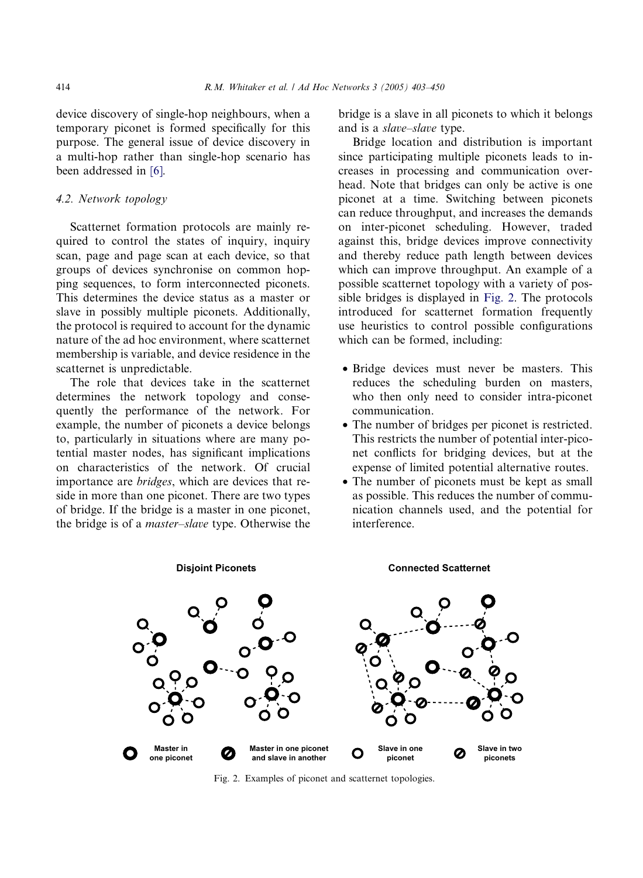device discovery of single-hop neighbours, when a temporary piconet is formed specifically for this purpose. The general issue of device discovery in a multi-hop rather than single-hop scenario has been addressed in [6].

### 4.2. Network topology

Scatternet formation protocols are mainly required to control the states of inquiry, inquiry scan, page and page scan at each device, so that groups of devices synchronise on common hopping sequences, to form interconnected piconets. This determines the device status as a master or slave in possibly multiple piconets. Additionally, the protocol is required to account for the dynamic nature of the ad hoc environment, where scatternet membership is variable, and device residence in the scatternet is unpredictable.

The role that devices take in the scatternet determines the network topology and consequently the performance of the network. For example, the number of piconets a device belongs to, particularly in situations where are many potential master nodes, has significant implications on characteristics of the network. Of crucial importance are *bridges*, which are devices that reside in more than one piconet. There are two types of bridge. If the bridge is a master in one piconet, the bridge is of a *master–slave* type. Otherwise the bridge is a slave in all piconets to which it belongs and is a *slave–slave* type.

Bridge location and distribution is important since participating multiple piconets leads to increases in processing and communication overhead. Note that bridges can only be active is one piconet at a time. Switching between piconets can reduce throughput, and increases the demands on inter-piconet scheduling. However, traded against this, bridge devices improve connectivity and thereby reduce path length between devices which can improve throughput. An example of a possible scatternet topology with a variety of possible bridges is displayed in Fig. 2. The protocols introduced for scatternet formation frequently use heuristics to control possible configurations which can be formed, including:

- Bridge devices must never be masters. This reduces the scheduling burden on masters, who then only need to consider intra-piconet communication.
- The number of bridges per piconet is restricted. This restricts the number of potential inter-piconet conflicts for bridging devices, but at the expense of limited potential alternative routes.
- The number of piconets must be kept as small as possible. This reduces the number of communication channels used, and the potential for interference.

Disjoint Piconets

Connected Scatternet

Master in one piconet

Master in one piconet and slave in another

Slave in one piconet

Slave in two piconets

Fig. 2. Examples of piconet and scatternet topologies.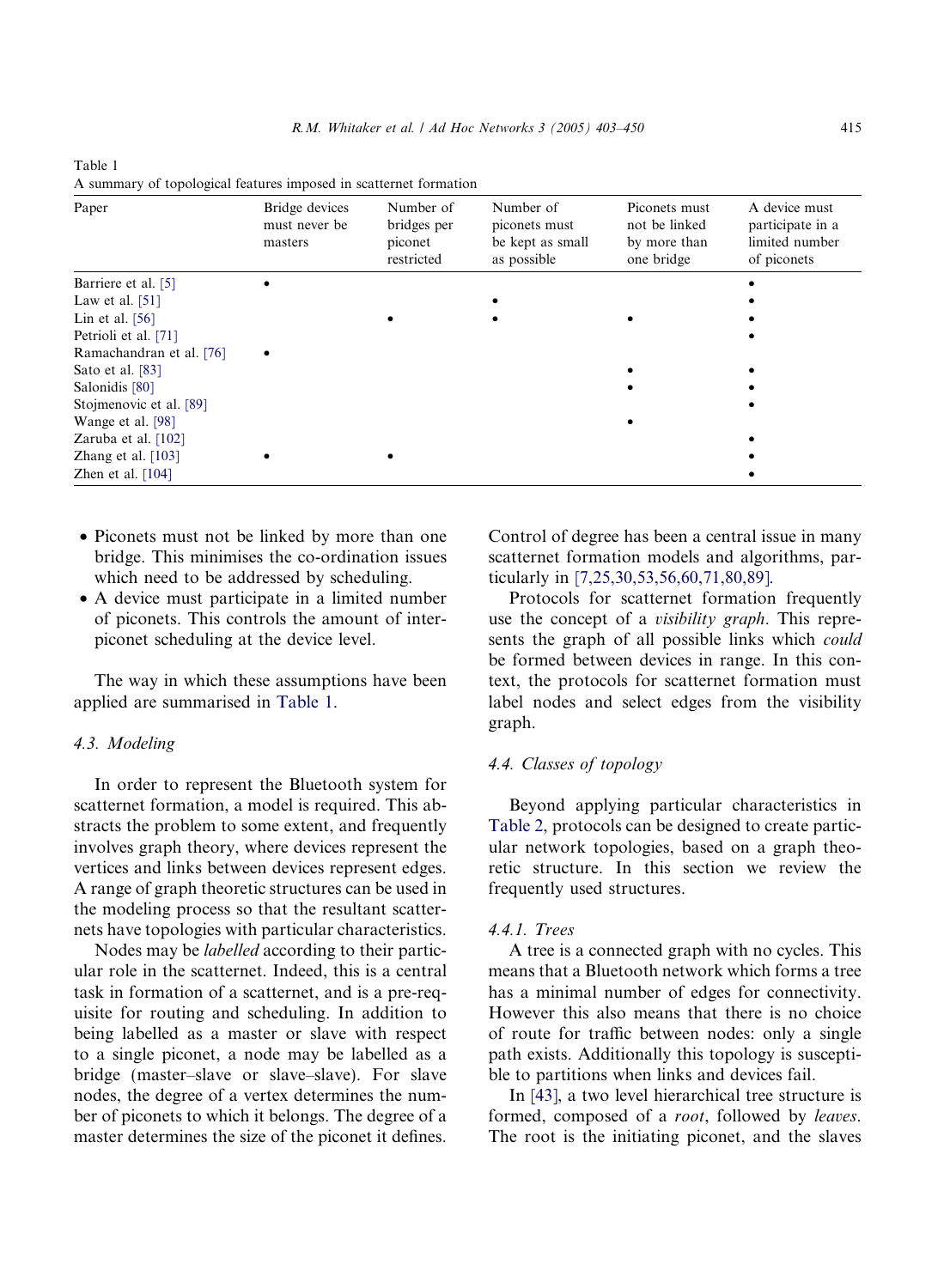Table 1
A summary of topological features imposed in scatternet formation

| Paper | Bridge devices must never be masters | Number of bridges per piconet restricted | Number of piconets must be kept as small as possible | Piconets must not be linked by more than one bridge | A device must participate in a limited number of piconets |
|---|---|---|---|---|---|
| Barriere et al. [5] | • | | | | • |
| Law et al. [51] | | | • | | • |
| Lin et al. [56] | | • | • | • | • |
| Petrioli et al. [71] | | | | | • |
| Ramachandran et al. [76] | • | | | | |
| Sato et al. [83] | | | | • | • |
| Salonidis [80] | | | | • | • |
| Stojmenovic et al. [89] | | | | | • |
| Wange et al. [98] | | | | • | |
| Zaruba et al. [102] | | | | | • |
| Zhang et al. [103] | • | • | | | • |
| Zhen et al. [104] | | | | | • |

- Piconets must not be linked by more than one bridge. This minimises the co-ordination issues which need to be addressed by scheduling.
- A device must participate in a limited number of piconets. This controls the amount of inter-piconet scheduling at the device level.

The way in which these assumptions have been applied are summarised in Table 1.

### 4.3. Modeling

In order to represent the Bluetooth system for scatternet formation, a model is required. This abstracts the problem to some extent, and frequently involves graph theory, where devices represent the vertices and links between devices represent edges. A range of graph theoretic structures can be used in the modeling process so that the resultant scatternets have topologies with particular characteristics.

Nodes may be *labelled* according to their particular role in the scatternet. Indeed, this is a central task in formation of a scatternet, and is a pre-requisite for routing and scheduling. In addition to being labelled as a master or slave with respect to a single piconet, a node may be labelled as a bridge (master–slave or slave–slave). For slave nodes, the degree of a vertex determines the number of piconets to which it belongs. The degree of a master determines the size of the piconet it defines. Control of degree has been a central issue in many scatternet formation models and algorithms, particularly in [7,25,30,53,56,60,71,80,89].

Protocols for scatternet formation frequently use the concept of a *visibility graph*. This represents the graph of all possible links which *could* be formed between devices in range. In this context, the protocols for scatternet formation must label nodes and select edges from the visibility graph.

### 4.4. Classes of topology

Beyond applying particular characteristics in Table 2, protocols can be designed to create particular network topologies, based on a graph theoretic structure. In this section we review the frequently used structures.

#### 4.4.1. Trees

A tree is a connected graph with no cycles. This means that a Bluetooth network which forms a tree has a minimal number of edges for connectivity. However this also means that there is no choice of route for traffic between nodes: only a single path exists. Additionally this topology is susceptible to partitions when links and devices fail.

In [43], a two level hierarchical tree structure is formed, composed of a *root*, followed by *leaves*. The root is the initiating piconet, and the slaves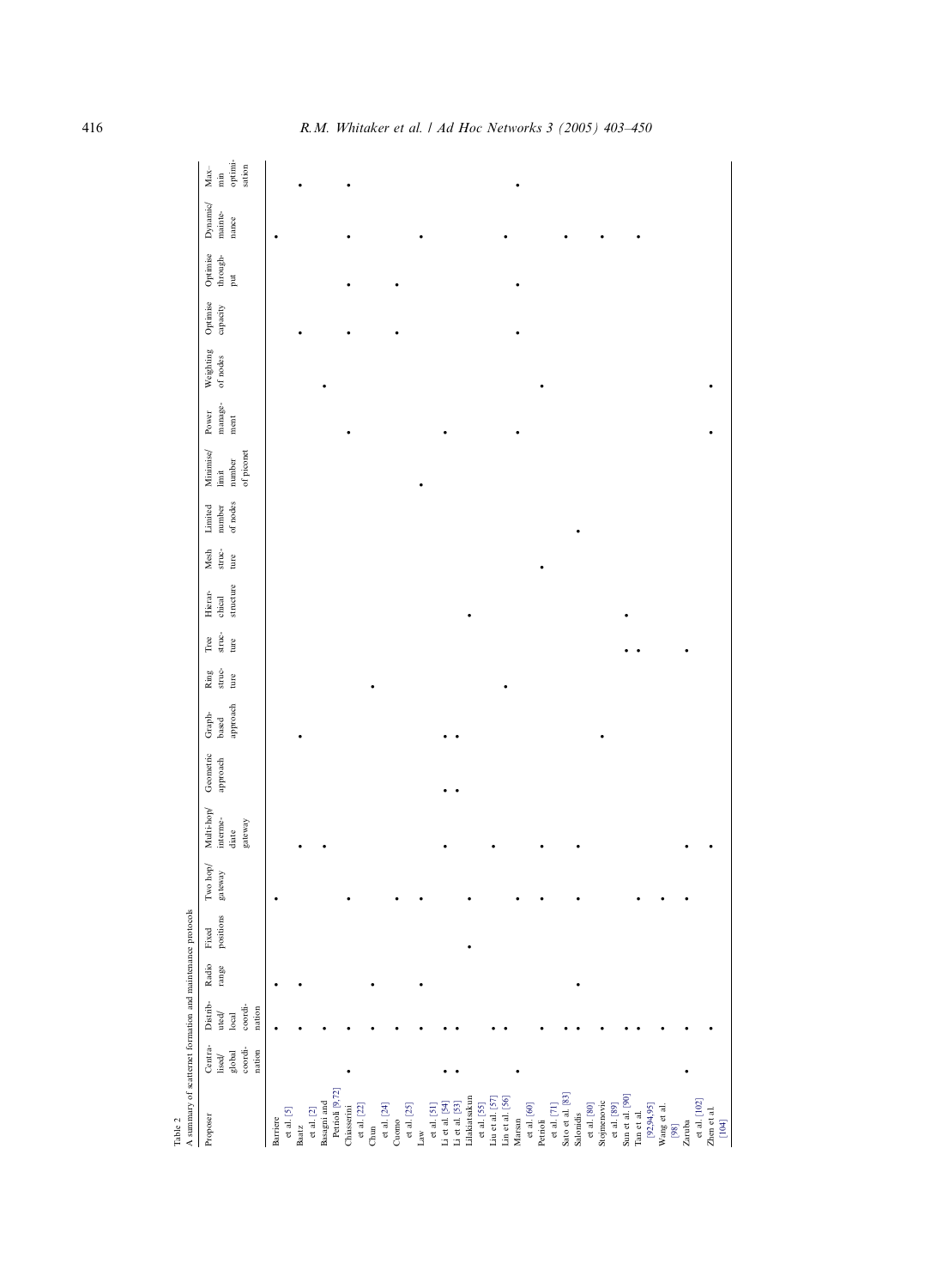Table 2
A summary of scatternet formation and maintenance protocols

| Proposer | Centralised/ global coordination | Distributed/ local coordination | Radio range | Fixed positions | Two hop/ gateway | Multi-hop/ intermediate gateway | Geometric approach | Graph-based approach | Ring structure | Tree structure | Hierarchical structure | Mesh structure | Limited number of nodes | Minimise/ limit number of piconet | Power management | Weighting of nodes | Optimise capacity | Optimise throughput | Dynamic/ maintenance | Max-min optimisation |
|---|---|---|---|---|---|---|---|---|---|---|---|---|---|---|---|---|---|---|---|---|
| Barriere et al. [5] | | • | • | | • | | | | | | | | | | | | | | • | |
| Baatz et al. [2] | | • | • | | | • | | • | | | | | | | | | • | | | • |
| Basagni and Petrioli [9,72] | | • | | | | • | | | | | | | | | | • | | | | |
| Chiasserini et al. [22] | • | • | | | • | | | | | | | | | | • | | • | • | • | • |
| Chun | | • | • | | | | | | • | | | | | | | | | | | |
| Cuomo et al. [24] | | • | | | • | | | | | | | | | | | | • | • | | |
| Law et al. [51] | | • | • | | • | | | | | | | | | • | | | | | • | |
| Li et al. [54] | • | • | | | | • | • | • | | | | | | | • | | | | | |
| Li et al. [53] | • | • | | | | | • | • | | | | | | | | | | | | |
| Liliakiatsakun et al. [55] | | | | • | • | | | | | | • | | | | | | | | | |
| Liu et al. [57] | | • | | | | • | | | | | | | | | | | | | | |
| Lin et al. [56] | | • | | | | | | | • | | | | | | | | | | • | |
| Marsan et al. [60] | • | | | | • | | | | | | | | | | • | | • | • | | • |
| Petrioli et al. [71] | | • | | | • | • | | | | | | • | | | | • | | | | |
| Sato et al. [83] | | • | | | | | | | | | | | | | | | | | • | |
| Salonidis et al. [80] | | • | • | | • | • | | | | | | | • | | | | | | | |
| Stojmenovic et al. [89] | | • | | | | | | • | | | | | | | | | | | • | |
| Sun et al. [90] | | • | | | | | | | | • | • | | | | | | | | | |
| Tan et al. [92,94,95] | | • | | | • | | | | | • | | | | | | | | | • | |
| Wang et al. [98] | | • | | | • | | | | | | | | | | | | | | | |
| Zaruba et al. [102] | • | • | | | • | • | | | | • | | | | | | | | | | |
| Zhen et al. [104] | | • | | | | • | | | | | | | | | • | • | | | | |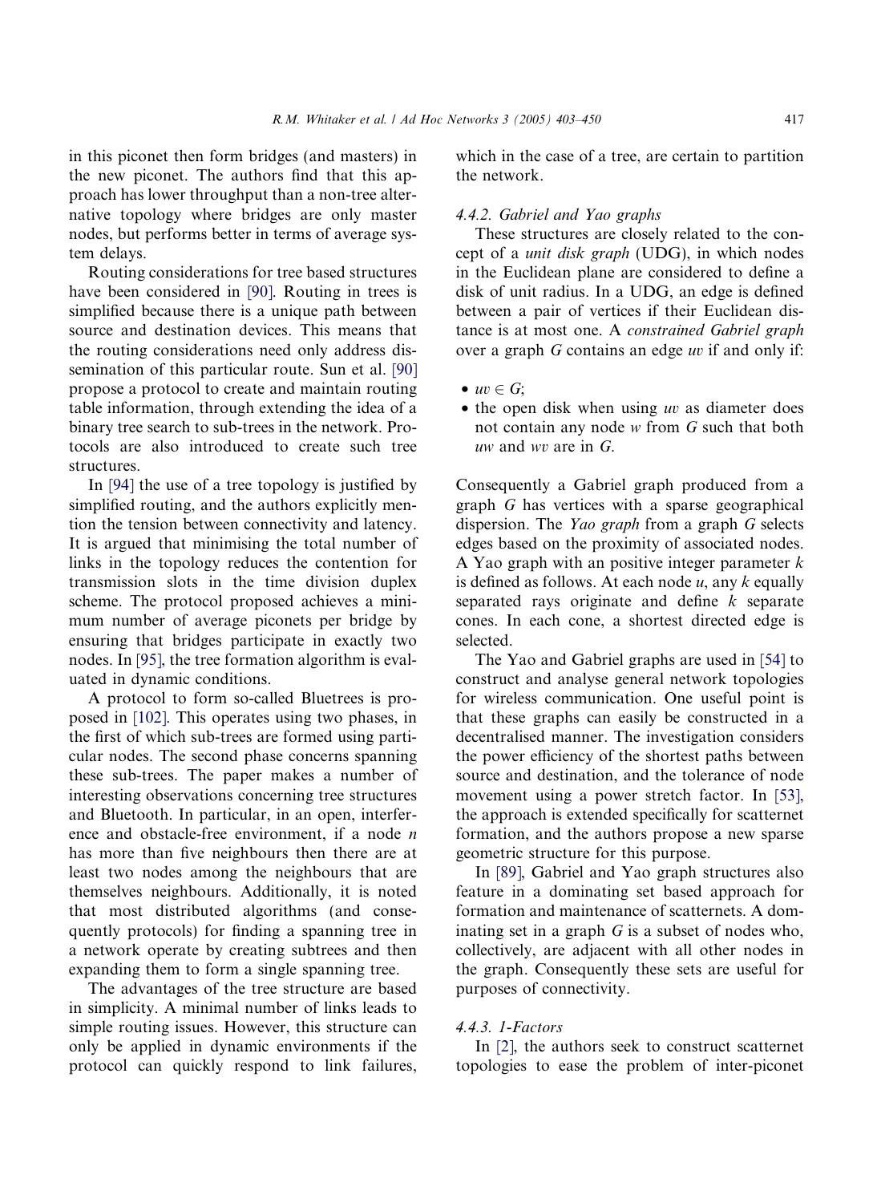in this piconet then form bridges (and masters) in the new piconet. The authors find that this approach has lower throughput than a non-tree alternative topology where bridges are only master nodes, but performs better in terms of average system delays.

Routing considerations for tree based structures have been considered in [90]. Routing in trees is simplified because there is a unique path between source and destination devices. This means that the routing considerations need only address dissemination of this particular route. Sun et al. [90] propose a protocol to create and maintain routing table information, through extending the idea of a binary tree search to sub-trees in the network. Protocols are also introduced to create such tree structures.

In [94] the use of a tree topology is justified by simplified routing, and the authors explicitly mention the tension between connectivity and latency. It is argued that minimising the total number of links in the topology reduces the contention for transmission slots in the time division duplex scheme. The protocol proposed achieves a minimum number of average piconets per bridge by ensuring that bridges participate in exactly two nodes. In [95], the tree formation algorithm is evaluated in dynamic conditions.

A protocol to form so-called Bluetrees is proposed in [102]. This operates using two phases, in the first of which sub-trees are formed using particular nodes. The second phase concerns spanning these sub-trees. The paper makes a number of interesting observations concerning tree structures and Bluetooth. In particular, in an open, interference and obstacle-free environment, if a node $n$ has more than five neighbours then there are at least two nodes among the neighbours that are themselves neighbours. Additionally, it is noted that most distributed algorithms (and consequently protocols) for finding a spanning tree in a network operate by creating subtrees and then expanding them to form a single spanning tree.

The advantages of the tree structure are based in simplicity. A minimal number of links leads to simple routing issues. However, this structure can only be applied in dynamic environments if the protocol can quickly respond to link failures, which in the case of a tree, are certain to partition the network.

#### 4.4.2. Gabriel and Yao graphs

These structures are closely related to the concept of a *unit disk graph* (UDG), in which nodes in the Euclidean plane are considered to define a disk of unit radius. In a UDG, an edge is defined between a pair of vertices if their Euclidean distance is at most one. A *constrained Gabriel graph* over a graph $G$ contains an edge $uv$ if and only if:

- $uv \in G$;
- the open disk when using $uv$ as diameter does not contain any node $w$ from $G$ such that both $uw$ and $wv$ are in $G$.

Consequently a Gabriel graph produced from a graph $G$ has vertices with a sparse geographical dispersion. The *Yao graph* from a graph $G$ selects edges based on the proximity of associated nodes. A Yao graph with an positive integer parameter $k$ is defined as follows. At each node $u$, any $k$ equally separated rays originate and define $k$ separate cones. In each cone, a shortest directed edge is selected.

The Yao and Gabriel graphs are used in [54] to construct and analyse general network topologies for wireless communication. One useful point is that these graphs can easily be constructed in a decentralised manner. The investigation considers the power efficiency of the shortest paths between source and destination, and the tolerance of node movement using a power stretch factor. In [53], the approach is extended specifically for scatternet formation, and the authors propose a new sparse geometric structure for this purpose.

In [89], Gabriel and Yao graph structures also feature in a dominating set based approach for formation and maintenance of scatternets. A dominating set in a graph $G$ is a subset of nodes who, collectively, are adjacent with all other nodes in the graph. Consequently these sets are useful for purposes of connectivity.

#### 4.4.3. 1-Factors

In [2], the authors seek to construct scatternet topologies to ease the problem of inter-piconet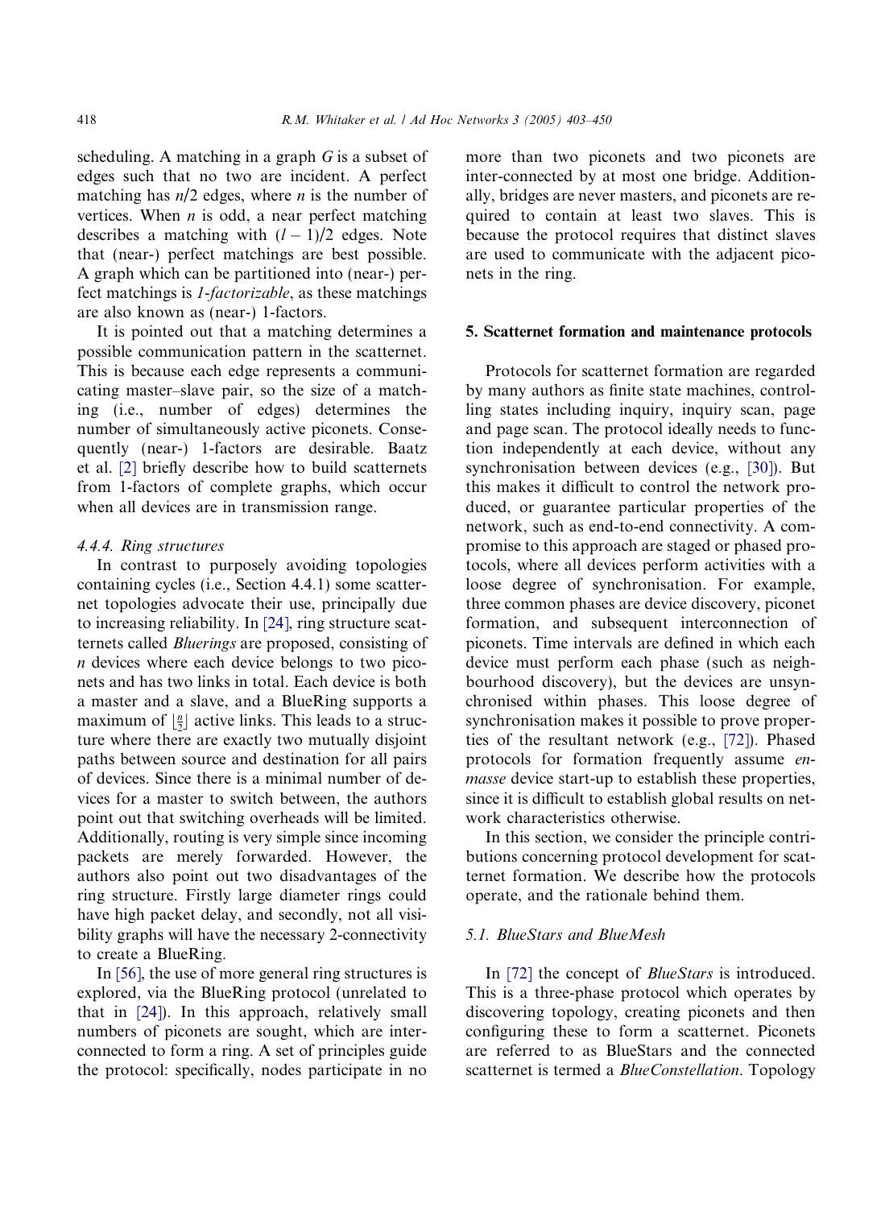scheduling. A matching in a graph $G$ is a subset of edges such that no two are incident. A perfect matching has $n/2$ edges, where $n$ is the number of vertices. When $n$ is odd, a near perfect matching describes a matching with $(l-1)/2$ edges. Note that (near-) perfect matchings are best possible. A graph which can be partitioned into (near-) perfect matchings is *1-factorizable*, as these matchings are also known as (near-) 1-factors.

It is pointed out that a matching determines a possible communication pattern in the scatternet. This is because each edge represents a communicating master–slave pair, so the size of a matching (i.e., number of edges) determines the number of simultaneously active piconets. Consequently (near-) 1-factors are desirable. Baatz et al. [2] briefly describe how to build scatternets from 1-factors of complete graphs, which occur when all devices are in transmission range.

#### 4.4.4. Ring structures

In contrast to purposely avoiding topologies containing cycles (i.e., Section 4.4.1) some scatternet topologies advocate their use, principally due to increasing reliability. In [24], ring structure scatternets called *Bluerings* are proposed, consisting of $n$ devices where each device belongs to two piconets and has two links in total. Each device is both a master and a slave, and a BlueRing supports a maximum of $\lfloor \frac{n}{2} \rfloor$ active links. This leads to a structure where there are exactly two mutually disjoint paths between source and destination for all pairs of devices. Since there is a minimal number of devices for a master to switch between, the authors point out that switching overheads will be limited. Additionally, routing is very simple since incoming packets are merely forwarded. However, the authors also point out two disadvantages of the ring structure. Firstly large diameter rings could have high packet delay, and secondly, not all visibility graphs will have the necessary 2-connectivity to create a BlueRing.

In [56], the use of more general ring structures is explored, via the BlueRing protocol (unrelated to that in [24]). In this approach, relatively small numbers of piconets are sought, which are interconnected to form a ring. A set of principles guide the protocol: specifically, nodes participate in no more than two piconets and two piconets are inter-connected by at most one bridge. Additionally, bridges are never masters, and piconets are required to contain at least two slaves. This is because the protocol requires that distinct slaves are used to communicate with the adjacent piconets in the ring.

## 5. Scatternet formation and maintenance protocols

Protocols for scatternet formation are regarded by many authors as finite state machines, controlling states including inquiry, inquiry scan, page and page scan. The protocol ideally needs to function independently at each device, without any synchronisation between devices (e.g., [30]). But this makes it difficult to control the network produced, or guarantee particular properties of the network, such as end-to-end connectivity. A compromise to this approach are staged or phased protocols, where all devices perform activities with a loose degree of synchronisation. For example, three common phases are device discovery, piconet formation, and subsequent interconnection of piconets. Time intervals are defined in which each device must perform each phase (such as neighbourhood discovery), but the devices are unsynchronised within phases. This loose degree of synchronisation makes it possible to prove properties of the resultant network (e.g., [72]). Phased protocols for formation frequently assume *en-masse* device start-up to establish these properties, since it is difficult to establish global results on network characteristics otherwise.

In this section, we consider the principle contributions concerning protocol development for scatternet formation. We describe how the protocols operate, and the rationale behind them.

### 5.1. BlueStars and BlueMesh

In [72] the concept of *BlueStars* is introduced. This is a three-phase protocol which operates by discovering topology, creating piconets and then configuring these to form a scatternet. Piconets are referred to as BlueStars and the connected scatternet is termed a *BlueConstellation*. Topology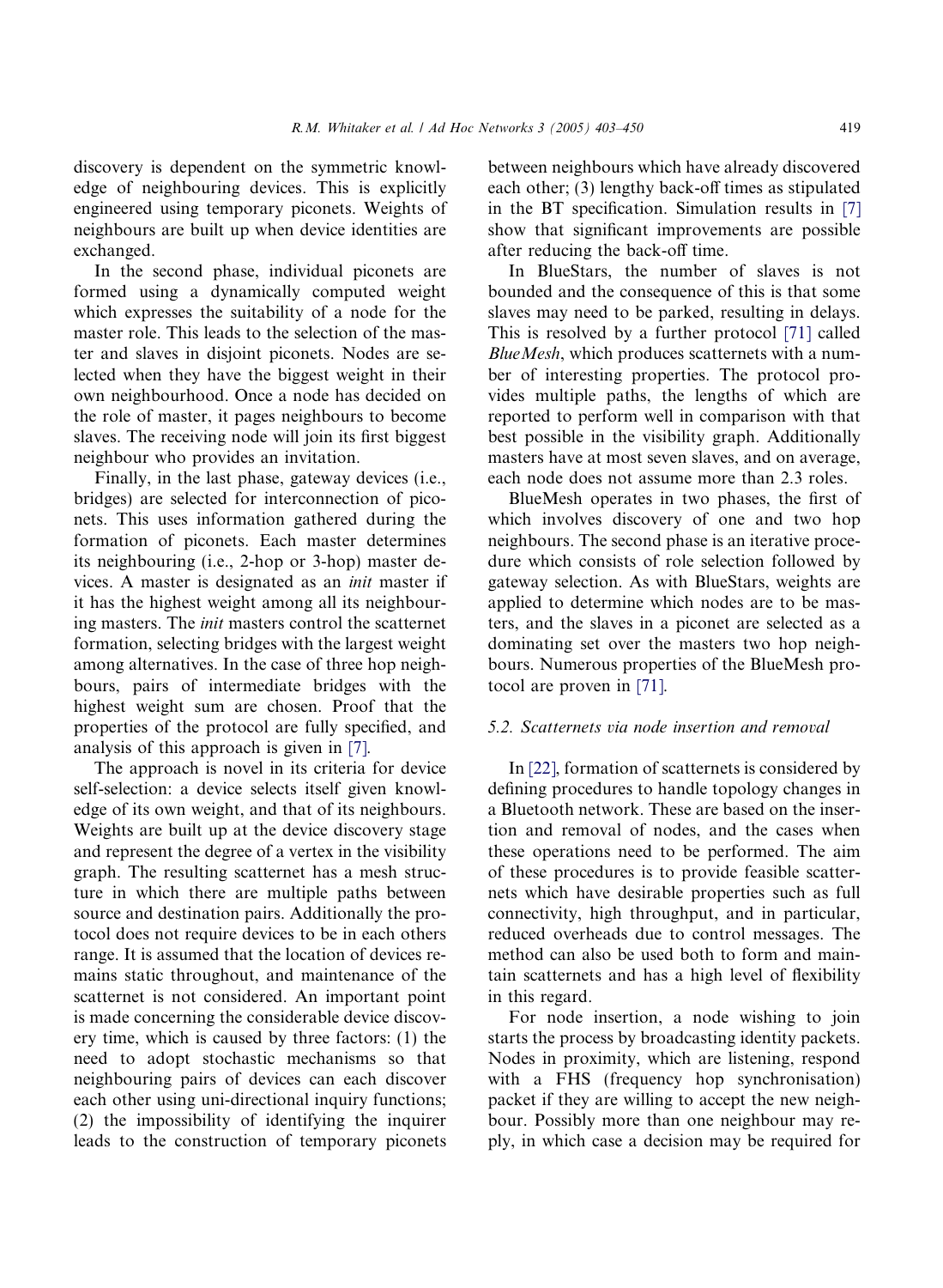discovery is dependent on the symmetric knowledge of neighbouring devices. This is explicitly engineered using temporary piconets. Weights of neighbours are built up when device identities are exchanged.

In the second phase, individual piconets are formed using a dynamically computed weight which expresses the suitability of a node for the master role. This leads to the selection of the master and slaves in disjoint piconets. Nodes are selected when they have the biggest weight in their own neighbourhood. Once a node has decided on the role of master, it pages neighbours to become slaves. The receiving node will join its first biggest neighbour who provides an invitation.

Finally, in the last phase, gateway devices (i.e., bridges) are selected for interconnection of piconets. This uses information gathered during the formation of piconets. Each master determines its neighbouring (i.e., 2-hop or 3-hop) master devices. A master is designated as an *init* master if it has the highest weight among all its neighbouring masters. The *init* masters control the scatternet formation, selecting bridges with the largest weight among alternatives. In the case of three hop neighbours, pairs of intermediate bridges with the highest weight sum are chosen. Proof that the properties of the protocol are fully specified, and analysis of this approach is given in [7].

The approach is novel in its criteria for device self-selection: a device selects itself given knowledge of its own weight, and that of its neighbours. Weights are built up at the device discovery stage and represent the degree of a vertex in the visibility graph. The resulting scatternet has a mesh structure in which there are multiple paths between source and destination pairs. Additionally the protocol does not require devices to be in each others range. It is assumed that the location of devices remains static throughout, and maintenance of the scatternet is not considered. An important point is made concerning the considerable device discovery time, which is caused by three factors: (1) the need to adopt stochastic mechanisms so that neighbouring pairs of devices can each discover each other using uni-directional inquiry functions; (2) the impossibility of identifying the inquirer leads to the construction of temporary piconets between neighbours which have already discovered each other; (3) lengthy back-off times as stipulated in the BT specification. Simulation results in [7] show that significant improvements are possible after reducing the back-off time.

In BlueStars, the number of slaves is not bounded and the consequence of this is that some slaves may need to be parked, resulting in delays. This is resolved by a further protocol [71] called *BlueMesh*, which produces scatternets with a number of interesting properties. The protocol provides multiple paths, the lengths of which are reported to perform well in comparison with that best possible in the visibility graph. Additionally masters have at most seven slaves, and on average, each node does not assume more than 2.3 roles.

BlueMesh operates in two phases, the first of which involves discovery of one and two hop neighbours. The second phase is an iterative procedure which consists of role selection followed by gateway selection. As with BlueStars, weights are applied to determine which nodes are to be masters, and the slaves in a piconet are selected as a dominating set over the masters two hop neighbours. Numerous properties of the BlueMesh protocol are proven in [71].

### 5.2. Scatternets via node insertion and removal

In [22], formation of scatternets is considered by defining procedures to handle topology changes in a Bluetooth network. These are based on the insertion and removal of nodes, and the cases when these operations need to be performed. The aim of these procedures is to provide feasible scatternets which have desirable properties such as full connectivity, high throughput, and in particular, reduced overheads due to control messages. The method can also be used both to form and maintain scatternets and has a high level of flexibility in this regard.

For node insertion, a node wishing to join starts the process by broadcasting identity packets. Nodes in proximity, which are listening, respond with a FHS (frequency hop synchronisation) packet if they are willing to accept the new neighbour. Possibly more than one neighbour may reply, in which case a decision may be required for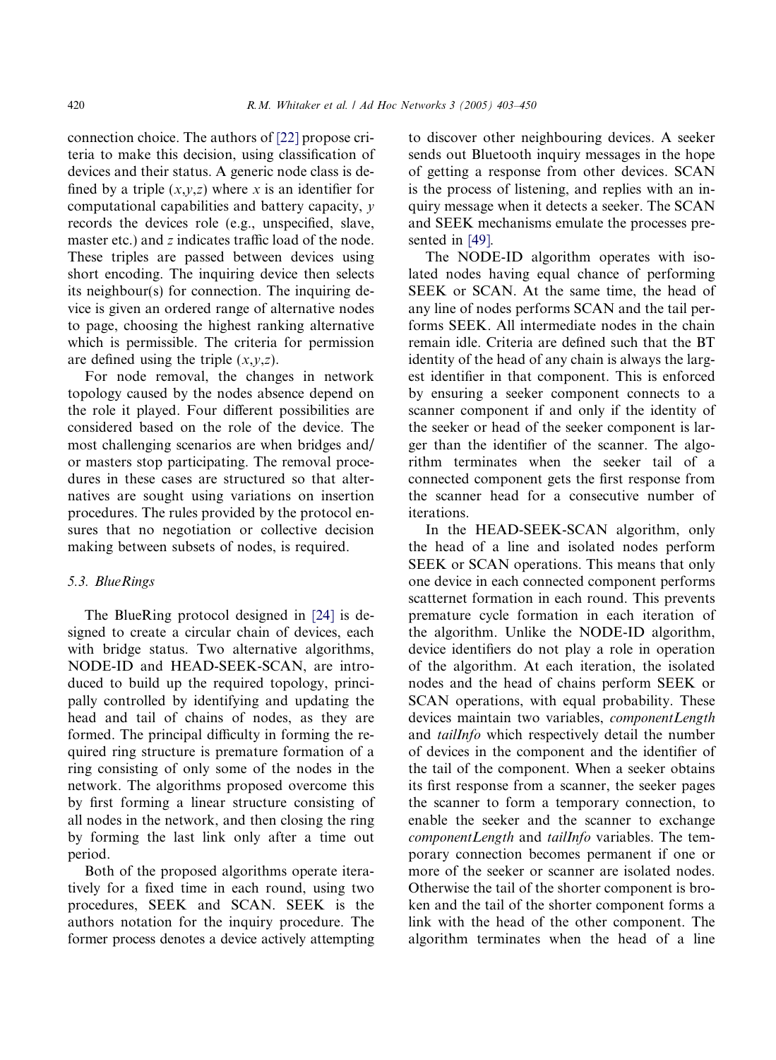connection choice. The authors of [22] propose criteria to make this decision, using classification of devices and their status. A generic node class is defined by a triple $(x,y,z)$ where $x$ is an identifier for computational capabilities and battery capacity, $y$ records the devices role (e.g., unspecified, slave, master etc.) and $z$ indicates traffic load of the node. These triples are passed between devices using short encoding. The inquiring device then selects its neighbour(s) for connection. The inquiring device is given an ordered range of alternative nodes to page, choosing the highest ranking alternative which is permissible. The criteria for permission are defined using the triple $(x,y,z)$.

For node removal, the changes in network topology caused by the nodes absence depend on the role it played. Four different possibilities are considered based on the role of the device. The most challenging scenarios are when bridges and/or masters stop participating. The removal procedures in these cases are structured so that alternatives are sought using variations on insertion procedures. The rules provided by the protocol ensures that no negotiation or collective decision making between subsets of nodes, is required.

### 5.3. BlueRings

The BlueRing protocol designed in [24] is designed to create a circular chain of devices, each with bridge status. Two alternative algorithms, NODE-ID and HEAD-SEEK-SCAN, are introduced to build up the required topology, principally controlled by identifying and updating the head and tail of chains of nodes, as they are formed. The principal difficulty in forming the required ring structure is premature formation of a ring consisting of only some of the nodes in the network. The algorithms proposed overcome this by first forming a linear structure consisting of all nodes in the network, and then closing the ring by forming the last link only after a time out period.

Both of the proposed algorithms operate iteratively for a fixed time in each round, using two procedures, SEEK and SCAN. SEEK is the authors notation for the inquiry procedure. The former process denotes a device actively attempting to discover other neighbouring devices. A seeker sends out Bluetooth inquiry messages in the hope of getting a response from other devices. SCAN is the process of listening, and replies with an inquiry message when it detects a seeker. The SCAN and SEEK mechanisms emulate the processes presented in [49].

The NODE-ID algorithm operates with isolated nodes having equal chance of performing SEEK or SCAN. At the same time, the head of any line of nodes performs SCAN and the tail performs SEEK. All intermediate nodes in the chain remain idle. Criteria are defined such that the BT identity of the head of any chain is always the largest identifier in that component. This is enforced by ensuring a seeker component connects to a scanner component if and only if the identity of the seeker or head of the seeker component is larger than the identifier of the scanner. The algorithm terminates when the seeker tail of a connected component gets the first response from the scanner head for a consecutive number of iterations.

In the HEAD-SEEK-SCAN algorithm, only the head of a line and isolated nodes perform SEEK or SCAN operations. This means that only one device in each connected component performs scatternet formation in each round. This prevents premature cycle formation in each iteration of the algorithm. Unlike the NODE-ID algorithm, device identifiers do not play a role in operation of the algorithm. At each iteration, the isolated nodes and the head of chains perform SEEK or SCAN operations, with equal probability. These devices maintain two variables, *componentLength* and *tailInfo* which respectively detail the number of devices in the component and the identifier of the tail of the component. When a seeker obtains its first response from a scanner, the seeker pages the scanner to form a temporary connection, to enable the seeker and the scanner to exchange *componentLength* and *tailInfo* variables. The temporary connection becomes permanent if one or more of the seeker or scanner are isolated nodes. Otherwise the tail of the shorter component is broken and the tail of the shorter component forms a link with the head of the other component. The algorithm terminates when the head of a line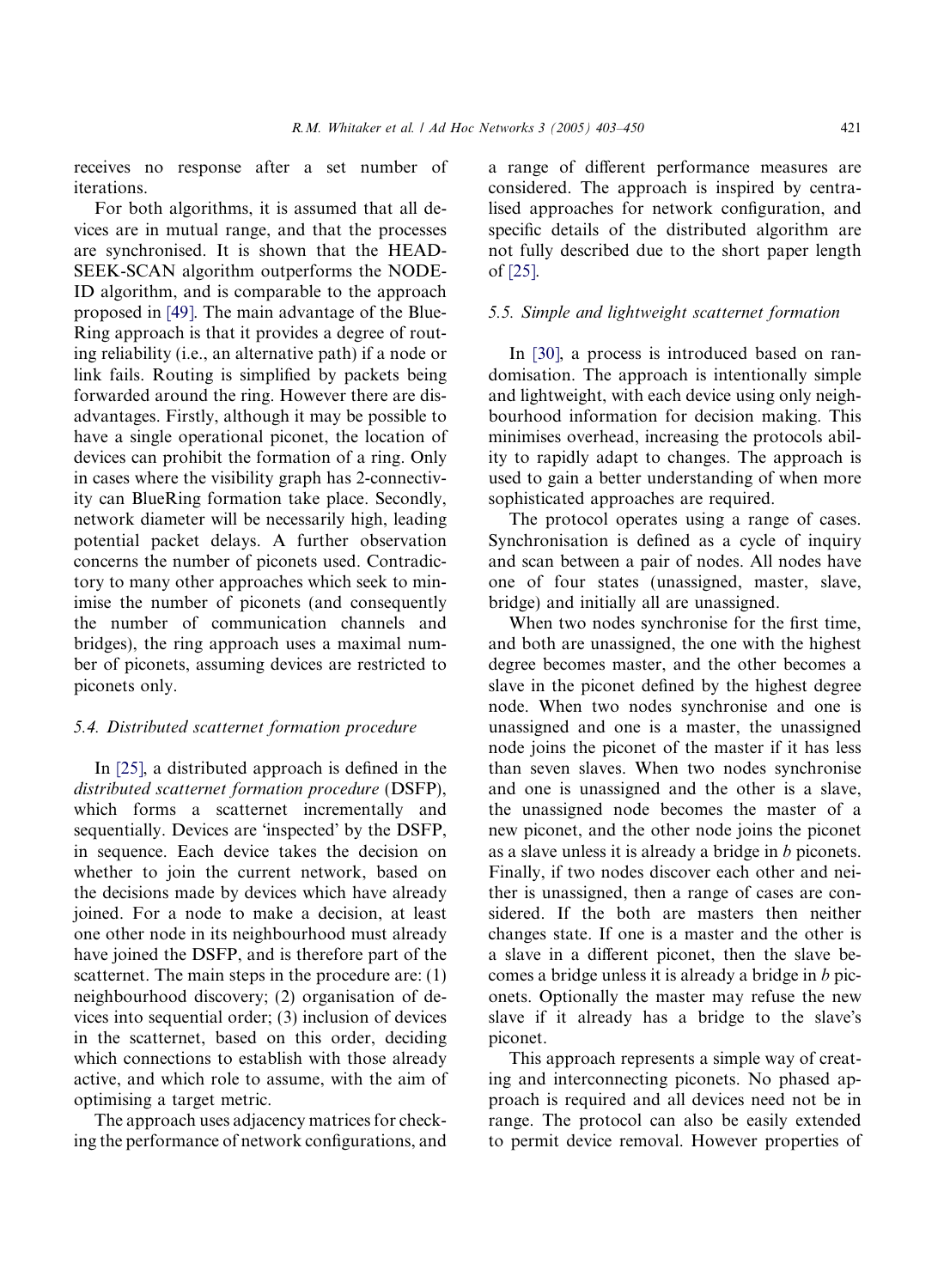receives no response after a set number of iterations.

For both algorithms, it is assumed that all devices are in mutual range, and that the processes are synchronised. It is shown that the HEAD-SEEK-SCAN algorithm outperforms the NODE-ID algorithm, and is comparable to the approach proposed in [49]. The main advantage of the BlueRing approach is that it provides a degree of routing reliability (i.e., an alternative path) if a node or link fails. Routing is simplified by packets being forwarded around the ring. However there are disadvantages. Firstly, although it may be possible to have a single operational piconet, the location of devices can prohibit the formation of a ring. Only in cases where the visibility graph has 2-connectivity can BlueRing formation take place. Secondly, network diameter will be necessarily high, leading potential packet delays. A further observation concerns the number of piconets used. Contradictory to many other approaches which seek to minimise the number of piconets (and consequently the number of communication channels and bridges), the ring approach uses a maximal number of piconets, assuming devices are restricted to piconets only.

### 5.4. Distributed scatternet formation procedure

In [25], a distributed approach is defined in the *distributed scatternet formation procedure* (DSFP), which forms a scatternet incrementally and sequentially. Devices are 'inspected' by the DSFP, in sequence. Each device takes the decision on whether to join the current network, based on the decisions made by devices which have already joined. For a node to make a decision, at least one other node in its neighbourhood must already have joined the DSFP, and is therefore part of the scatternet. The main steps in the procedure are: (1) neighbourhood discovery; (2) organisation of devices into sequential order; (3) inclusion of devices in the scatternet, based on this order, deciding which connections to establish with those already active, and which role to assume, with the aim of optimising a target metric.

The approach uses adjacency matrices for checking the performance of network configurations, and a range of different performance measures are considered. The approach is inspired by centralised approaches for network configuration, and specific details of the distributed algorithm are not fully described due to the short paper length of [25].

### 5.5. Simple and lightweight scatternet formation

In [30], a process is introduced based on randomisation. The approach is intentionally simple and lightweight, with each device using only neighbourhood information for decision making. This minimises overhead, increasing the protocols ability to rapidly adapt to changes. The approach is used to gain a better understanding of when more sophisticated approaches are required.

The protocol operates using a range of cases. Synchronisation is defined as a cycle of inquiry and scan between a pair of nodes. All nodes have one of four states (unassigned, master, slave, bridge) and initially all are unassigned.

When two nodes synchronise for the first time, and both are unassigned, the one with the highest degree becomes master, and the other becomes a slave in the piconet defined by the highest degree node. When two nodes synchronise and one is unassigned and one is a master, the unassigned node joins the piconet of the master if it has less than seven slaves. When two nodes synchronise and one is unassigned and the other is a slave, the unassigned node becomes the master of a new piconet, and the other node joins the piconet as a slave unless it is already a bridge in $b$ piconets. Finally, if two nodes discover each other and neither is unassigned, then a range of cases are considered. If the both are masters then neither changes state. If one is a master and the other is a slave in a different piconet, then the slave becomes a bridge unless it is already a bridge in $b$ piconets. Optionally the master may refuse the new slave if it already has a bridge to the slave's piconet.

This approach represents a simple way of creating and interconnecting piconets. No phased approach is required and all devices need not be in range. The protocol can also be easily extended to permit device removal. However properties of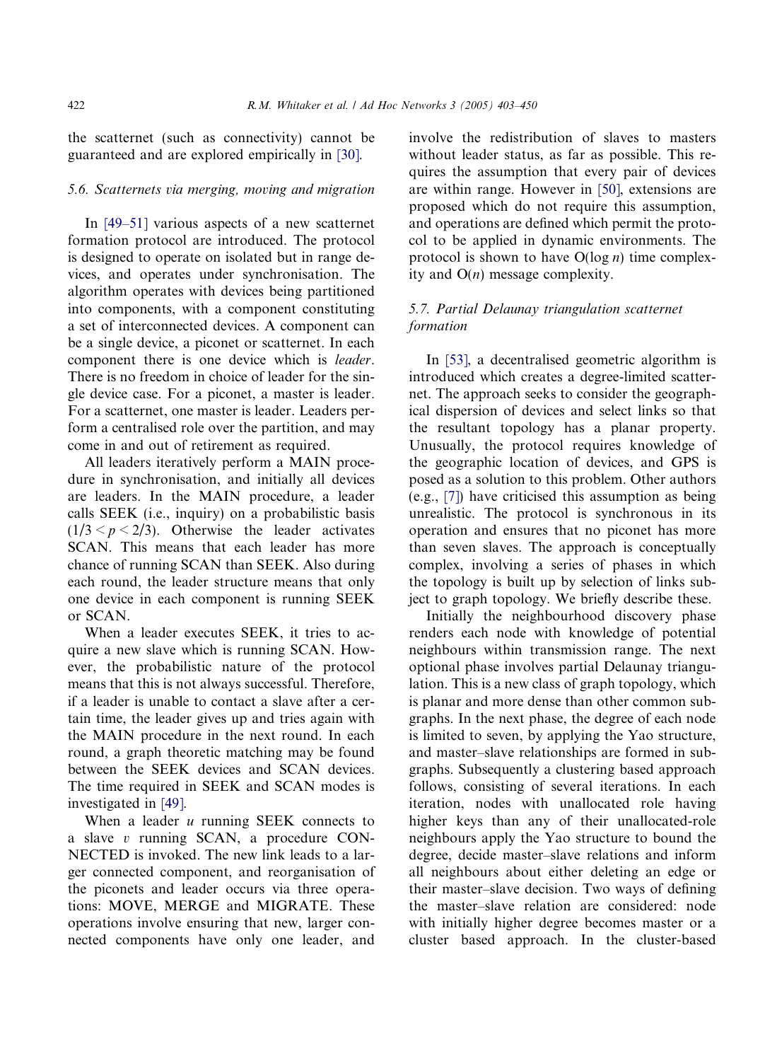the scatternet (such as connectivity) cannot be guaranteed and are explored empirically in [30].

### 5.6. Scatternets via merging, moving and migration

In [49–51] various aspects of a new scatternet formation protocol are introduced. The protocol is designed to operate on isolated but in range devices, and operates under synchronisation. The algorithm operates with devices being partitioned into components, with a component constituting a set of interconnected devices. A component can be a single device, a piconet or scatternet. In each component there is one device which is *leader*. There is no freedom in choice of leader for the single device case. For a piconet, a master is leader. For a scatternet, one master is leader. Leaders perform a centralised role over the partition, and may come in and out of retirement as required.

All leaders iteratively perform a MAIN procedure in synchronisation, and initially all devices are leaders. In the MAIN procedure, a leader calls SEEK (i.e., inquiry) on a probabilistic basis ($1/3 < p < 2/3$). Otherwise the leader activates SCAN. This means that each leader has more chance of running SCAN than SEEK. Also during each round, the leader structure means that only one device in each component is running SEEK or SCAN.

When a leader executes SEEK, it tries to acquire a new slave which is running SCAN. However, the probabilistic nature of the protocol means that this is not always successful. Therefore, if a leader is unable to contact a slave after a certain time, the leader gives up and tries again with the MAIN procedure in the next round. In each round, a graph theoretic matching may be found between the SEEK devices and SCAN devices. The time required in SEEK and SCAN modes is investigated in [49].

When a leader $u$ running SEEK connects to a slave $v$ running SCAN, a procedure CONNECTED is invoked. The new link leads to a larger connected component, and reorganisation of the piconets and leader occurs via three operations: MOVE, MERGE and MIGRATE. These operations involve ensuring that new, larger connected components have only one leader, and involve the redistribution of slaves to masters without leader status, as far as possible. This requires the assumption that every pair of devices are within range. However in [50], extensions are proposed which do not require this assumption, and operations are defined which permit the protocol to be applied in dynamic environments. The protocol is shown to have $O(\log n)$ time complexity and $O(n)$ message complexity.

### 5.7. Partial Delaunay triangulation scatternet formation

In [53], a decentralised geometric algorithm is introduced which creates a degree-limited scatternet. The approach seeks to consider the geographical dispersion of devices and select links so that the resultant topology has a planar property. Unusually, the protocol requires knowledge of the geographic location of devices, and GPS is posed as a solution to this problem. Other authors (e.g., [7]) have criticised this assumption as being unrealistic. The protocol is synchronous in its operation and ensures that no piconet has more than seven slaves. The approach is conceptually complex, involving a series of phases in which the topology is built up by selection of links subject to graph topology. We briefly describe these.

Initially the neighbourhood discovery phase renders each node with knowledge of potential neighbours within transmission range. The next optional phase involves partial Delaunay triangulation. This is a new class of graph topology, which is planar and more dense than other common subgraphs. In the next phase, the degree of each node is limited to seven, by applying the Yao structure, and master–slave relationships are formed in subgraphs. Subsequently a clustering based approach follows, consisting of several iterations. In each iteration, nodes with unallocated role having higher keys than any of their unallocated-role neighbours apply the Yao structure to bound the degree, decide master–slave relations and inform all neighbours about either deleting an edge or their master–slave decision. Two ways of defining the master–slave relation are considered: node with initially higher degree becomes master or a cluster based approach. In the cluster-based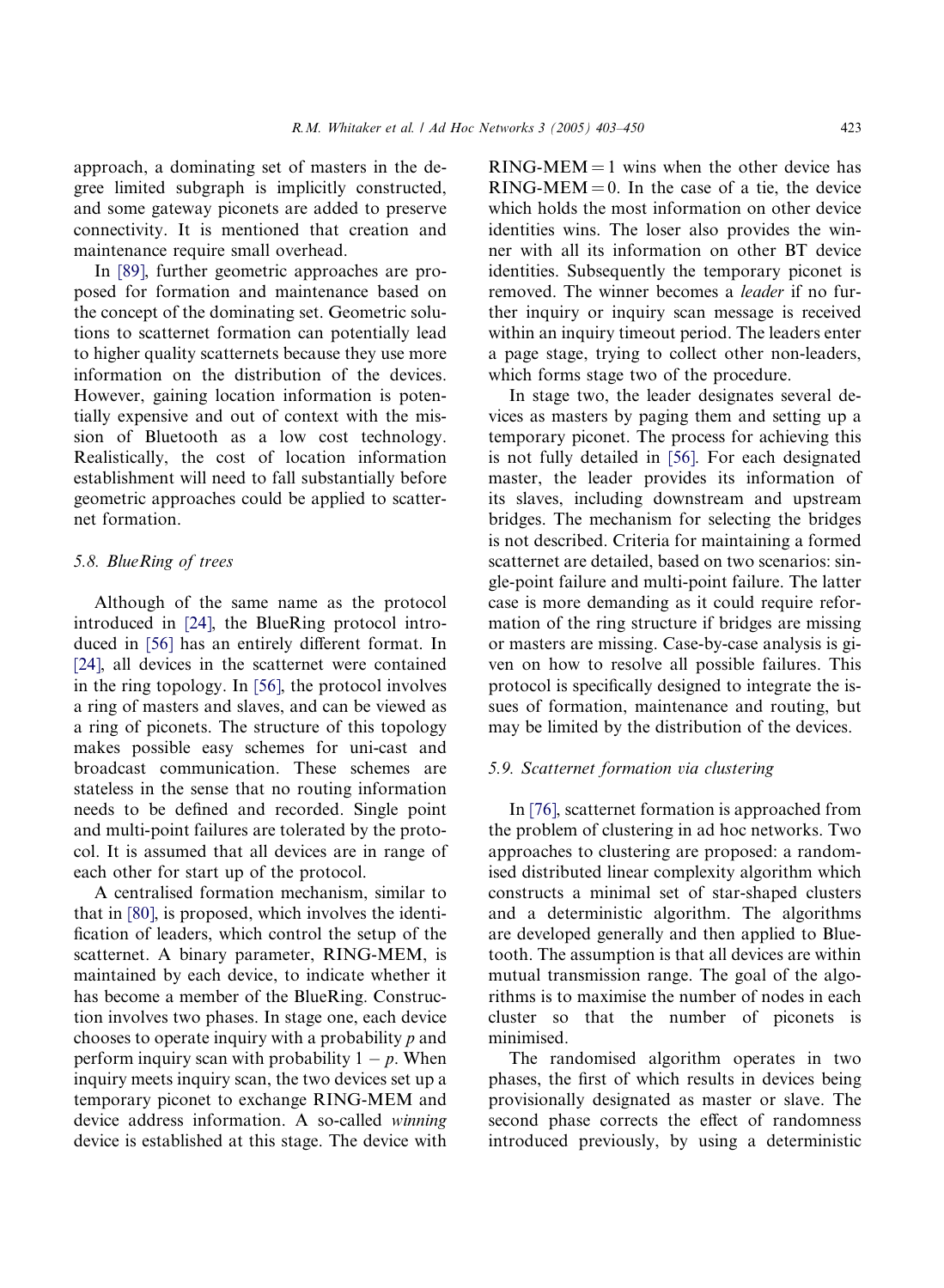approach, a dominating set of masters in the degree limited subgraph is implicitly constructed, and some gateway piconets are added to preserve connectivity. It is mentioned that creation and maintenance require small overhead.

In [89], further geometric approaches are proposed for formation and maintenance based on the concept of the dominating set. Geometric solutions to scatternet formation can potentially lead to higher quality scatternets because they use more information on the distribution of the devices. However, gaining location information is potentially expensive and out of context with the mission of Bluetooth as a low cost technology. Realistically, the cost of location information establishment will need to fall substantially before geometric approaches could be applied to scatternet formation.

### 5.8. BlueRing of trees

Although of the same name as the protocol introduced in [24], the BlueRing protocol introduced in [56] has an entirely different format. In [24], all devices in the scatternet were contained in the ring topology. In [56], the protocol involves a ring of masters and slaves, and can be viewed as a ring of piconets. The structure of this topology makes possible easy schemes for uni-cast and broadcast communication. These schemes are stateless in the sense that no routing information needs to be defined and recorded. Single point and multi-point failures are tolerated by the protocol. It is assumed that all devices are in range of each other for start up of the protocol.

A centralised formation mechanism, similar to that in [80], is proposed, which involves the identification of leaders, which control the setup of the scatternet. A binary parameter, RING-MEM, is maintained by each device, to indicate whether it has become a member of the BlueRing. Construction involves two phases. In stage one, each device chooses to operate inquiry with a probability $p$ and perform inquiry scan with probability $1 - p$. When inquiry meets inquiry scan, the two devices set up a temporary piconet to exchange RING-MEM and device address information. A so-called *winning* device is established at this stage. The device with RING-MEM = 1 wins when the other device has RING-MEM = 0. In the case of a tie, the device which holds the most information on other device identities wins. The loser also provides the winner with all its information on other BT device identities. Subsequently the temporary piconet is removed. The winner becomes a *leader* if no further inquiry or inquiry scan message is received within an inquiry timeout period. The leaders enter a page stage, trying to collect other non-leaders, which forms stage two of the procedure.

In stage two, the leader designates several devices as masters by paging them and setting up a temporary piconet. The process for achieving this is not fully detailed in [56]. For each designated master, the leader provides its information of its slaves, including downstream and upstream bridges. The mechanism for selecting the bridges is not described. Criteria for maintaining a formed scatternet are detailed, based on two scenarios: single-point failure and multi-point failure. The latter case is more demanding as it could require reformation of the ring structure if bridges are missing or masters are missing. Case-by-case analysis is given on how to resolve all possible failures. This protocol is specifically designed to integrate the issues of formation, maintenance and routing, but may be limited by the distribution of the devices.

### 5.9. Scatternet formation via clustering

In [76], scatternet formation is approached from the problem of clustering in ad hoc networks. Two approaches to clustering are proposed: a randomised distributed linear complexity algorithm which constructs a minimal set of star-shaped clusters and a deterministic algorithm. The algorithms are developed generally and then applied to Bluetooth. The assumption is that all devices are within mutual transmission range. The goal of the algorithms is to maximise the number of nodes in each cluster so that the number of piconets is minimised.

The randomised algorithm operates in two phases, the first of which results in devices being provisionally designated as master or slave. The second phase corrects the effect of randomness introduced previously, by using a deterministic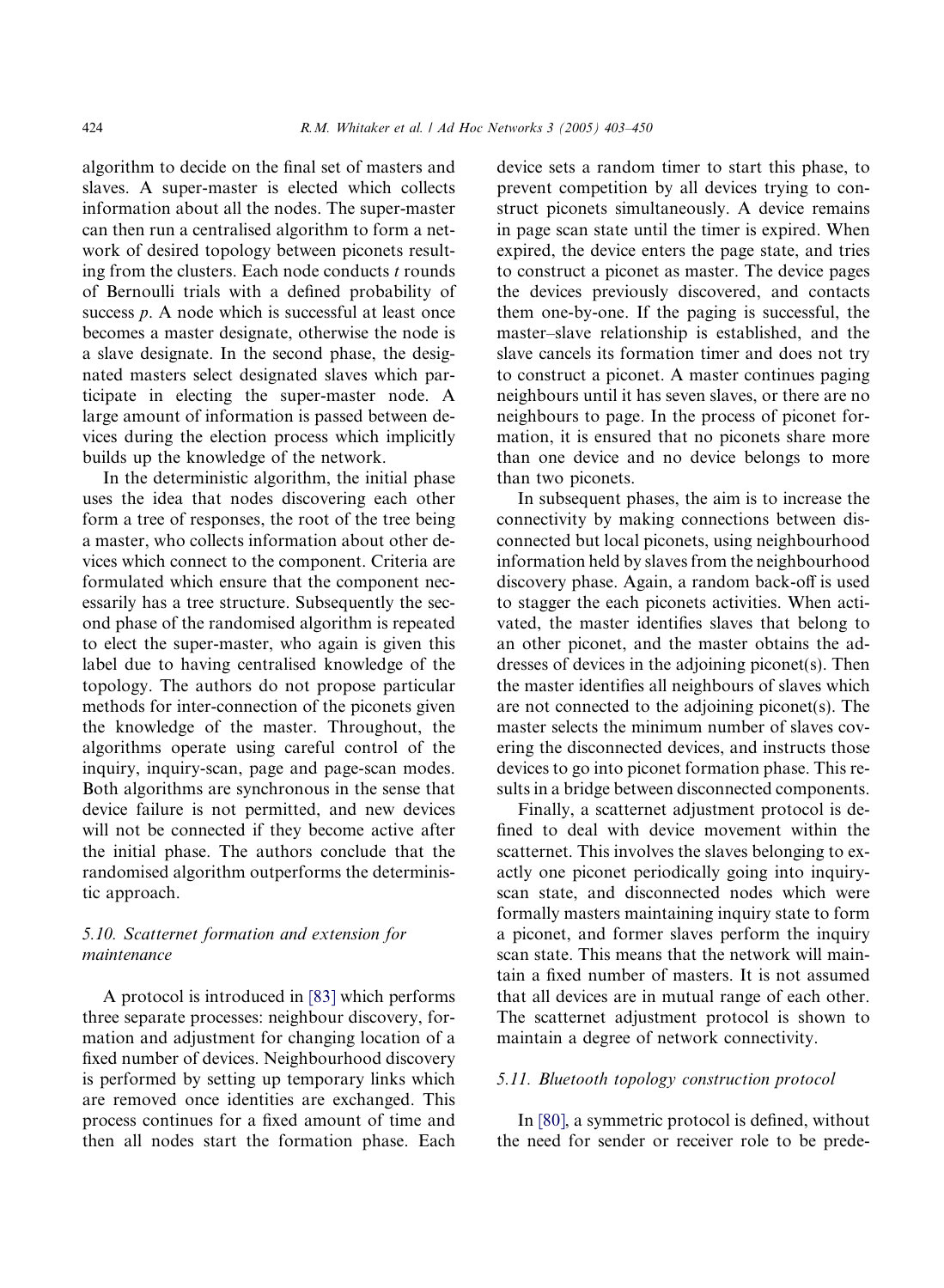algorithm to decide on the final set of masters and slaves. A super-master is elected which collects information about all the nodes. The super-master can then run a centralised algorithm to form a network of desired topology between piconets resulting from the clusters. Each node conducts $t$ rounds of Bernoulli trials with a defined probability of success $p$. A node which is successful at least once becomes a master designate, otherwise the node is a slave designate. In the second phase, the designated masters select designated slaves which participate in electing the super-master node. A large amount of information is passed between devices during the election process which implicitly builds up the knowledge of the network.

In the deterministic algorithm, the initial phase uses the idea that nodes discovering each other form a tree of responses, the root of the tree being a master, who collects information about other devices which connect to the component. Criteria are formulated which ensure that the component necessarily has a tree structure. Subsequently the second phase of the randomised algorithm is repeated to elect the super-master, who again is given this label due to having centralised knowledge of the topology. The authors do not propose particular methods for inter-connection of the piconets given the knowledge of the master. Throughout, the algorithms operate using careful control of the inquiry, inquiry-scan, page and page-scan modes. Both algorithms are synchronous in the sense that device failure is not permitted, and new devices will not be connected if they become active after the initial phase. The authors conclude that the randomised algorithm outperforms the deterministic approach.

### 5.10. Scatternet formation and extension for maintenance

A protocol is introduced in [83] which performs three separate processes: neighbour discovery, formation and adjustment for changing location of a fixed number of devices. Neighbourhood discovery is performed by setting up temporary links which are removed once identities are exchanged. This process continues for a fixed amount of time and then all nodes start the formation phase. Each device sets a random timer to start this phase, to prevent competition by all devices trying to construct piconets simultaneously. A device remains in page scan state until the timer is expired. When expired, the device enters the page state, and tries to construct a piconet as master. The device pages the devices previously discovered, and contacts them one-by-one. If the paging is successful, the master–slave relationship is established, and the slave cancels its formation timer and does not try to construct a piconet. A master continues paging neighbours until it has seven slaves, or there are no neighbours to page. In the process of piconet formation, it is ensured that no piconets share more than one device and no device belongs to more than two piconets.

In subsequent phases, the aim is to increase the connectivity by making connections between disconnected but local piconets, using neighbourhood information held by slaves from the neighbourhood discovery phase. Again, a random back-off is used to stagger the each piconets activities. When activated, the master identifies slaves that belong to an other piconet, and the master obtains the addresses of devices in the adjoining piconet(s). Then the master identifies all neighbours of slaves which are not connected to the adjoining piconet(s). The master selects the minimum number of slaves covering the disconnected devices, and instructs those devices to go into piconet formation phase. This results in a bridge between disconnected components.

Finally, a scatternet adjustment protocol is defined to deal with device movement within the scatternet. This involves the slaves belonging to exactly one piconet periodically going into inquiry-scan state, and disconnected nodes which were formally masters maintaining inquiry state to form a piconet, and former slaves perform the inquiry scan state. This means that the network will maintain a fixed number of masters. It is not assumed that all devices are in mutual range of each other. The scatternet adjustment protocol is shown to maintain a degree of network connectivity.

### 5.11. Bluetooth topology construction protocol

In [80], a symmetric protocol is defined, without the need for sender or receiver role to be prede-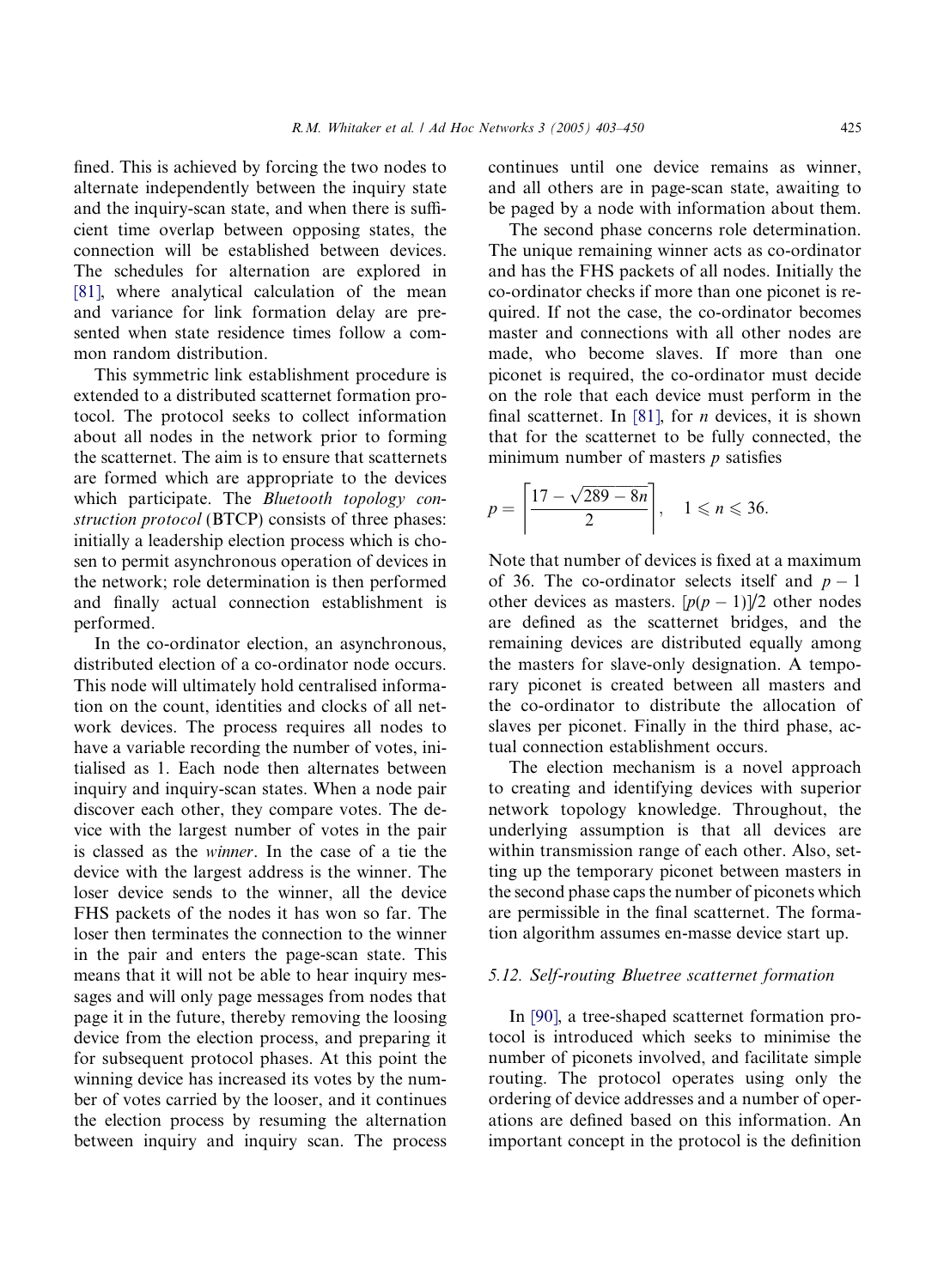fined. This is achieved by forcing the two nodes to alternate independently between the inquiry state and the inquiry-scan state, and when there is sufficient time overlap between opposing states, the connection will be established between devices. The schedules for alternation are explored in [81], where analytical calculation of the mean and variance for link formation delay are presented when state residence times follow a common random distribution.

This symmetric link establishment procedure is extended to a distributed scatternet formation protocol. The protocol seeks to collect information about all nodes in the network prior to forming the scatternet. The aim is to ensure that scatternets are formed which are appropriate to the devices which participate. The *Bluetooth topology construction protocol* (BTCP) consists of three phases: initially a leadership election process which is chosen to permit asynchronous operation of devices in the network; role determination is then performed and finally actual connection establishment is performed.

In the co-ordinator election, an asynchronous, distributed election of a co-ordinator node occurs. This node will ultimately hold centralised information on the count, identities and clocks of all network devices. The process requires all nodes to have a variable recording the number of votes, initialised as 1. Each node then alternates between inquiry and inquiry-scan states. When a node pair discover each other, they compare votes. The device with the largest number of votes in the pair is classed as the *winner*. In the case of a tie the device with the largest address is the winner. The loser device sends to the winner, all the device FHS packets of the nodes it has won so far. The loser then terminates the connection to the winner in the pair and enters the page-scan state. This means that it will not be able to hear inquiry messages and will only page messages from nodes that page it in the future, thereby removing the loosing device from the election process, and preparing it for subsequent protocol phases. At this point the winning device has increased its votes by the number of votes carried by the looser, and it continues the election process by resuming the alternation between inquiry and inquiry scan. The process continues until one device remains as winner, and all others are in page-scan state, awaiting to be paged by a node with information about them.

The second phase concerns role determination. The unique remaining winner acts as co-ordinator and has the FHS packets of all nodes. Initially the co-ordinator checks if more than one piconet is required. If not the case, the co-ordinator becomes master and connections with all other nodes are made, who become slaves. If more than one piconet is required, the co-ordinator must decide on the role that each device must perform in the final scatternet. In [81], for $n$ devices, it is shown that for the scatternet to be fully connected, the minimum number of masters $p$ satisfies

$$p = \left\lceil \frac{17 - \sqrt{289 - 8n}}{2} \right\rceil, \quad 1 \leqslant n \leqslant 36.$$

Note that number of devices is fixed at a maximum of 36. The co-ordinator selects itself and $p-1$ other devices as masters. $[p(p-1)]/2$ other nodes are defined as the scatternet bridges, and the remaining devices are distributed equally among the masters for slave-only designation. A temporary piconet is created between all masters and the co-ordinator to distribute the allocation of slaves per piconet. Finally in the third phase, actual connection establishment occurs.

The election mechanism is a novel approach to creating and identifying devices with superior network topology knowledge. Throughout, the underlying assumption is that all devices are within transmission range of each other. Also, setting up the temporary piconet between masters in the second phase caps the number of piconets which are permissible in the final scatternet. The formation algorithm assumes en-masse device start up.

### 5.12. Self-routing Bluetree scatternet formation

In [90], a tree-shaped scatternet formation protocol is introduced which seeks to minimise the number of piconets involved, and facilitate simple routing. The protocol operates using only the ordering of device addresses and a number of operations are defined based on this information. An important concept in the protocol is the definition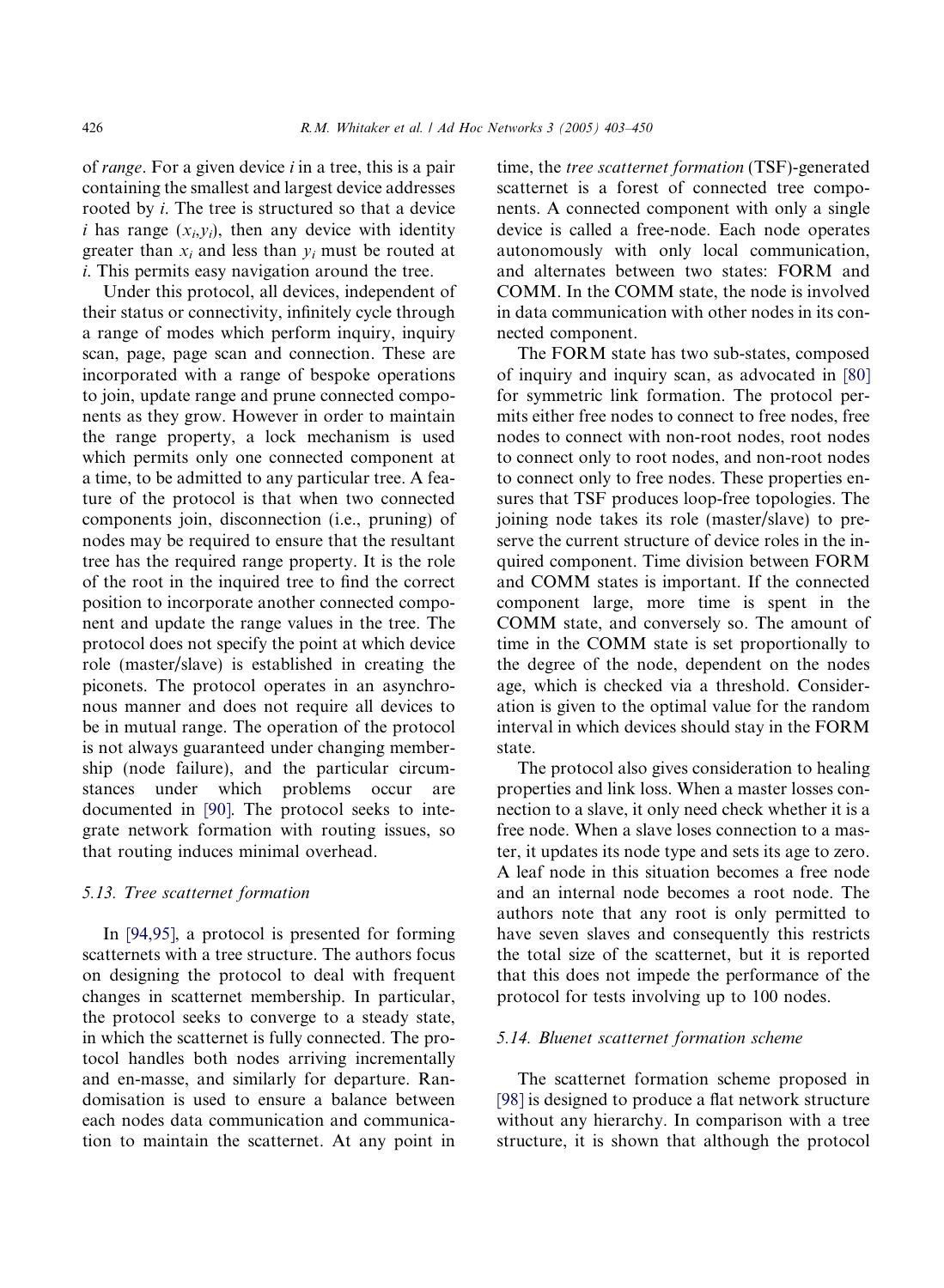of *range*. For a given device $i$ in a tree, this is a pair containing the smallest and largest device addresses rooted by $i$. The tree is structured so that a device $i$ has range $(x_i, y_i)$, then any device with identity greater than $x_i$ and less than $y_i$ must be routed at $i$. This permits easy navigation around the tree.

Under this protocol, all devices, independent of their status or connectivity, infinitely cycle through a range of modes which perform inquiry, inquiry scan, page, page scan and connection. These are incorporated with a range of bespoke operations to join, update range and prune connected components as they grow. However in order to maintain the range property, a lock mechanism is used which permits only one connected component at a time, to be admitted to any particular tree. A feature of the protocol is that when two connected components join, disconnection (i.e., pruning) of nodes may be required to ensure that the resultant tree has the required range property. It is the role of the root in the inquired tree to find the correct position to incorporate another connected component and update the range values in the tree. The protocol does not specify the point at which device role (master/slave) is established in creating the piconets. The protocol operates in an asynchronous manner and does not require all devices to be in mutual range. The operation of the protocol is not always guaranteed under changing membership (node failure), and the particular circumstances under which problems occur are documented in [90]. The protocol seeks to integrate network formation with routing issues, so that routing induces minimal overhead.

### 5.13. Tree scatternet formation

In [94,95], a protocol is presented for forming scatternets with a tree structure. The authors focus on designing the protocol to deal with frequent changes in scatternet membership. In particular, the protocol seeks to converge to a steady state, in which the scatternet is fully connected. The protocol handles both nodes arriving incrementally and en-masse, and similarly for departure. Randomisation is used to ensure a balance between each nodes data communication and communication to maintain the scatternet. At any point in time, the *tree scatternet formation* (TSF)-generated scatternet is a forest of connected tree components. A connected component with only a single device is called a free-node. Each node operates autonomously with only local communication, and alternates between two states: FORM and COMM. In the COMM state, the node is involved in data communication with other nodes in its connected component.

The FORM state has two sub-states, composed of inquiry and inquiry scan, as advocated in [80] for symmetric link formation. The protocol permits either free nodes to connect to free nodes, free nodes to connect with non-root nodes, root nodes to connect only to root nodes, and non-root nodes to connect only to free nodes. These properties ensures that TSF produces loop-free topologies. The joining node takes its role (master/slave) to preserve the current structure of device roles in the inquired component. Time division between FORM and COMM states is important. If the connected component large, more time is spent in the COMM state, and conversely so. The amount of time in the COMM state is set proportionally to the degree of the node, dependent on the nodes age, which is checked via a threshold. Consideration is given to the optimal value for the random interval in which devices should stay in the FORM state.

The protocol also gives consideration to healing properties and link loss. When a master losses connection to a slave, it only need check whether it is a free node. When a slave loses connection to a master, it updates its node type and sets its age to zero. A leaf node in this situation becomes a free node and an internal node becomes a root node. The authors note that any root is only permitted to have seven slaves and consequently this restricts the total size of the scatternet, but it is reported that this does not impede the performance of the protocol for tests involving up to 100 nodes.

### 5.14. Bluenet scatternet formation scheme

The scatternet formation scheme proposed in [98] is designed to produce a flat network structure without any hierarchy. In comparison with a tree structure, it is shown that although the protocol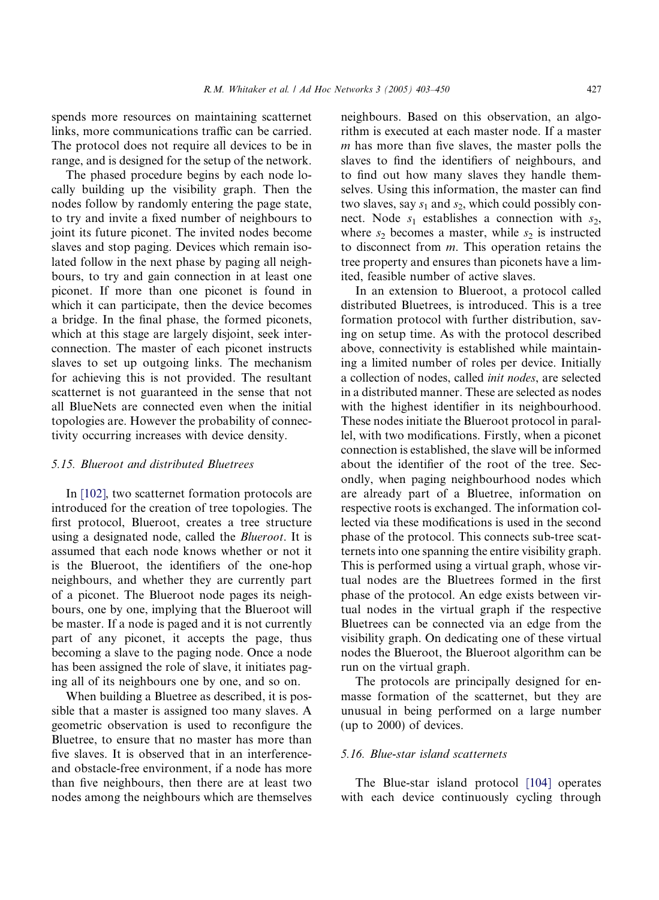spends more resources on maintaining scatternet links, more communications traffic can be carried. The protocol does not require all devices to be in range, and is designed for the setup of the network.

The phased procedure begins by each node locally building up the visibility graph. Then the nodes follow by randomly entering the page state, to try and invite a fixed number of neighbours to joint its future piconet. The invited nodes become slaves and stop paging. Devices which remain isolated follow in the next phase by paging all neighbours, to try and gain connection in at least one piconet. If more than one piconet is found in which it can participate, then the device becomes a bridge. In the final phase, the formed piconets, which at this stage are largely disjoint, seek interconnection. The master of each piconet instructs slaves to set up outgoing links. The mechanism for achieving this is not provided. The resultant scatternet is not guaranteed in the sense that not all BlueNets are connected even when the initial topologies are. However the probability of connectivity occurring increases with device density.

### 5.15. Blueroot and distributed Bluetrees

In [102], two scatternet formation protocols are introduced for the creation of tree topologies. The first protocol, Blueroot, creates a tree structure using a designated node, called the *Blueroot*. It is assumed that each node knows whether or not it is the Blueroot, the identifiers of the one-hop neighbours, and whether they are currently part of a piconet. The Blueroot node pages its neighbours, one by one, implying that the Blueroot will be master. If a node is paged and it is not currently part of any piconet, it accepts the page, thus becoming a slave to the paging node. Once a node has been assigned the role of slave, it initiates paging all of its neighbours one by one, and so on.

When building a Bluetree as described, it is possible that a master is assigned too many slaves. A geometric observation is used to reconfigure the Bluetree, to ensure that no master has more than five slaves. It is observed that in an interference- and obstacle-free environment, if a node has more than five neighbours, then there are at least two nodes among the neighbours which are themselves neighbours. Based on this observation, an algorithm is executed at each master node. If a master $m$ has more than five slaves, the master polls the slaves to find the identifiers of neighbours, and to find out how many slaves they handle themselves. Using this information, the master can find two slaves, say $s_1$ and $s_2$, which could possibly connect. Node $s_1$ establishes a connection with $s_2$, where $s_2$ becomes a master, while $s_2$ is instructed to disconnect from $m$. This operation retains the tree property and ensures than piconets have a limited, feasible number of active slaves.

In an extension to Blueroot, a protocol called distributed Bluetrees, is introduced. This is a tree formation protocol with further distribution, saving on setup time. As with the protocol described above, connectivity is established while maintaining a limited number of roles per device. Initially a collection of nodes, called *init nodes*, are selected in a distributed manner. These are selected as nodes with the highest identifier in its neighbourhood. These nodes initiate the Blueroot protocol in parallel, with two modifications. Firstly, when a piconet connection is established, the slave will be informed about the identifier of the root of the tree. Secondly, when paging neighbourhood nodes which are already part of a Bluetree, information on respective roots is exchanged. The information collected via these modifications is used in the second phase of the protocol. This connects sub-tree scatternets into one spanning the entire visibility graph. This is performed using a virtual graph, whose virtual nodes are the Bluetrees formed in the first phase of the protocol. An edge exists between virtual nodes in the virtual graph if the respective Bluetrees can be connected via an edge from the visibility graph. On dedicating one of these virtual nodes the Blueroot, the Blueroot algorithm can be run on the virtual graph.

The protocols are principally designed for en-masse formation of the scatternet, but they are unusual in being performed on a large number (up to 2000) of devices.

### 5.16. Blue-star island scatternets

The Blue-star island protocol [104] operates with each device continuously cycling through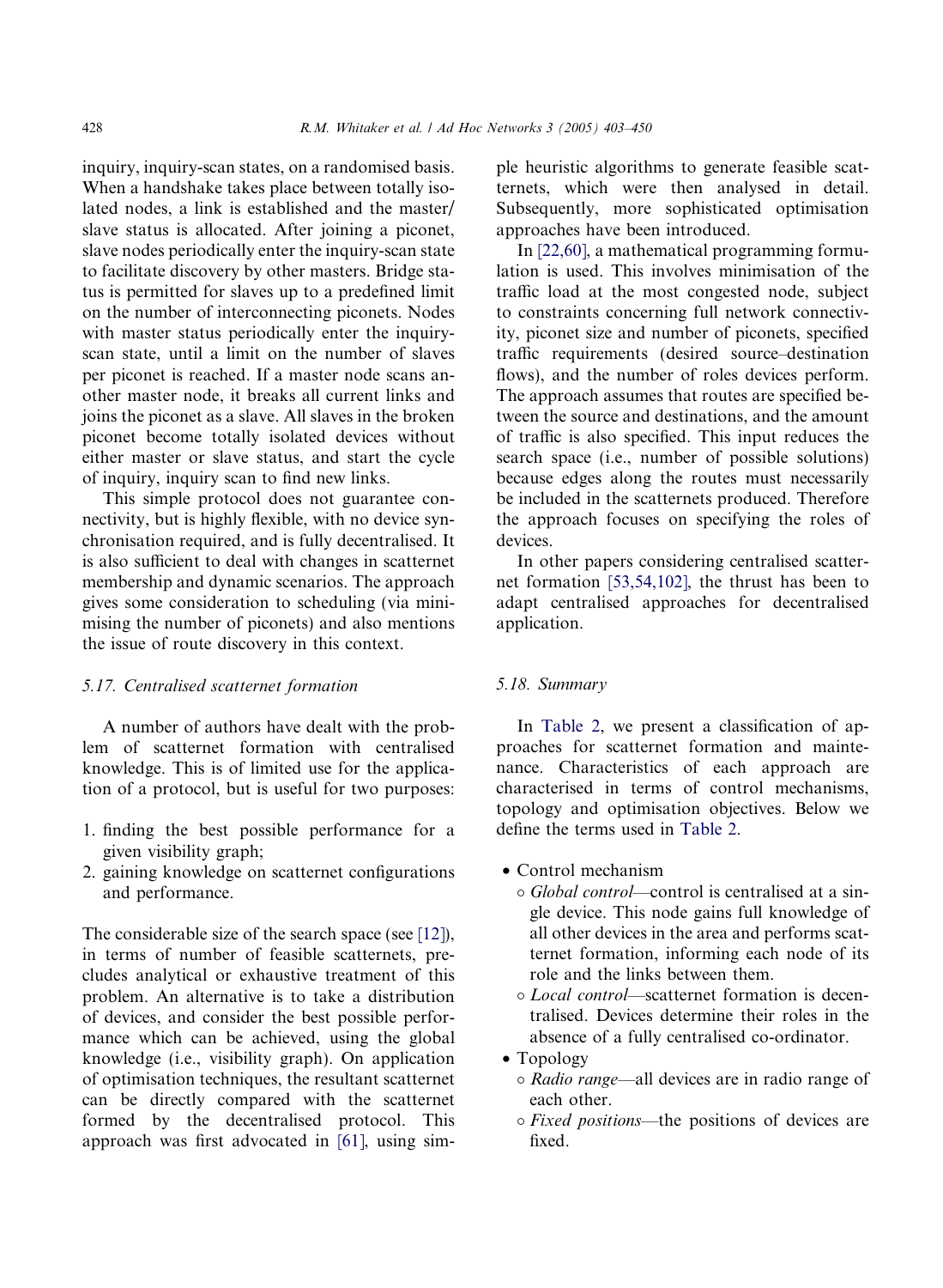inquiry, inquiry-scan states, on a randomised basis. When a handshake takes place between totally isolated nodes, a link is established and the master/slave status is allocated. After joining a piconet, slave nodes periodically enter the inquiry-scan state to facilitate discovery by other masters. Bridge status is permitted for slaves up to a predefined limit on the number of interconnecting piconets. Nodes with master status periodically enter the inquiry-scan state, until a limit on the number of slaves per piconet is reached. If a master node scans another master node, it breaks all current links and joins the piconet as a slave. All slaves in the broken piconet become totally isolated devices without either master or slave status, and start the cycle of inquiry, inquiry scan to find new links.

This simple protocol does not guarantee connectivity, but is highly flexible, with no device synchronisation required, and is fully decentralised. It is also sufficient to deal with changes in scatternet membership and dynamic scenarios. The approach gives some consideration to scheduling (via minimising the number of piconets) and also mentions the issue of route discovery in this context.

### 5.17. Centralised scatternet formation

A number of authors have dealt with the problem of scatternet formation with centralised knowledge. This is of limited use for the application of a protocol, but is useful for two purposes:

1. finding the best possible performance for a given visibility graph;
2. gaining knowledge on scatternet configurations and performance.

The considerable size of the search space (see [12]), in terms of number of feasible scatternets, precludes analytical or exhaustive treatment of this problem. An alternative is to take a distribution of devices, and consider the best possible performance which can be achieved, using the global knowledge (i.e., visibility graph). On application of optimisation techniques, the resultant scatternet can be directly compared with the scatternet formed by the decentralised protocol. This approach was first advocated in [61], using simple heuristic algorithms to generate feasible scatternets, which were then analysed in detail. Subsequently, more sophisticated optimisation approaches have been introduced.

In [22,60], a mathematical programming formulation is used. This involves minimisation of the traffic load at the most congested node, subject to constraints concerning full network connectivity, piconet size and number of piconets, specified traffic requirements (desired source–destination flows), and the number of roles devices perform. The approach assumes that routes are specified between the source and destinations, and the amount of traffic is also specified. This input reduces the search space (i.e., number of possible solutions) because edges along the routes must necessarily be included in the scatternets produced. Therefore the approach focuses on specifying the roles of devices.

In other papers considering centralised scatternet formation [53,54,102], the thrust has been to adapt centralised approaches for decentralised application.

### 5.18. Summary

In Table 2, we present a classification of approaches for scatternet formation and maintenance. Characteristics of each approach are characterised in terms of control mechanisms, topology and optimisation objectives. Below we define the terms used in Table 2.

- Control mechanism
  - *Global control*—control is centralised at a single device. This node gains full knowledge of all other devices in the area and performs scatternet formation, informing each node of its role and the links between them.
  - *Local control*—scatternet formation is decentralised. Devices determine their roles in the absence of a fully centralised co-ordinator.
- Topology
  - *Radio range*—all devices are in radio range of each other.
  - *Fixed positions*—the positions of devices are fixed.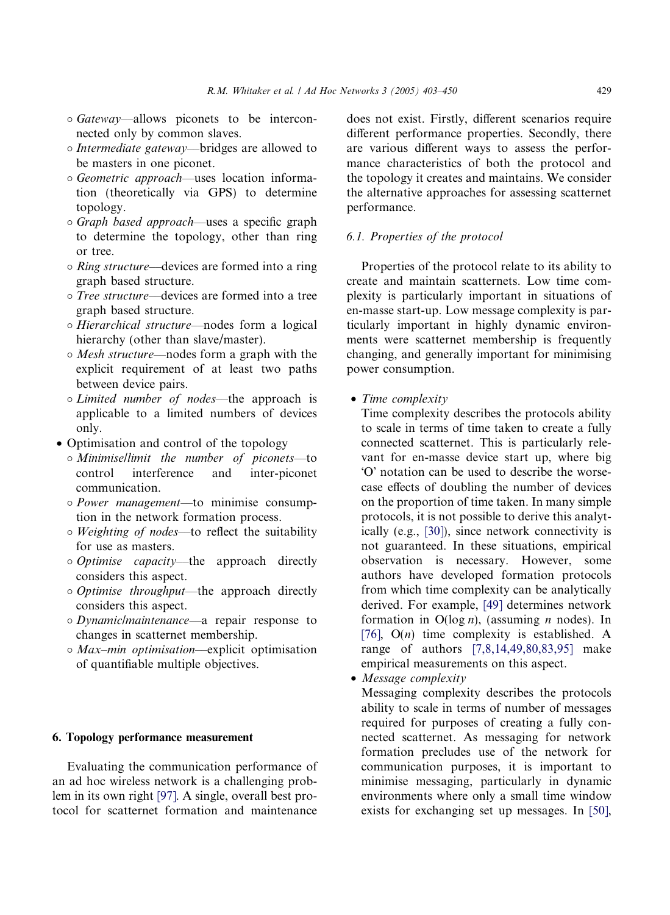- *Gateway*—allows piconets to be interconnected only by common slaves.
  - *Intermediate gateway*—bridges are allowed to be masters in one piconet.
  - *Geometric approach*—uses location information (theoretically via GPS) to determine topology.
  - *Graph based approach*—uses a specific graph to determine the topology, other than ring or tree.
  - *Ring structure*—devices are formed into a ring graph based structure.
  - *Tree structure*—devices are formed into a tree graph based structure.
  - *Hierarchical structure*—nodes form a logical hierarchy (other than slave/master).
  - *Mesh structure*—nodes form a graph with the explicit requirement of at least two paths between device pairs.
  - *Limited number of nodes*—the approach is applicable to a limited numbers of devices only.
- Optimisation and control of the topology
  - *Minimise/limit the number of piconets*—to control interference and inter-piconet communication.
  - *Power management*—to minimise consumption in the network formation process.
  - *Weighting of nodes*—to reflect the suitability for use as masters.
  - *Optimise capacity*—the approach directly considers this aspect.
  - *Optimise throughput*—the approach directly considers this aspect.
  - *Dynamic/maintenance*—a repair response to changes in scatternet membership.
  - *Max–min optimisation*—explicit optimisation of quantifiable multiple objectives.

## 6. Topology performance measurement

Evaluating the communication performance of an ad hoc wireless network is a challenging problem in its own right [97]. A single, overall best protocol for scatternet formation and maintenance does not exist. Firstly, different scenarios require different performance properties. Secondly, there are various different ways to assess the performance characteristics of both the protocol and the topology it creates and maintains. We consider the alternative approaches for assessing scatternet performance.

### 6.1. Properties of the protocol

Properties of the protocol relate to its ability to create and maintain scatternets. Low time complexity is particularly important in situations of en-masse start-up. Low message complexity is particularly important in highly dynamic environments were scatternet membership is frequently changing, and generally important for minimising power consumption.

- *Time complexity*
  Time complexity describes the protocols ability to scale in terms of time taken to create a fully connected scatternet. This is particularly relevant for en-masse device start up, where big 'O' notation can be used to describe the worse-case effects of doubling the number of devices on the proportion of time taken. In many simple protocols, it is not possible to derive this analytically (e.g., [30]), since network connectivity is not guaranteed. In these situations, empirical observation is necessary. However, some authors have developed formation protocols from which time complexity can be analytically derived. For example, [49] determines network formation in $O(\log n)$, (assuming $n$ nodes). In [76], $O(n)$ time complexity is established. A range of authors [7,8,14,49,80,83,95] make empirical measurements on this aspect.
- *Message complexity*
  Messaging complexity describes the protocols ability to scale in terms of number of messages required for purposes of creating a fully connected scatternet. As messaging for network formation precludes use of the network for communication purposes, it is important to minimise messaging, particularly in dynamic environments where only a small time window exists for exchanging set up messages. In [50],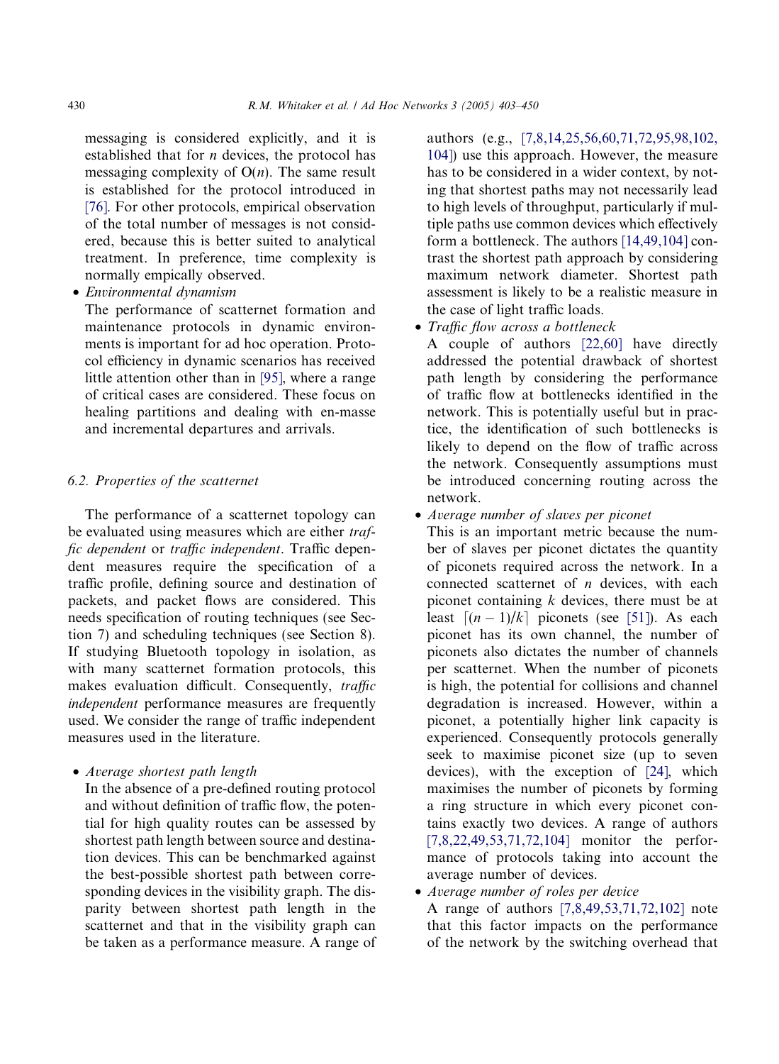messaging is considered explicitly, and it is established that for $n$ devices, the protocol has messaging complexity of $O(n)$. The same result is established for the protocol introduced in [76]. For other protocols, empirical observation of the total number of messages is not considered, because this is better suited to analytical treatment. In preference, time complexity is normally empically observed.

- *Environmental dynamism*
  The performance of scatternet formation and maintenance protocols in dynamic environments is important for ad hoc operation. Protocol efficiency in dynamic scenarios has received little attention other than in [95], where a range of critical cases are considered. These focus on healing partitions and dealing with en-masse and incremental departures and arrivals.

### 6.2. Properties of the scatternet

The performance of a scatternet topology can be evaluated using measures which are either *traffic dependent* or *traffic independent*. Traffic dependent measures require the specification of a traffic profile, defining source and destination of packets, and packet flows are considered. This needs specification of routing techniques (see Section 7) and scheduling techniques (see Section 8). If studying Bluetooth topology in isolation, as with many scatternet formation protocols, this makes evaluation difficult. Consequently, *traffic independent* performance measures are frequently used. We consider the range of traffic independent measures used in the literature.

- *Average shortest path length*
  In the absence of a pre-defined routing protocol and without definition of traffic flow, the potential for high quality routes can be assessed by shortest path length between source and destination devices. This can be benchmarked against the best-possible shortest path between corresponding devices in the visibility graph. The disparity between shortest path length in the scatternet and that in the visibility graph can be taken as a performance measure. A range of authors (e.g., [7,8,14,25,56,60,71,72,95,98,102,104]) use this approach. However, the measure has to be considered in a wider context, by noting that shortest paths may not necessarily lead to high levels of throughput, particularly if multiple paths use common devices which effectively form a bottleneck. The authors [14,49,104] contrast the shortest path approach by considering maximum network diameter. Shortest path assessment is likely to be a realistic measure in the case of light traffic loads.
- *Traffic flow across a bottleneck*
  A couple of authors [22,60] have directly addressed the potential drawback of shortest path length by considering the performance of traffic flow at bottlenecks identified in the network. This is potentially useful but in practice, the identification of such bottlenecks is likely to depend on the flow of traffic across the network. Consequently assumptions must be introduced concerning routing across the network.
- *Average number of slaves per piconet*
  This is an important metric because the number of slaves per piconet dictates the quantity of piconets required across the network. In a connected scatternet of $n$ devices, with each piconet containing $k$ devices, there must be at least $\lceil (n-1)/k \rceil$ piconets (see [51]). As each piconet has its own channel, the number of piconets also dictates the number of channels per scatternet. When the number of piconets is high, the potential for collisions and channel degradation is increased. However, within a piconet, a potentially higher link capacity is experienced. Consequently protocols generally seek to maximise piconet size (up to seven devices), with the exception of [24], which maximises the number of piconets by forming a ring structure in which every piconet contains exactly two devices. A range of authors [7,8,22,49,53,71,72,104] monitor the performance of protocols taking into account the average number of devices.
- *Average number of roles per device*
  A range of authors [7,8,49,53,71,72,102] note that this factor impacts on the performance of the network by the switching overhead that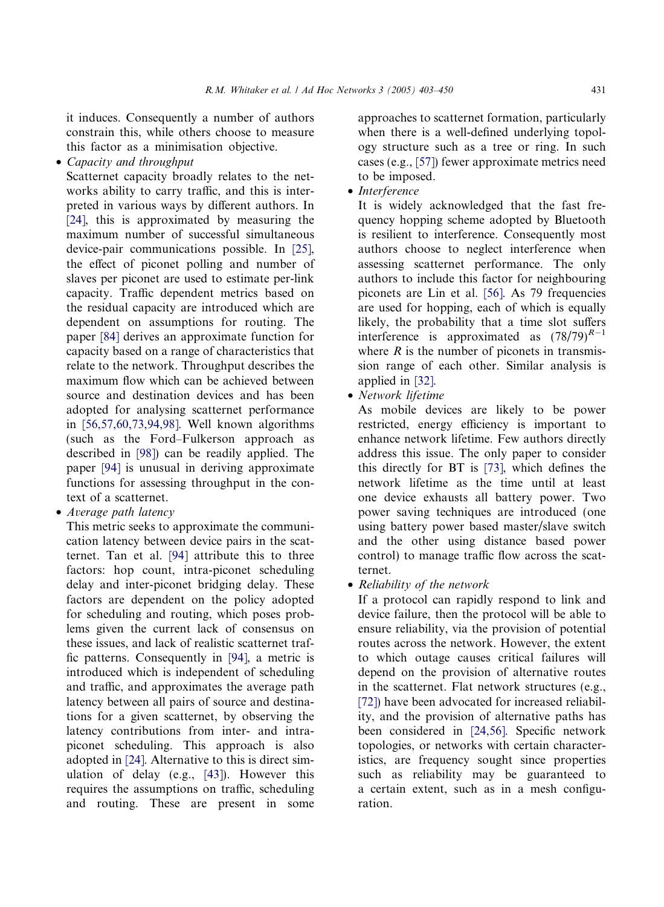it induces. Consequently a number of authors constrain this, while others choose to measure this factor as a minimisation objective.

- *Capacity and throughput*
  Scatternet capacity broadly relates to the networks ability to carry traffic, and this is interpreted in various ways by different authors. In [24], this is approximated by measuring the maximum number of successful simultaneous device-pair communications possible. In [25], the effect of piconet polling and number of slaves per piconet are used to estimate per-link capacity. Traffic dependent metrics based on the residual capacity are introduced which are dependent on assumptions for routing. The paper [84] derives an approximate function for capacity based on a range of characteristics that relate to the network. Throughput describes the maximum flow which can be achieved between source and destination devices and has been adopted for analysing scatternet performance in [56,57,60,73,94,98]. Well known algorithms (such as the Ford–Fulkerson approach as described in [98]) can be readily applied. The paper [94] is unusual in deriving approximate functions for assessing throughput in the context of a scatternet.
- *Average path latency*
  This metric seeks to approximate the communication latency between device pairs in the scatternet. Tan et al. [94] attribute this to three factors: hop count, intra-piconet scheduling delay and inter-piconet bridging delay. These factors are dependent on the policy adopted for scheduling and routing, which poses problems given the current lack of consensus on these issues, and lack of realistic scatternet traffic patterns. Consequently in [94], a metric is introduced which is independent of scheduling and traffic, and approximates the average path latency between all pairs of source and destinations for a given scatternet, by observing the latency contributions from inter- and intra-piconet scheduling. This approach is also adopted in [24]. Alternative to this is direct simulation of delay (e.g., [43]). However this requires the assumptions on traffic, scheduling and routing. These are present in some approaches to scatternet formation, particularly when there is a well-defined underlying topology structure such as a tree or ring. In such cases (e.g., [57]) fewer approximate metrics need to be imposed.
- *Interference*
  It is widely acknowledged that the fast frequency hopping scheme adopted by Bluetooth is resilient to interference. Consequently most authors choose to neglect interference when assessing scatternet performance. The only authors to include this factor for neighbouring piconets are Lin et al. [56]. As 79 frequencies are used for hopping, each of which is equally likely, the probability that a time slot suffers interference is approximated as $(78/79)^{R-1}$ where $R$ is the number of piconets in transmission range of each other. Similar analysis is applied in [32].
- *Network lifetime*
  As mobile devices are likely to be power restricted, energy efficiency is important to enhance network lifetime. Few authors directly address this issue. The only paper to consider this directly for BT is [73], which defines the network lifetime as the time until at least one device exhausts all battery power. Two power saving techniques are introduced (one using battery power based master/slave switch and the other using distance based power control) to manage traffic flow across the scatternet.
- *Reliability of the network*
  If a protocol can rapidly respond to link and device failure, then the protocol will be able to ensure reliability, via the provision of potential routes across the network. However, the extent to which outage causes critical failures will depend on the provision of alternative routes in the scatternet. Flat network structures (e.g., [72]) have been advocated for increased reliability, and the provision of alternative paths has been considered in [24,56]. Specific network topologies, or networks with certain characteristics, are frequency sought since properties such as reliability may be guaranteed to a certain extent, such as in a mesh configuration.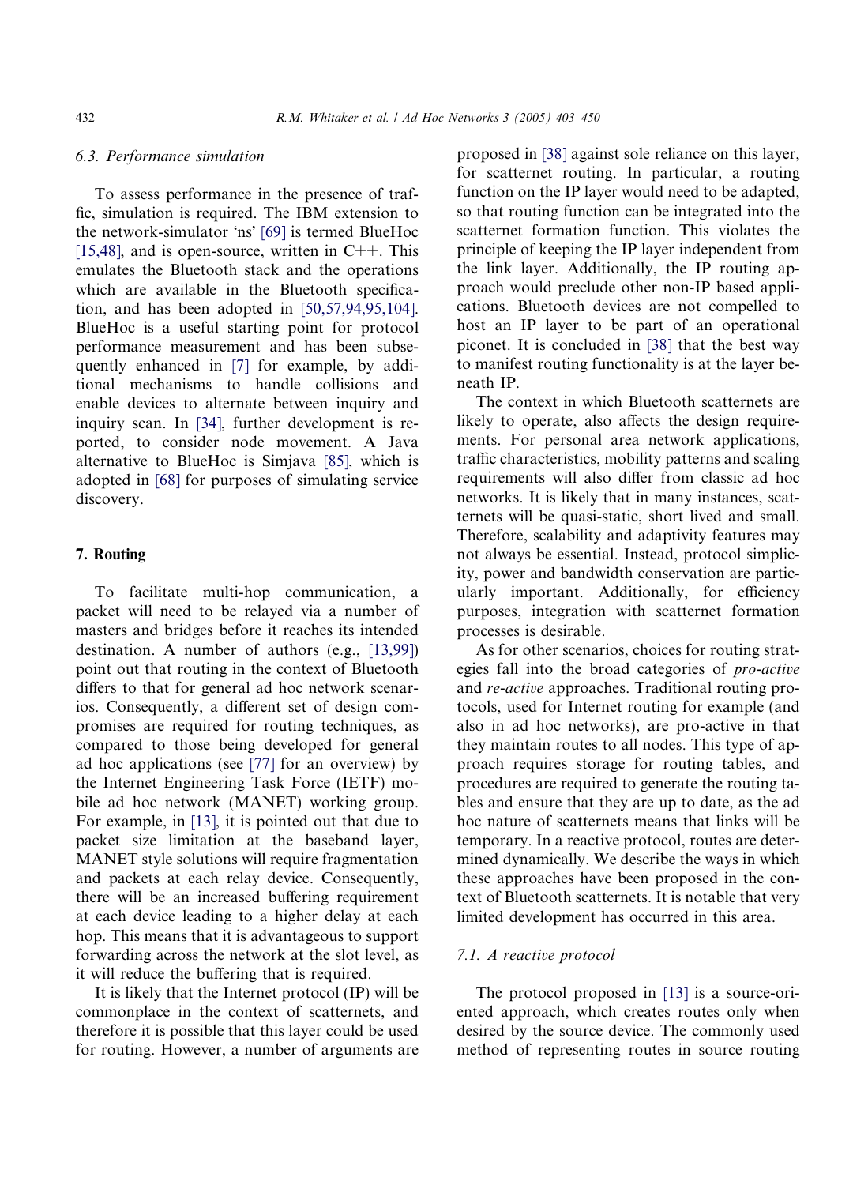### 6.3. Performance simulation

To assess performance in the presence of traffic, simulation is required. The IBM extension to the network-simulator 'ns' [69] is termed BlueHoc [15,48], and is open-source, written in C++. This emulates the Bluetooth stack and the operations which are available in the Bluetooth specification, and has been adopted in [50,57,94,95,104]. BlueHoc is a useful starting point for protocol performance measurement and has been subsequently enhanced in [7] for example, by additional mechanisms to handle collisions and enable devices to alternate between inquiry and inquiry scan. In [34], further development is reported, to consider node movement. A Java alternative to BlueHoc is Simjava [85], which is adopted in [68] for purposes of simulating service discovery.

## 7. Routing

To facilitate multi-hop communication, a packet will need to be relayed via a number of masters and bridges before it reaches its intended destination. A number of authors (e.g., [13,99]) point out that routing in the context of Bluetooth differs to that for general ad hoc network scenarios. Consequently, a different set of design compromises are required for routing techniques, as compared to those being developed for general ad hoc applications (see [77] for an overview) by the Internet Engineering Task Force (IETF) mobile ad hoc network (MANET) working group. For example, in [13], it is pointed out that due to packet size limitation at the baseband layer, MANET style solutions will require fragmentation and packets at each relay device. Consequently, there will be an increased buffering requirement at each device leading to a higher delay at each hop. This means that it is advantageous to support forwarding across the network at the slot level, as it will reduce the buffering that is required.

It is likely that the Internet protocol (IP) will be commonplace in the context of scatternets, and therefore it is possible that this layer could be used for routing. However, a number of arguments are proposed in [38] against sole reliance on this layer, for scatternet routing. In particular, a routing function on the IP layer would need to be adapted, so that routing function can be integrated into the scatternet formation function. This violates the principle of keeping the IP layer independent from the link layer. Additionally, the IP routing approach would preclude other non-IP based applications. Bluetooth devices are not compelled to host an IP layer to be part of an operational piconet. It is concluded in [38] that the best way to manifest routing functionality is at the layer beneath IP.

The context in which Bluetooth scatternets are likely to operate, also affects the design requirements. For personal area network applications, traffic characteristics, mobility patterns and scaling requirements will also differ from classic ad hoc networks. It is likely that in many instances, scatternets will be quasi-static, short lived and small. Therefore, scalability and adaptivity features may not always be essential. Instead, protocol simplicity, power and bandwidth conservation are particularly important. Additionally, for efficiency purposes, integration with scatternet formation processes is desirable.

As for other scenarios, choices for routing strategies fall into the broad categories of *pro-active* and *re-active* approaches. Traditional routing protocols, used for Internet routing for example (and also in ad hoc networks), are pro-active in that they maintain routes to all nodes. This type of approach requires storage for routing tables, and procedures are required to generate the routing tables and ensure that they are up to date, as the ad hoc nature of scatternets means that links will be temporary. In a reactive protocol, routes are determined dynamically. We describe the ways in which these approaches have been proposed in the context of Bluetooth scatternets. It is notable that very limited development has occurred in this area.

### 7.1. A reactive protocol

The protocol proposed in [13] is a source-oriented approach, which creates routes only when desired by the source device. The commonly used method of representing routes in source routing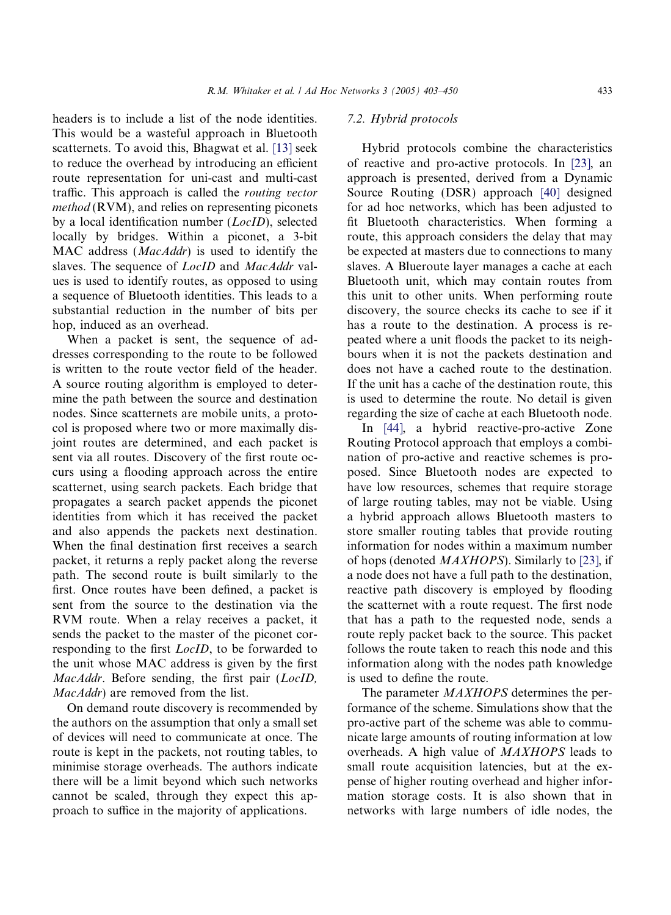headers is to include a list of the node identities. This would be a wasteful approach in Bluetooth scatternets. To avoid this, Bhagwat et al. [13] seek to reduce the overhead by introducing an efficient route representation for uni-cast and multi-cast traffic. This approach is called the *routing vector method* (RVM), and relies on representing piconets by a local identification number (*LocID*), selected locally by bridges. Within a piconet, a 3-bit MAC address (*MacAddr*) is used to identify the slaves. The sequence of *LocID* and *MacAddr* values is used to identify routes, as opposed to using a sequence of Bluetooth identities. This leads to a substantial reduction in the number of bits per hop, induced as an overhead.

When a packet is sent, the sequence of addresses corresponding to the route to be followed is written to the route vector field of the header. A source routing algorithm is employed to determine the path between the source and destination nodes. Since scatternets are mobile units, a protocol is proposed where two or more maximally disjoint routes are determined, and each packet is sent via all routes. Discovery of the first route occurs using a flooding approach across the entire scatternet, using search packets. Each bridge that propagates a search packet appends the piconet identities from which it has received the packet and also appends the packets next destination. When the final destination first receives a search packet, it returns a reply packet along the reverse path. The second route is built similarly to the first. Once routes have been defined, a packet is sent from the source to the destination via the RVM route. When a relay receives a packet, it sends the packet to the master of the piconet corresponding to the first *LocID*, to be forwarded to the unit whose MAC address is given by the first *MacAddr*. Before sending, the first pair (*LocID, MacAddr*) are removed from the list.

On demand route discovery is recommended by the authors on the assumption that only a small set of devices will need to communicate at once. The route is kept in the packets, not routing tables, to minimise storage overheads. The authors indicate there will be a limit beyond which such networks cannot be scaled, through they expect this approach to suffice in the majority of applications.

### 7.2. Hybrid protocols

Hybrid protocols combine the characteristics of reactive and pro-active protocols. In [23], an approach is presented, derived from a Dynamic Source Routing (DSR) approach [40] designed for ad hoc networks, which has been adjusted to fit Bluetooth characteristics. When forming a route, this approach considers the delay that may be expected at masters due to connections to many slaves. A Blueroute layer manages a cache at each Bluetooth unit, which may contain routes from this unit to other units. When performing route discovery, the source checks its cache to see if it has a route to the destination. A process is repeated where a unit floods the packet to its neighbours when it is not the packets destination and does not have a cached route to the destination. If the unit has a cache of the destination route, this is used to determine the route. No detail is given regarding the size of cache at each Bluetooth node.

In [44], a hybrid reactive-pro-active Zone Routing Protocol approach that employs a combination of pro-active and reactive schemes is proposed. Since Bluetooth nodes are expected to have low resources, schemes that require storage of large routing tables, may not be viable. Using a hybrid approach allows Bluetooth masters to store smaller routing tables that provide routing information for nodes within a maximum number of hops (denoted *MAXHOPS*). Similarly to [23], if a node does not have a full path to the destination, reactive path discovery is employed by flooding the scatternet with a route request. The first node that has a path to the requested node, sends a route reply packet back to the source. This packet follows the route taken to reach this node and this information along with the nodes path knowledge is used to define the route.

The parameter *MAXHOPS* determines the performance of the scheme. Simulations show that the pro-active part of the scheme was able to communicate large amounts of routing information at low overheads. A high value of *MAXHOPS* leads to small route acquisition latencies, but at the expense of higher routing overhead and higher information storage costs. It is also shown that in networks with large numbers of idle nodes, the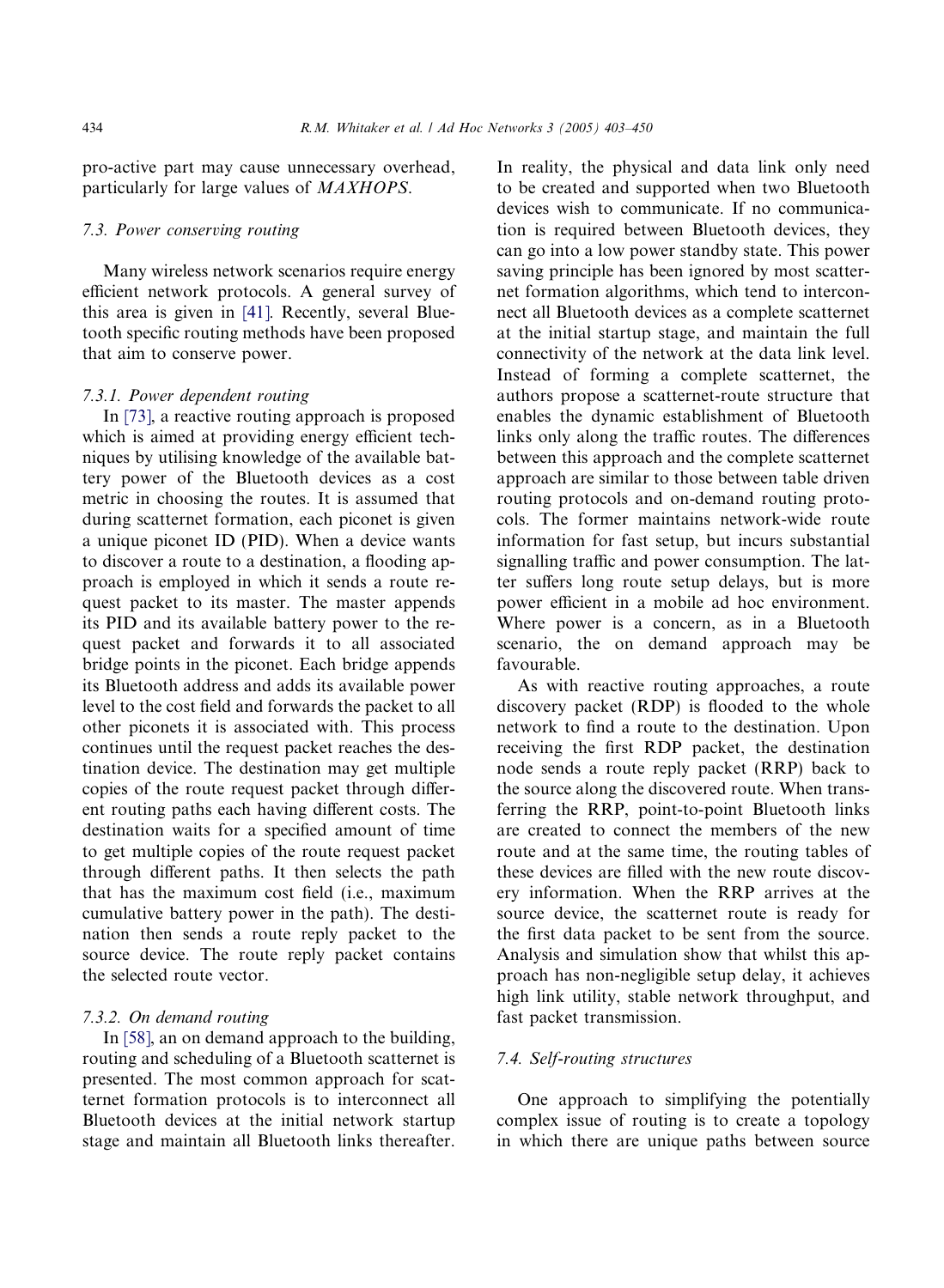pro-active part may cause unnecessary overhead, particularly for large values of *MAXHOPS*.

### 7.3. Power conserving routing

Many wireless network scenarios require energy efficient network protocols. A general survey of this area is given in [41]. Recently, several Bluetooth specific routing methods have been proposed that aim to conserve power.

#### 7.3.1. Power dependent routing

In [73], a reactive routing approach is proposed which is aimed at providing energy efficient techniques by utilising knowledge of the available battery power of the Bluetooth devices as a cost metric in choosing the routes. It is assumed that during scatternet formation, each piconet is given a unique piconet ID (PID). When a device wants to discover a route to a destination, a flooding approach is employed in which it sends a route request packet to its master. The master appends its PID and its available battery power to the request packet and forwards it to all associated bridge points in the piconet. Each bridge appends its Bluetooth address and adds its available power level to the cost field and forwards the packet to all other piconets it is associated with. This process continues until the request packet reaches the destination device. The destination may get multiple copies of the route request packet through different routing paths each having different costs. The destination waits for a specified amount of time to get multiple copies of the route request packet through different paths. It then selects the path that has the maximum cost field (i.e., maximum cumulative battery power in the path). The destination then sends a route reply packet to the source device. The route reply packet contains the selected route vector.

#### 7.3.2. On demand routing

In [58], an on demand approach to the building, routing and scheduling of a Bluetooth scatternet is presented. The most common approach for scatternet formation protocols is to interconnect all Bluetooth devices at the initial network startup stage and maintain all Bluetooth links thereafter. In reality, the physical and data link only need to be created and supported when two Bluetooth devices wish to communicate. If no communication is required between Bluetooth devices, they can go into a low power standby state. This power saving principle has been ignored by most scatternet formation algorithms, which tend to interconnect all Bluetooth devices as a complete scatternet at the initial startup stage, and maintain the full connectivity of the network at the data link level. Instead of forming a complete scatternet, the authors propose a scatternet-route structure that enables the dynamic establishment of Bluetooth links only along the traffic routes. The differences between this approach and the complete scatternet approach are similar to those between table driven routing protocols and on-demand routing protocols. The former maintains network-wide route information for fast setup, but incurs substantial signalling traffic and power consumption. The latter suffers long route setup delays, but is more power efficient in a mobile ad hoc environment. Where power is a concern, as in a Bluetooth scenario, the on demand approach may be favourable.

As with reactive routing approaches, a route discovery packet (RDP) is flooded to the whole network to find a route to the destination. Upon receiving the first RDP packet, the destination node sends a route reply packet (RRP) back to the source along the discovered route. When transferring the RRP, point-to-point Bluetooth links are created to connect the members of the new route and at the same time, the routing tables of these devices are filled with the new route discovery information. When the RRP arrives at the source device, the scatternet route is ready for the first data packet to be sent from the source. Analysis and simulation show that whilst this approach has non-negligible setup delay, it achieves high link utility, stable network throughput, and fast packet transmission.

### 7.4. Self-routing structures

One approach to simplifying the potentially complex issue of routing is to create a topology in which there are unique paths between source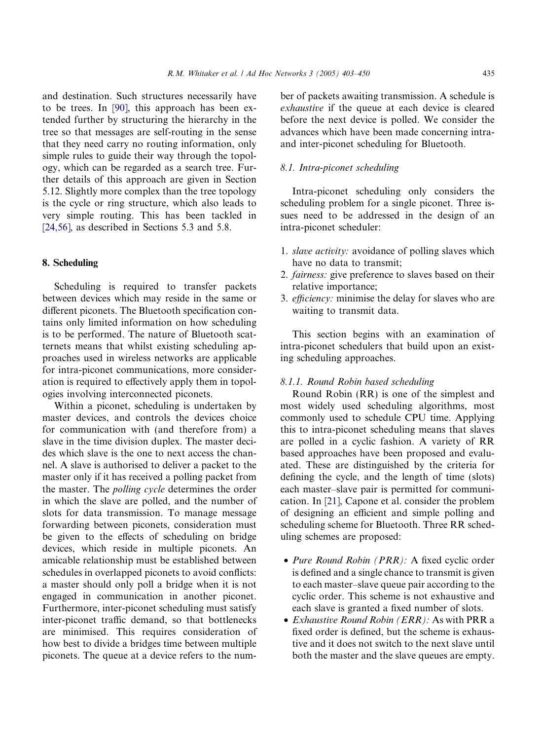and destination. Such structures necessarily have to be trees. In [90], this approach has been extended further by structuring the hierarchy in the tree so that messages are self-routing in the sense that they need carry no routing information, only simple rules to guide their way through the topology, which can be regarded as a search tree. Further details of this approach are given in Section 5.12. Slightly more complex than the tree topology is the cycle or ring structure, which also leads to very simple routing. This has been tackled in [24,56], as described in Sections 5.3 and 5.8.

## 8. Scheduling

Scheduling is required to transfer packets between devices which may reside in the same or different piconets. The Bluetooth specification contains only limited information on how scheduling is to be performed. The nature of Bluetooth scatternets means that whilst existing scheduling approaches used in wireless networks are applicable for intra-piconet communications, more consideration is required to effectively apply them in topologies involving interconnected piconets.

Within a piconet, scheduling is undertaken by master devices, and controls the devices choice for communication with (and therefore from) a slave in the time division duplex. The master decides which slave is the one to next access the channel. A slave is authorised to deliver a packet to the master only if it has received a polling packet from the master. The *polling cycle* determines the order in which the slave are polled, and the number of slots for data transmission. To manage message forwarding between piconets, consideration must be given to the effects of scheduling on bridge devices, which reside in multiple piconets. An amicable relationship must be established between schedules in overlapped piconets to avoid conflicts: a master should only poll a bridge when it is not engaged in communication in another piconet. Furthermore, inter-piconet scheduling must satisfy inter-piconet traffic demand, so that bottlenecks are minimised. This requires consideration of how best to divide a bridges time between multiple piconets. The queue at a device refers to the number of packets awaiting transmission. A schedule is *exhaustive* if the queue at each device is cleared before the next device is polled. We consider the advances which have been made concerning intra- and inter-piconet scheduling for Bluetooth.

### 8.1. Intra-piconet scheduling

Intra-piconet scheduling only considers the scheduling problem for a single piconet. Three issues need to be addressed in the design of an intra-piconet scheduler:

1. *slave activity:* avoidance of polling slaves which have no data to transmit;
2. *fairness:* give preference to slaves based on their relative importance;
3. *efficiency:* minimise the delay for slaves who are waiting to transmit data.

This section begins with an examination of intra-piconet schedulers that build upon an existing scheduling approaches.

#### 8.1.1. Round Robin based scheduling

Round Robin (RR) is one of the simplest and most widely used scheduling algorithms, most commonly used to schedule CPU time. Applying this to intra-piconet scheduling means that slaves are polled in a cyclic fashion. A variety of RR based approaches have been proposed and evaluated. These are distinguished by the criteria for defining the cycle, and the length of time (slots) each master–slave pair is permitted for communication. In [21], Capone et al. consider the problem of designing an efficient and simple polling and scheduling scheme for Bluetooth. Three RR scheduling schemes are proposed:

- *Pure Round Robin (PRR):* A fixed cyclic order is defined and a single chance to transmit is given to each master–slave queue pair according to the cyclic order. This scheme is not exhaustive and each slave is granted a fixed number of slots.
- *Exhaustive Round Robin (ERR):* As with PRR a fixed order is defined, but the scheme is exhaustive and it does not switch to the next slave until both the master and the slave queues are empty.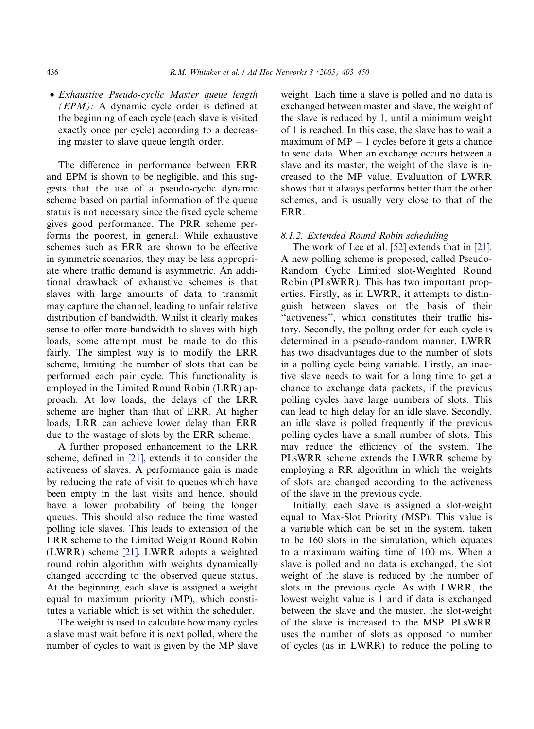- *Exhaustive Pseudo-cyclic Master queue length (EPM):* A dynamic cycle order is defined at the beginning of each cycle (each slave is visited exactly once per cycle) according to a decreasing master to slave queue length order.

The difference in performance between ERR and EPM is shown to be negligible, and this suggests that the use of a pseudo-cyclic dynamic scheme based on partial information of the queue status is not necessary since the fixed cycle scheme gives good performance. The PRR scheme performs the poorest, in general. While exhaustive schemes such as ERR are shown to be effective in symmetric scenarios, they may be less appropriate where traffic demand is asymmetric. An additional drawback of exhaustive schemes is that slaves with large amounts of data to transmit may capture the channel, leading to unfair relative distribution of bandwidth. Whilst it clearly makes sense to offer more bandwidth to slaves with high loads, some attempt must be made to do this fairly. The simplest way is to modify the ERR scheme, limiting the number of slots that can be performed each pair cycle. This functionality is employed in the Limited Round Robin (LRR) approach. At low loads, the delays of the LRR scheme are higher than that of ERR. At higher loads, LRR can achieve lower delay than ERR due to the wastage of slots by the ERR scheme.

A further proposed enhancement to the LRR scheme, defined in [21], extends it to consider the activeness of slaves. A performance gain is made by reducing the rate of visit to queues which have been empty in the last visits and hence, should have a lower probability of being the longer queues. This should also reduce the time wasted polling idle slaves. This leads to extension of the LRR scheme to the Limited Weight Round Robin (LWRR) scheme [21]. LWRR adopts a weighted round robin algorithm with weights dynamically changed according to the observed queue status. At the beginning, each slave is assigned a weight equal to maximum priority (MP), which constitutes a variable which is set within the scheduler.

The weight is used to calculate how many cycles a slave must wait before it is next polled, where the number of cycles to wait is given by the MP slave weight. Each time a slave is polled and no data is exchanged between master and slave, the weight of the slave is reduced by 1, until a minimum weight of 1 is reached. In this case, the slave has to wait a maximum of MP − 1 cycles before it gets a chance to send data. When an exchange occurs between a slave and its master, the weight of the slave is increased to the MP value. Evaluation of LWRR shows that it always performs better than the other schemes, and is usually very close to that of the ERR.

#### 8.1.2. Extended Round Robin scheduling

The work of Lee et al. [52] extends that in [21]. A new polling scheme is proposed, called Pseudo-Random Cyclic Limited slot-Weighted Round Robin (PLsWRR). This has two important properties. Firstly, as in LWRR, it attempts to distinguish between slaves on the basis of their "activeness", which constitutes their traffic history. Secondly, the polling order for each cycle is determined in a pseudo-random manner. LWRR has two disadvantages due to the number of slots in a polling cycle being variable. Firstly, an inactive slave needs to wait for a long time to get a chance to exchange data packets, if the previous polling cycles have large numbers of slots. This can lead to high delay for an idle slave. Secondly, an idle slave is polled frequently if the previous polling cycles have a small number of slots. This may reduce the efficiency of the system. The PLsWRR scheme extends the LWRR scheme by employing a RR algorithm in which the weights of slots are changed according to the activeness of the slave in the previous cycle.

Initially, each slave is assigned a slot-weight equal to Max-Slot Priority (MSP). This value is a variable which can be set in the system, taken to be 160 slots in the simulation, which equates to a maximum waiting time of 100 ms. When a slave is polled and no data is exchanged, the slot weight of the slave is reduced by the number of slots in the previous cycle. As with LWRR, the lowest weight value is 1 and if data is exchanged between the slave and the master, the slot-weight of the slave is increased to the MSP. PLsWRR uses the number of slots as opposed to number of cycles (as in LWRR) to reduce the polling to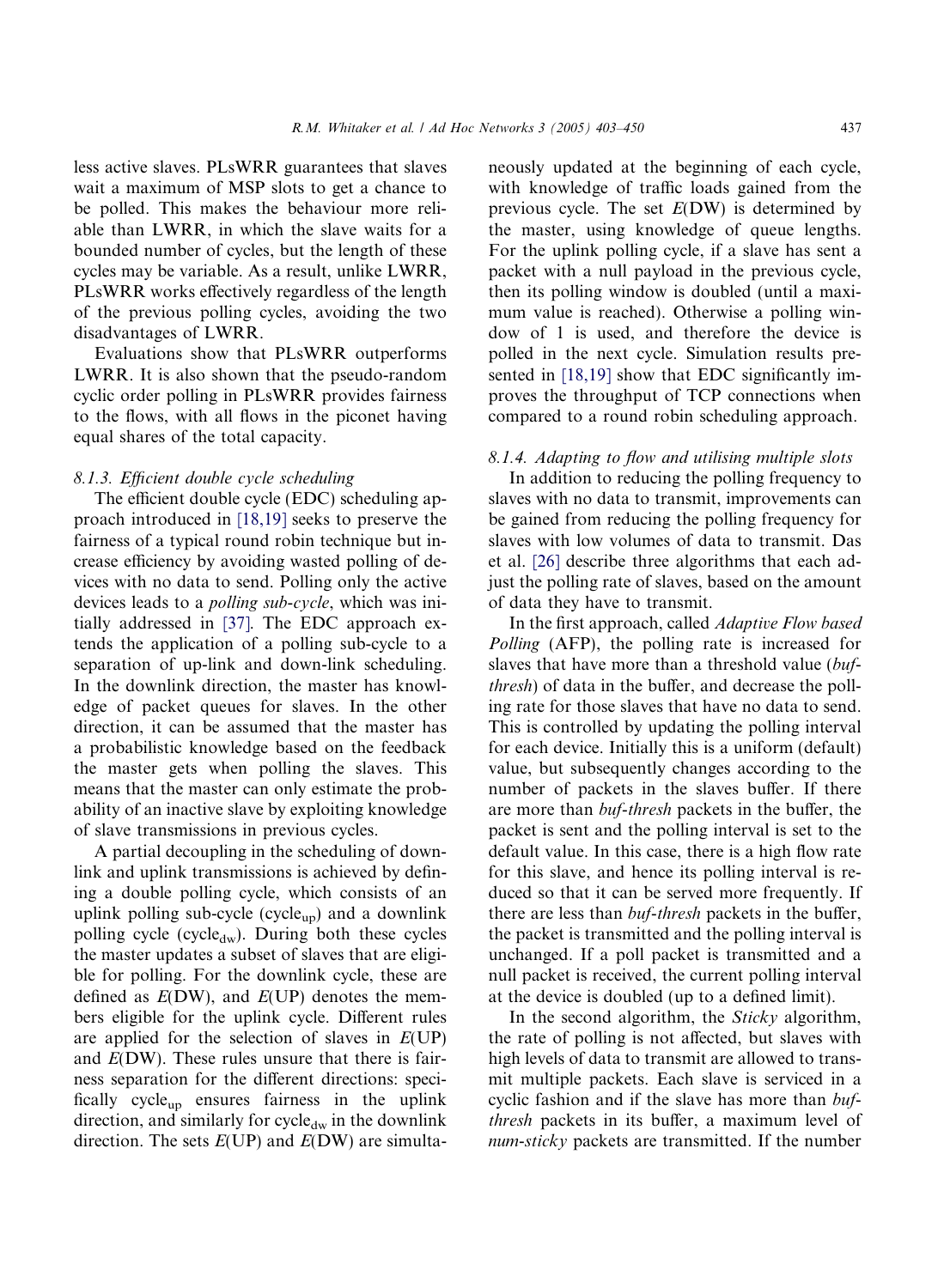less active slaves. PLsWRR guarantees that slaves wait a maximum of MSP slots to get a chance to be polled. This makes the behaviour more reliable than LWRR, in which the slave waits for a bounded number of cycles, but the length of these cycles may be variable. As a result, unlike LWRR, PLsWRR works effectively regardless of the length of the previous polling cycles, avoiding the two disadvantages of LWRR.

Evaluations show that PLsWRR outperforms LWRR. It is also shown that the pseudo-random cyclic order polling in PLsWRR provides fairness to the flows, with all flows in the piconet having equal shares of the total capacity.

#### 8.1.3. Efficient double cycle scheduling

The efficient double cycle (EDC) scheduling approach introduced in [18,19] seeks to preserve the fairness of a typical round robin technique but increase efficiency by avoiding wasted polling of devices with no data to send. Polling only the active devices leads to a *polling sub-cycle*, which was initially addressed in [37]. The EDC approach extends the application of a polling sub-cycle to a separation of up-link and down-link scheduling. In the downlink direction, the master has knowledge of packet queues for slaves. In the other direction, it can be assumed that the master has a probabilistic knowledge based on the feedback the master gets when polling the slaves. This means that the master can only estimate the probability of an inactive slave by exploiting knowledge of slave transmissions in previous cycles.

A partial decoupling in the scheduling of downlink and uplink transmissions is achieved by defining a double polling cycle, which consists of an uplink polling sub-cycle ($\text{cycle}_{\text{up}}$) and a downlink polling cycle ($\text{cycle}_{\text{dw}}$). During both these cycles the master updates a subset of slaves that are eligible for polling. For the downlink cycle, these are defined as $E(\text{DW})$, and $E(\text{UP})$ denotes the members eligible for the uplink cycle. Different rules are applied for the selection of slaves in $E(\text{UP})$ and $E(\text{DW})$. These rules unsure that there is fairness separation for the different directions: specifically $\text{cycle}_{\text{up}}$ ensures fairness in the uplink direction, and similarly for $\text{cycle}_{\text{dw}}$ in the downlink direction. The sets $E(\text{UP})$ and $E(\text{DW})$ are simultaneously updated at the beginning of each cycle, with knowledge of traffic loads gained from the previous cycle. The set $E(\text{DW})$ is determined by the master, using knowledge of queue lengths. For the uplink polling cycle, if a slave has sent a packet with a null payload in the previous cycle, then its polling window is doubled (until a maximum value is reached). Otherwise a polling window of 1 is used, and therefore the device is polled in the next cycle. Simulation results presented in [18,19] show that EDC significantly improves the throughput of TCP connections when compared to a round robin scheduling approach.

#### 8.1.4. Adapting to flow and utilising multiple slots

In addition to reducing the polling frequency to slaves with no data to transmit, improvements can be gained from reducing the polling frequency for slaves with low volumes of data to transmit. Das et al. [26] describe three algorithms that each adjust the polling rate of slaves, based on the amount of data they have to transmit.

In the first approach, called *Adaptive Flow based Polling* (AFP), the polling rate is increased for slaves that have more than a threshold value (*buf-thresh*) of data in the buffer, and decrease the polling rate for those slaves that have no data to send. This is controlled by updating the polling interval for each device. Initially this is a uniform (default) value, but subsequently changes according to the number of packets in the slaves buffer. If there are more than *buf-thresh* packets in the buffer, the packet is sent and the polling interval is set to the default value. In this case, there is a high flow rate for this slave, and hence its polling interval is reduced so that it can be served more frequently. If there are less than *buf-thresh* packets in the buffer, the packet is transmitted and the polling interval is unchanged. If a poll packet is transmitted and a null packet is received, the current polling interval at the device is doubled (up to a defined limit).

In the second algorithm, the *Sticky* algorithm, the rate of polling is not affected, but slaves with high levels of data to transmit are allowed to transmit multiple packets. Each slave is serviced in a cyclic fashion and if the slave has more than *buf-thresh* packets in its buffer, a maximum level of *num-sticky* packets are transmitted. If the number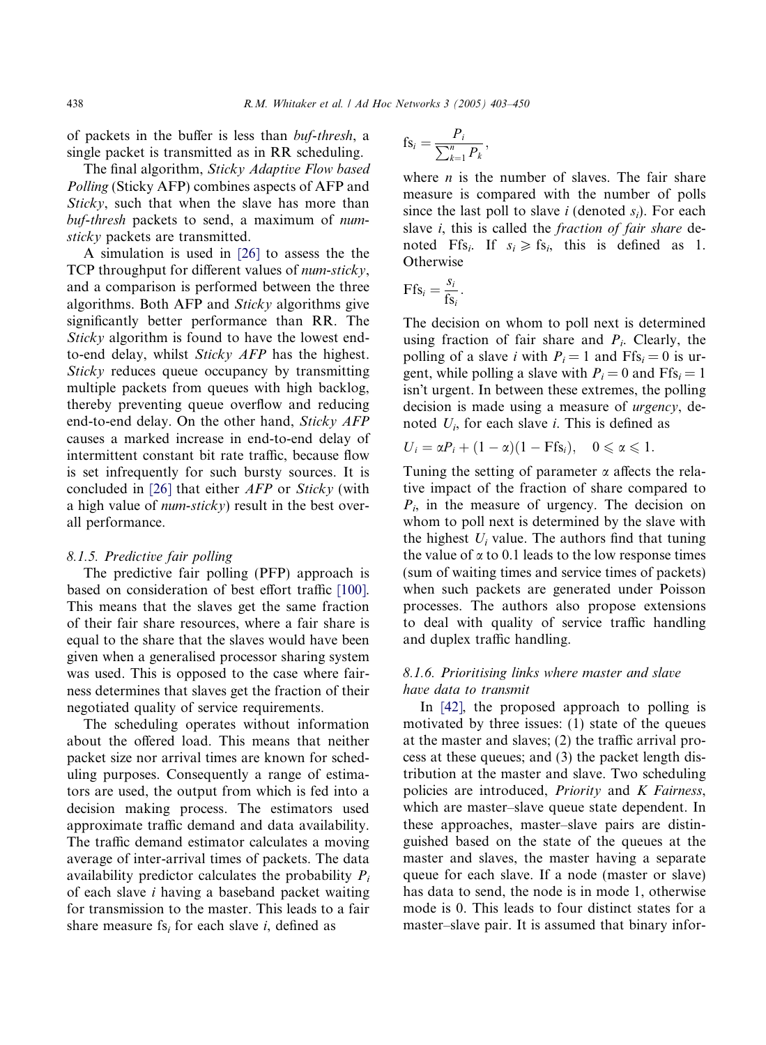of packets in the buffer is less than *buf-thresh*, a single packet is transmitted as in RR scheduling.

The final algorithm, *Sticky Adaptive Flow based Polling* (Sticky AFP) combines aspects of AFP and *Sticky*, such that when the slave has more than *buf-thresh* packets to send, a maximum of *num-sticky* packets are transmitted.

A simulation is used in [26] to assess the the TCP throughput for different values of *num-sticky*, and a comparison is performed between the three algorithms. Both AFP and *Sticky* algorithms give significantly better performance than RR. The *Sticky* algorithm is found to have the lowest end-to-end delay, whilst *Sticky AFP* has the highest. *Sticky* reduces queue occupancy by transmitting multiple packets from queues with high backlog, thereby preventing queue overflow and reducing end-to-end delay. On the other hand, *Sticky AFP* causes a marked increase in end-to-end delay of intermittent constant bit rate traffic, because flow is set infrequently for such bursty sources. It is concluded in [26] that either *AFP* or *Sticky* (with a high value of *num-sticky*) result in the best overall performance.

#### 8.1.5. Predictive fair polling

The predictive fair polling (PFP) approach is based on consideration of best effort traffic [100]. This means that the slaves get the same fraction of their fair share resources, where a fair share is equal to the share that the slaves would have been given when a generalised processor sharing system was used. This is opposed to the case where fairness determines that slaves get the fraction of their negotiated quality of service requirements.

The scheduling operates without information about the offered load. This means that neither packet size nor arrival times are known for scheduling purposes. Consequently a range of estimators are used, the output from which is fed into a decision making process. The estimators used approximate traffic demand and data availability. The traffic demand estimator calculates a moving average of inter-arrival times of packets. The data availability predictor calculates the probability $P_i$ of each slave $i$ having a baseband packet waiting for transmission to the master. This leads to a fair share measure $\mathrm{fs}_i$ for each slave $i$, defined as

$$\mathrm{fs}_i = \frac{P_i}{\sum_{k=1}^{n} P_k},$$

where $n$ is the number of slaves. The fair share measure is compared with the number of polls since the last poll to slave $i$ (denoted $s_i$). For each slave $i$, this is called the *fraction of fair share* denoted $\mathrm{Ffs}_i$. If $s_i \geqslant \mathrm{fs}_i$, this is defined as 1. Otherwise

$$\mathrm{Ffs}_i = \frac{s_i}{\mathrm{fs}_i}.$$

The decision on whom to poll next is determined using fraction of fair share and $P_i$. Clearly, the polling of a slave $i$ with $P_i = 1$ and $\mathrm{Ffs}_i = 0$ is urgent, while polling a slave with $P_i = 0$ and $\mathrm{Ffs}_i = 1$ isn't urgent. In between these extremes, the polling decision is made using a measure of *urgency*, denoted $U_i$, for each slave $i$. This is defined as

$$U_i = \alpha P_i + (1 - \alpha)(1 - \mathrm{Ffs}_i), \quad 0 \leqslant \alpha \leqslant 1.$$

Tuning the setting of parameter $\alpha$ affects the relative impact of the fraction of share compared to $P_i$, in the measure of urgency. The decision on whom to poll next is determined by the slave with the highest $U_i$ value. The authors find that tuning the value of $\alpha$ to 0.1 leads to the low response times (sum of waiting times and service times of packets) when such packets are generated under Poisson processes. The authors also propose extensions to deal with quality of service traffic handling and duplex traffic handling.

#### 8.1.6. Prioritising links where master and slave have data to transmit

In [42], the proposed approach to polling is motivated by three issues: (1) state of the queues at the master and slaves; (2) the traffic arrival process at these queues; and (3) the packet length distribution at the master and slave. Two scheduling policies are introduced, *Priority* and *K Fairness*, which are master–slave queue state dependent. In these approaches, master–slave pairs are distinguished based on the state of the queues at the master and slaves, the master having a separate queue for each slave. If a node (master or slave) has data to send, the node is in mode 1, otherwise mode is 0. This leads to four distinct states for a master–slave pair. It is assumed that binary infor-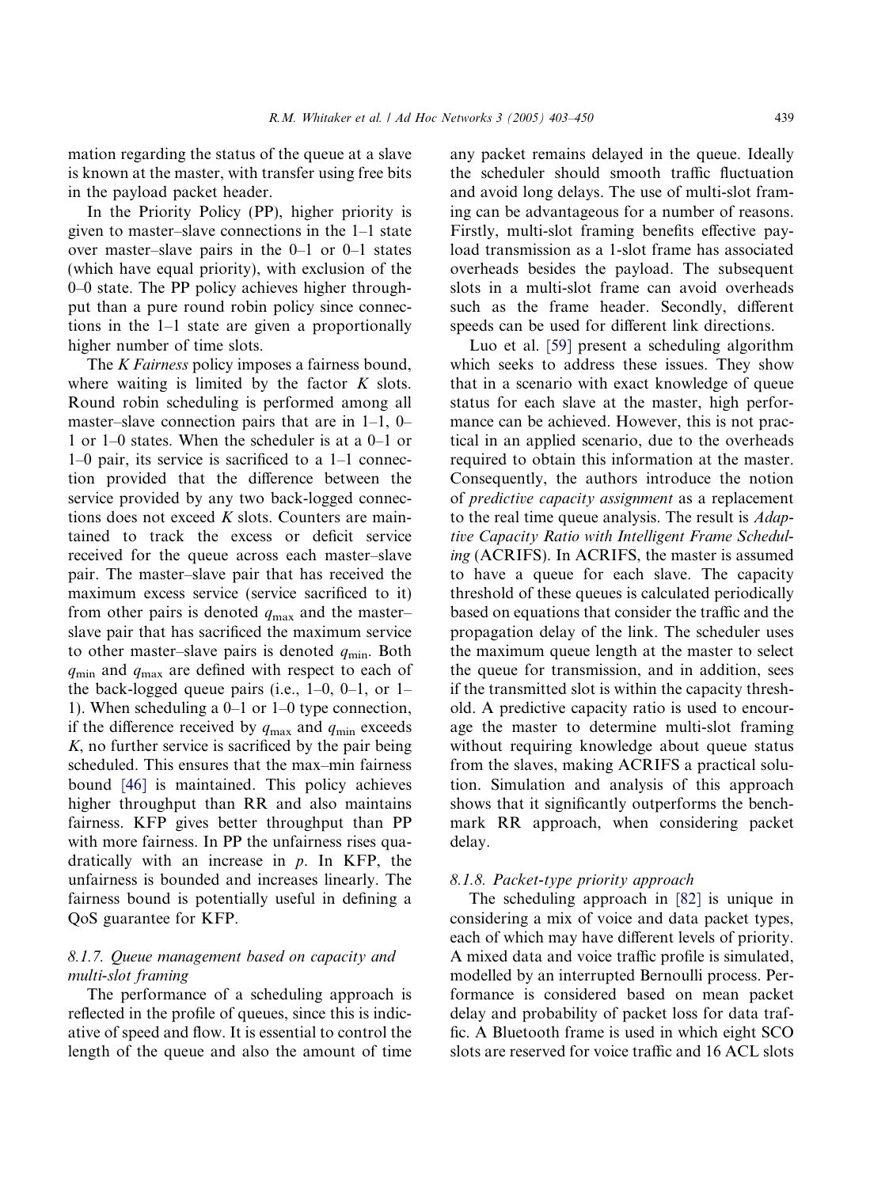mation regarding the status of the queue at a slave is known at the master, with transfer using free bits in the payload packet header.

In the Priority Policy (PP), higher priority is given to master–slave connections in the 1–1 state over master–slave pairs in the 0–1 or 0–1 states (which have equal priority), with exclusion of the 0–0 state. The PP policy achieves higher throughput than a pure round robin policy since connections in the 1–1 state are given a proportionally higher number of time slots.

The *K Fairness* policy imposes a fairness bound, where waiting is limited by the factor $K$ slots. Round robin scheduling is performed among all master–slave connection pairs that are in 1–1, 0–1 or 1–0 states. When the scheduler is at a 0–1 or 1–0 pair, its service is sacrificed to a 1–1 connection provided that the difference between the service provided by any two back-logged connections does not exceed $K$ slots. Counters are maintained to track the excess or deficit service received for the queue across each master–slave pair. The master–slave pair that has received the maximum excess service (service sacrificed to it) from other pairs is denoted $q_{\max}$ and the master–slave pair that has sacrificed the maximum service to other master–slave pairs is denoted $q_{\min}$. Both $q_{\min}$ and $q_{\max}$ are defined with respect to each of the back-logged queue pairs (i.e., 1–0, 0–1, or 1–1). When scheduling a 0–1 or 1–0 type connection, if the difference received by $q_{\max}$ and $q_{\min}$ exceeds $K$, no further service is sacrificed by the pair being scheduled. This ensures that the max–min fairness bound [46] is maintained. This policy achieves higher throughput than RR and also maintains fairness. KFP gives better throughput than PP with more fairness. In PP the unfairness rises quadratically with an increase in $p$. In KFP, the unfairness is bounded and increases linearly. The fairness bound is potentially useful in defining a QoS guarantee for KFP.

#### 8.1.7. Queue management based on capacity and multi-slot framing

The performance of a scheduling approach is reflected in the profile of queues, since this is indicative of speed and flow. It is essential to control the length of the queue and also the amount of time any packet remains delayed in the queue. Ideally the scheduler should smooth traffic fluctuation and avoid long delays. The use of multi-slot framing can be advantageous for a number of reasons. Firstly, multi-slot framing benefits effective payload transmission as a 1-slot frame has associated overheads besides the payload. The subsequent slots in a multi-slot frame can avoid overheads such as the frame header. Secondly, different speeds can be used for different link directions.

Luo et al. [59] present a scheduling algorithm which seeks to address these issues. They show that in a scenario with exact knowledge of queue status for each slave at the master, high performance can be achieved. However, this is not practical in an applied scenario, due to the overheads required to obtain this information at the master. Consequently, the authors introduce the notion of *predictive capacity assignment* as a replacement to the real time queue analysis. The result is *Adaptive Capacity Ratio with Intelligent Frame Scheduling* (ACRIFS). In ACRIFS, the master is assumed to have a queue for each slave. The capacity threshold of these queues is calculated periodically based on equations that consider the traffic and the propagation delay of the link. The scheduler uses the maximum queue length at the master to select the queue for transmission, and in addition, sees if the transmitted slot is within the capacity threshold. A predictive capacity ratio is used to encourage the master to determine multi-slot framing without requiring knowledge about queue status from the slaves, making ACRIFS a practical solution. Simulation and analysis of this approach shows that it significantly outperforms the benchmark RR approach, when considering packet delay.

#### 8.1.8. Packet-type priority approach

The scheduling approach in [82] is unique in considering a mix of voice and data packet types, each of which may have different levels of priority. A mixed data and voice traffic profile is simulated, modelled by an interrupted Bernoulli process. Performance is considered based on mean packet delay and probability of packet loss for data traffic. A Bluetooth frame is used in which eight SCO slots are reserved for voice traffic and 16 ACL slots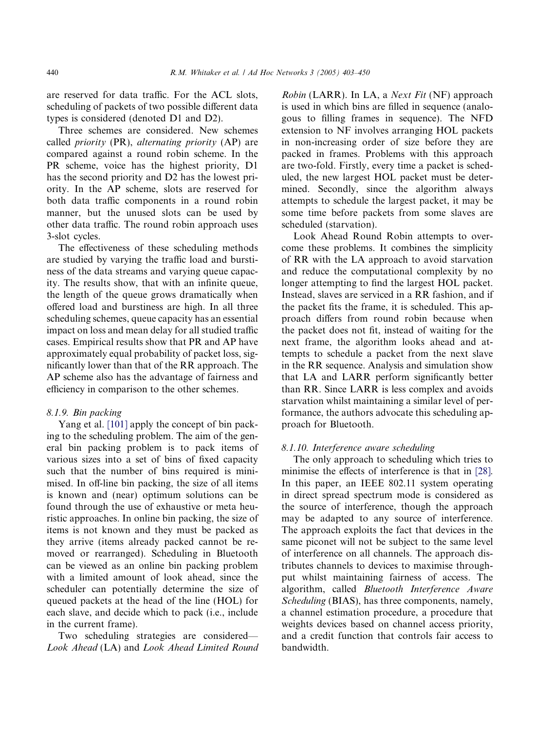are reserved for data traffic. For the ACL slots, scheduling of packets of two possible different data types is considered (denoted D1 and D2).

Three schemes are considered. New schemes called *priority* (PR), *alternating priority* (AP) are compared against a round robin scheme. In the PR scheme, voice has the highest priority, D1 has the second priority and D2 has the lowest priority. In the AP scheme, slots are reserved for both data traffic components in a round robin manner, but the unused slots can be used by other data traffic. The round robin approach uses 3-slot cycles.

The effectiveness of these scheduling methods are studied by varying the traffic load and burstiness of the data streams and varying queue capacity. The results show, that with an infinite queue, the length of the queue grows dramatically when offered load and burstiness are high. In all three scheduling schemes, queue capacity has an essential impact on loss and mean delay for all studied traffic cases. Empirical results show that PR and AP have approximately equal probability of packet loss, significantly lower than that of the RR approach. The AP scheme also has the advantage of fairness and efficiency in comparison to the other schemes.

### 8.1.9. Bin packing

Yang et al. [101] apply the concept of bin packing to the scheduling problem. The aim of the general bin packing problem is to pack items of various sizes into a set of bins of fixed capacity such that the number of bins required is minimised. In off-line bin packing, the size of all items is known and (near) optimum solutions can be found through the use of exhaustive or meta heuristic approaches. In online bin packing, the size of items is not known and they must be packed as they arrive (items already packed cannot be removed or rearranged). Scheduling in Bluetooth can be viewed as an online bin packing problem with a limited amount of look ahead, since the scheduler can potentially determine the size of queued packets at the head of the line (HOL) for each slave, and decide which to pack (i.e., include in the current frame).

Two scheduling strategies are considered—*Look Ahead* (LA) and *Look Ahead Limited Round Robin* (LARR). In LA, a *Next Fit* (NF) approach is used in which bins are filled in sequence (analogous to filling frames in sequence). The NFD extension to NF involves arranging HOL packets in non-increasing order of size before they are packed in frames. Problems with this approach are two-fold. Firstly, every time a packet is scheduled, the new largest HOL packet must be determined. Secondly, since the algorithm always attempts to schedule the largest packet, it may be some time before packets from some slaves are scheduled (starvation).

Look Ahead Round Robin attempts to overcome these problems. It combines the simplicity of RR with the LA approach to avoid starvation and reduce the computational complexity by no longer attempting to find the largest HOL packet. Instead, slaves are serviced in a RR fashion, and if the packet fits the frame, it is scheduled. This approach differs from round robin because when the packet does not fit, instead of waiting for the next frame, the algorithm looks ahead and attempts to schedule a packet from the next slave in the RR sequence. Analysis and simulation show that LA and LARR perform significantly better than RR. Since LARR is less complex and avoids starvation whilst maintaining a similar level of performance, the authors advocate this scheduling approach for Bluetooth.

### 8.1.10. Interference aware scheduling

The only approach to scheduling which tries to minimise the effects of interference is that in [28]. In this paper, an IEEE 802.11 system operating in direct spread spectrum mode is considered as the source of interference, though the approach may be adapted to any source of interference. The approach exploits the fact that devices in the same piconet will not be subject to the same level of interference on all channels. The approach distributes channels to devices to maximise throughput whilst maintaining fairness of access. The algorithm, called *Bluetooth Interference Aware Scheduling* (BIAS), has three components, namely, a channel estimation procedure, a procedure that weights devices based on channel access priority, and a credit function that controls fair access to bandwidth.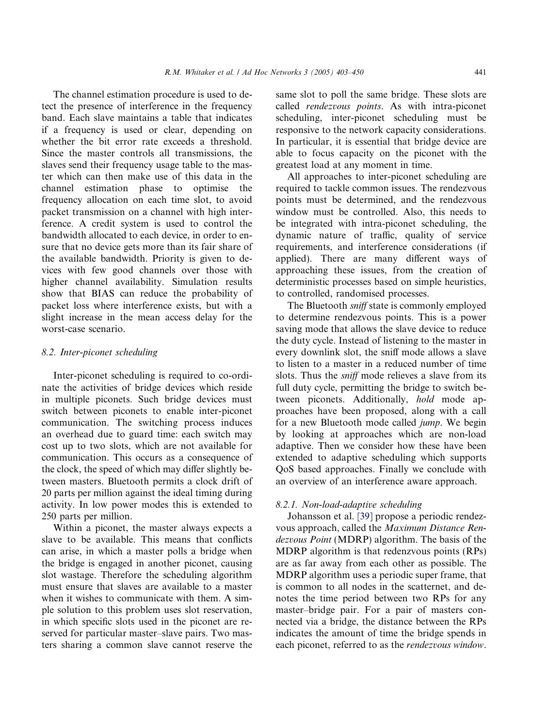The channel estimation procedure is used to detect the presence of interference in the frequency band. Each slave maintains a table that indicates if a frequency is used or clear, depending on whether the bit error rate exceeds a threshold. Since the master controls all transmissions, the slaves send their frequency usage table to the master which can then make use of this data in the channel estimation phase to optimise the frequency allocation on each time slot, to avoid packet transmission on a channel with high interference. A credit system is used to control the bandwidth allocated to each device, in order to ensure that no device gets more than its fair share of the available bandwidth. Priority is given to devices with few good channels over those with higher channel availability. Simulation results show that BIAS can reduce the probability of packet loss where interference exists, but with a slight increase in the mean access delay for the worst-case scenario.

### 8.2. Inter-piconet scheduling

Inter-piconet scheduling is required to co-ordinate the activities of bridge devices which reside in multiple piconets. Such bridge devices must switch between piconets to enable inter-piconet communication. The switching process induces an overhead due to guard time: each switch may cost up to two slots, which are not available for communication. This occurs as a consequence of the clock, the speed of which may differ slightly between masters. Bluetooth permits a clock drift of 20 parts per million against the ideal timing during activity. In low power modes this is extended to 250 parts per million.

Within a piconet, the master always expects a slave to be available. This means that conflicts can arise, in which a master polls a bridge when the bridge is engaged in another piconet, causing slot wastage. Therefore the scheduling algorithm must ensure that slaves are available to a master when it wishes to communicate with them. A simple solution to this problem uses slot reservation, in which specific slots used in the piconet are reserved for particular master–slave pairs. Two masters sharing a common slave cannot reserve the same slot to poll the same bridge. These slots are called *rendezvous points*. As with intra-piconet scheduling, inter-piconet scheduling must be responsive to the network capacity considerations. In particular, it is essential that bridge device are able to focus capacity on the piconet with the greatest load at any moment in time.

All approaches to inter-piconet scheduling are required to tackle common issues. The rendezvous points must be determined, and the rendezvous window must be controlled. Also, this needs to be integrated with intra-piconet scheduling, the dynamic nature of traffic, quality of service requirements, and interference considerations (if applied). There are many different ways of approaching these issues, from the creation of deterministic processes based on simple heuristics, to controlled, randomised processes.

The Bluetooth *sniff* state is commonly employed to determine rendezvous points. This is a power saving mode that allows the slave device to reduce the duty cycle. Instead of listening to the master in every downlink slot, the sniff mode allows a slave to listen to a master in a reduced number of time slots. Thus the *sniff* mode relieves a slave from its full duty cycle, permitting the bridge to switch between piconets. Additionally, *hold* mode approaches have been proposed, along with a call for a new Bluetooth mode called *jump*. We begin by looking at approaches which are non-load adaptive. Then we consider how these have been extended to adaptive scheduling which supports QoS based approaches. Finally we conclude with an overview of an interference aware approach.

#### 8.2.1. Non-load-adaptive scheduling

Johansson et al. [39] propose a periodic rendezvous approach, called the *Maximum Distance Rendezvous Point* (MDRP) algorithm. The basis of the MDRP algorithm is that redenzvous points (RPs) are as far away from each other as possible. The MDRP algorithm uses a periodic super frame, that is common to all nodes in the scatternet, and denotes the time period between two RPs for any master–bridge pair. For a pair of masters connected via a bridge, the distance between the RPs indicates the amount of time the bridge spends in each piconet, referred to as the *rendezvous window*.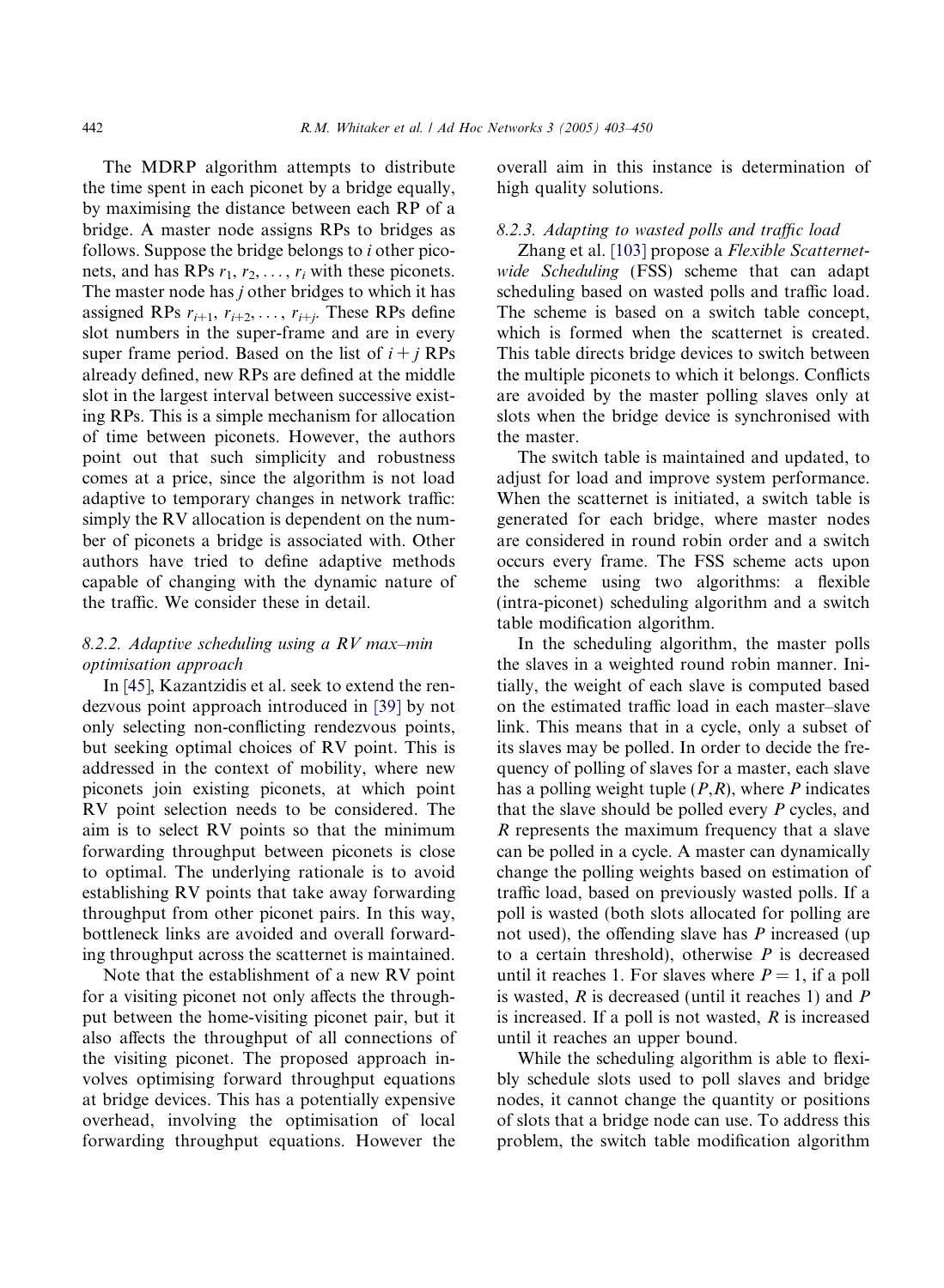The MDRP algorithm attempts to distribute the time spent in each piconet by a bridge equally, by maximising the distance between each RP of a bridge. A master node assigns RPs to bridges as follows. Suppose the bridge belongs to $i$ other piconets, and has RPs $r_1, r_2, \ldots, r_i$ with these piconets. The master node has $j$ other bridges to which it has assigned RPs $r_{i+1}, r_{i+2}, \ldots, r_{i+j}$. These RPs define slot numbers in the super-frame and are in every super frame period. Based on the list of $i + j$ RPs already defined, new RPs are defined at the middle slot in the largest interval between successive existing RPs. This is a simple mechanism for allocation of time between piconets. However, the authors point out that such simplicity and robustness comes at a price, since the algorithm is not load adaptive to temporary changes in network traffic: simply the RV allocation is dependent on the number of piconets a bridge is associated with. Other authors have tried to define adaptive methods capable of changing with the dynamic nature of the traffic. We consider these in detail.

#### 8.2.2. Adaptive scheduling using a RV max–min optimisation approach

In [45], Kazantzidis et al. seek to extend the rendezvous point approach introduced in [39] by not only selecting non-conflicting rendezvous points, but seeking optimal choices of RV point. This is addressed in the context of mobility, where new piconets join existing piconets, at which point RV point selection needs to be considered. The aim is to select RV points so that the minimum forwarding throughput between piconets is close to optimal. The underlying rationale is to avoid establishing RV points that take away forwarding throughput from other piconet pairs. In this way, bottleneck links are avoided and overall forwarding throughput across the scatternet is maintained.

Note that the establishment of a new RV point for a visiting piconet not only affects the throughput between the home-visiting piconet pair, but it also affects the throughput of all connections of the visiting piconet. The proposed approach involves optimising forward throughput equations at bridge devices. This has a potentially expensive overhead, involving the optimisation of local forwarding throughput equations. However the overall aim in this instance is determination of high quality solutions.

#### 8.2.3. Adapting to wasted polls and traffic load

Zhang et al. [103] propose a *Flexible Scatternet-wide Scheduling* (FSS) scheme that can adapt scheduling based on wasted polls and traffic load. The scheme is based on a switch table concept, which is formed when the scatternet is created. This table directs bridge devices to switch between the multiple piconets to which it belongs. Conflicts are avoided by the master polling slaves only at slots when the bridge device is synchronised with the master.

The switch table is maintained and updated, to adjust for load and improve system performance. When the scatternet is initiated, a switch table is generated for each bridge, where master nodes are considered in round robin order and a switch occurs every frame. The FSS scheme acts upon the scheme using two algorithms: a flexible (intra-piconet) scheduling algorithm and a switch table modification algorithm.

In the scheduling algorithm, the master polls the slaves in a weighted round robin manner. Initially, the weight of each slave is computed based on the estimated traffic load in each master–slave link. This means that in a cycle, only a subset of its slaves may be polled. In order to decide the frequency of polling of slaves for a master, each slave has a polling weight tuple $(P,R)$, where $P$ indicates that the slave should be polled every $P$ cycles, and $R$ represents the maximum frequency that a slave can be polled in a cycle. A master can dynamically change the polling weights based on estimation of traffic load, based on previously wasted polls. If a poll is wasted (both slots allocated for polling are not used), the offending slave has $P$ increased (up to a certain threshold), otherwise $P$ is decreased until it reaches 1. For slaves where $P = 1$, if a poll is wasted, $R$ is decreased (until it reaches 1) and $P$ is increased. If a poll is not wasted, $R$ is increased until it reaches an upper bound.

While the scheduling algorithm is able to flexibly schedule slots used to poll slaves and bridge nodes, it cannot change the quantity or positions of slots that a bridge node can use. To address this problem, the switch table modification algorithm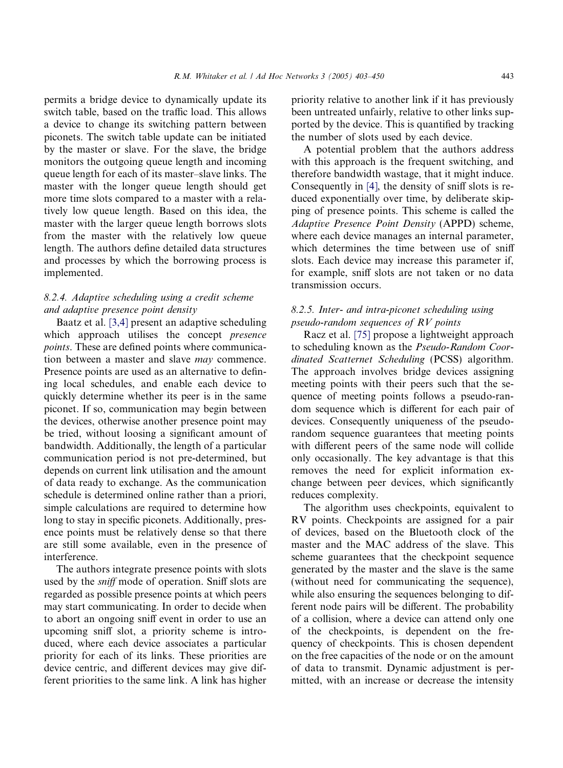permits a bridge device to dynamically update its switch table, based on the traffic load. This allows a device to change its switching pattern between piconets. The switch table update can be initiated by the master or slave. For the slave, the bridge monitors the outgoing queue length and incoming queue length for each of its master–slave links. The master with the longer queue length should get more time slots compared to a master with a relatively low queue length. Based on this idea, the master with the larger queue length borrows slots from the master with the relatively low queue length. The authors define detailed data structures and processes by which the borrowing process is implemented.

### 8.2.4. Adaptive scheduling using a credit scheme and adaptive presence point density

Baatz et al. [3,4] present an adaptive scheduling which approach utilises the concept *presence points*. These are defined points where communication between a master and slave *may* commence. Presence points are used as an alternative to defining local schedules, and enable each device to quickly determine whether its peer is in the same piconet. If so, communication may begin between the devices, otherwise another presence point may be tried, without loosing a significant amount of bandwidth. Additionally, the length of a particular communication period is not pre-determined, but depends on current link utilisation and the amount of data ready to exchange. As the communication schedule is determined online rather than a priori, simple calculations are required to determine how long to stay in specific piconets. Additionally, presence points must be relatively dense so that there are still some available, even in the presence of interference.

The authors integrate presence points with slots used by the *sniff* mode of operation. Sniff slots are regarded as possible presence points at which peers may start communicating. In order to decide when to abort an ongoing sniff event in order to use an upcoming sniff slot, a priority scheme is introduced, where each device associates a particular priority for each of its links. These priorities are device centric, and different devices may give different priorities to the same link. A link has higher priority relative to another link if it has previously been untreated unfairly, relative to other links supported by the device. This is quantified by tracking the number of slots used by each device.

A potential problem that the authors address with this approach is the frequent switching, and therefore bandwidth wastage, that it might induce. Consequently in [4], the density of sniff slots is reduced exponentially over time, by deliberate skipping of presence points. This scheme is called the *Adaptive Presence Point Density* (APPD) scheme, where each device manages an internal parameter, which determines the time between use of sniff slots. Each device may increase this parameter if, for example, sniff slots are not taken or no data transmission occurs.

### 8.2.5. Inter- and intra-piconet scheduling using pseudo-random sequences of RV points

Racz et al. [75] propose a lightweight approach to scheduling known as the *Pseudo-Random Coordinated Scatternet Scheduling* (PCSS) algorithm. The approach involves bridge devices assigning meeting points with their peers such that the sequence of meeting points follows a pseudo-random sequence which is different for each pair of devices. Consequently uniqueness of the pseudo-random sequence guarantees that meeting points with different peers of the same node will collide only occasionally. The key advantage is that this removes the need for explicit information exchange between peer devices, which significantly reduces complexity.

The algorithm uses checkpoints, equivalent to RV points. Checkpoints are assigned for a pair of devices, based on the Bluetooth clock of the master and the MAC address of the slave. This scheme guarantees that the checkpoint sequence generated by the master and the slave is the same (without need for communicating the sequence), while also ensuring the sequences belonging to different node pairs will be different. The probability of a collision, where a device can attend only one of the checkpoints, is dependent on the frequency of checkpoints. This is chosen dependent on the free capacities of the node or on the amount of data to transmit. Dynamic adjustment is permitted, with an increase or decrease the intensity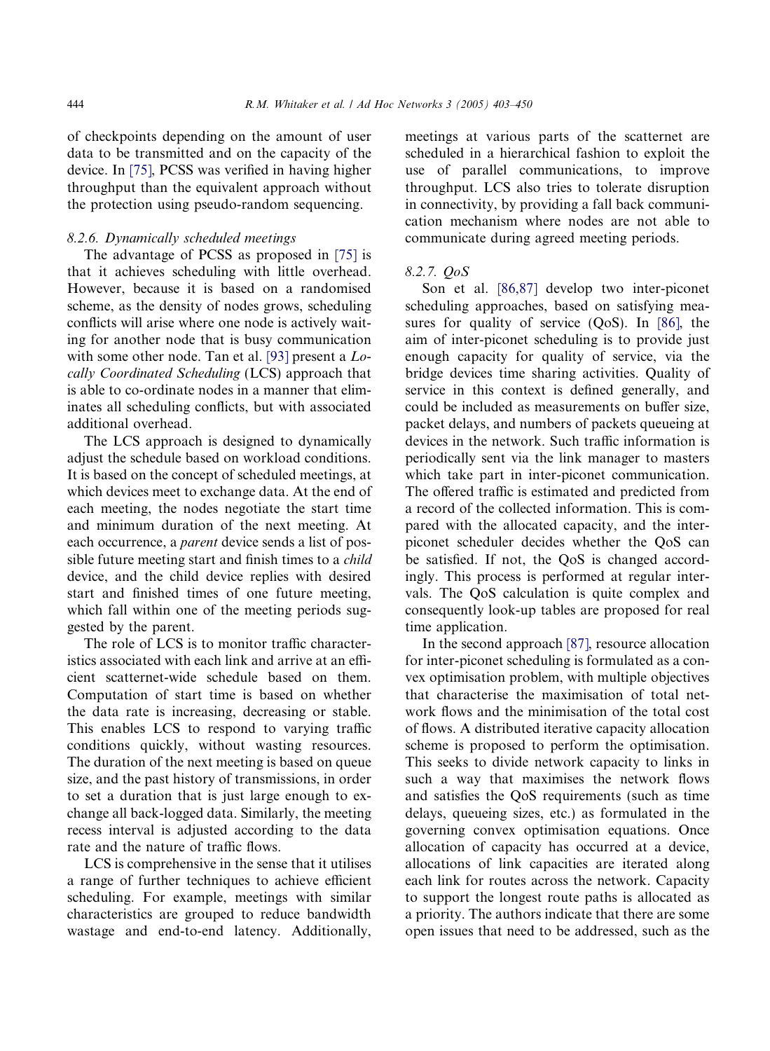of checkpoints depending on the amount of user data to be transmitted and on the capacity of the device. In [75], PCSS was verified in having higher throughput than the equivalent approach without the protection using pseudo-random sequencing.

#### 8.2.6. Dynamically scheduled meetings

The advantage of PCSS as proposed in [75] is that it achieves scheduling with little overhead. However, because it is based on a randomised scheme, as the density of nodes grows, scheduling conflicts will arise where one node is actively waiting for another node that is busy communication with some other node. Tan et al. [93] present a *Locally Coordinated Scheduling* (LCS) approach that is able to co-ordinate nodes in a manner that eliminates all scheduling conflicts, but with associated additional overhead.

The LCS approach is designed to dynamically adjust the schedule based on workload conditions. It is based on the concept of scheduled meetings, at which devices meet to exchange data. At the end of each meeting, the nodes negotiate the start time and minimum duration of the next meeting. At each occurrence, a *parent* device sends a list of possible future meeting start and finish times to a *child* device, and the child device replies with desired start and finished times of one future meeting, which fall within one of the meeting periods suggested by the parent.

The role of LCS is to monitor traffic characteristics associated with each link and arrive at an efficient scatternet-wide schedule based on them. Computation of start time is based on whether the data rate is increasing, decreasing or stable. This enables LCS to respond to varying traffic conditions quickly, without wasting resources. The duration of the next meeting is based on queue size, and the past history of transmissions, in order to set a duration that is just large enough to exchange all back-logged data. Similarly, the meeting recess interval is adjusted according to the data rate and the nature of traffic flows.

LCS is comprehensive in the sense that it utilises a range of further techniques to achieve efficient scheduling. For example, meetings with similar characteristics are grouped to reduce bandwidth wastage and end-to-end latency. Additionally, meetings at various parts of the scatternet are scheduled in a hierarchical fashion to exploit the use of parallel communications, to improve throughput. LCS also tries to tolerate disruption in connectivity, by providing a fall back communication mechanism where nodes are not able to communicate during agreed meeting periods.

#### 8.2.7. QoS

Son et al. [86,87] develop two inter-piconet scheduling approaches, based on satisfying measures for quality of service (QoS). In [86], the aim of inter-piconet scheduling is to provide just enough capacity for quality of service, via the bridge devices time sharing activities. Quality of service in this context is defined generally, and could be included as measurements on buffer size, packet delays, and numbers of packets queueing at devices in the network. Such traffic information is periodically sent via the link manager to masters which take part in inter-piconet communication. The offered traffic is estimated and predicted from a record of the collected information. This is compared with the allocated capacity, and the inter-piconet scheduler decides whether the QoS can be satisfied. If not, the QoS is changed accordingly. This process is performed at regular intervals. The QoS calculation is quite complex and consequently look-up tables are proposed for real time application.

In the second approach [87], resource allocation for inter-piconet scheduling is formulated as a convex optimisation problem, with multiple objectives that characterise the maximisation of total network flows and the minimisation of the total cost of flows. A distributed iterative capacity allocation scheme is proposed to perform the optimisation. This seeks to divide network capacity to links in such a way that maximises the network flows and satisfies the QoS requirements (such as time delays, queueing sizes, etc.) as formulated in the governing convex optimisation equations. Once allocation of capacity has occurred at a device, allocations of link capacities are iterated along each link for routes across the network. Capacity to support the longest route paths is allocated as a priority. The authors indicate that there are some open issues that need to be addressed, such as the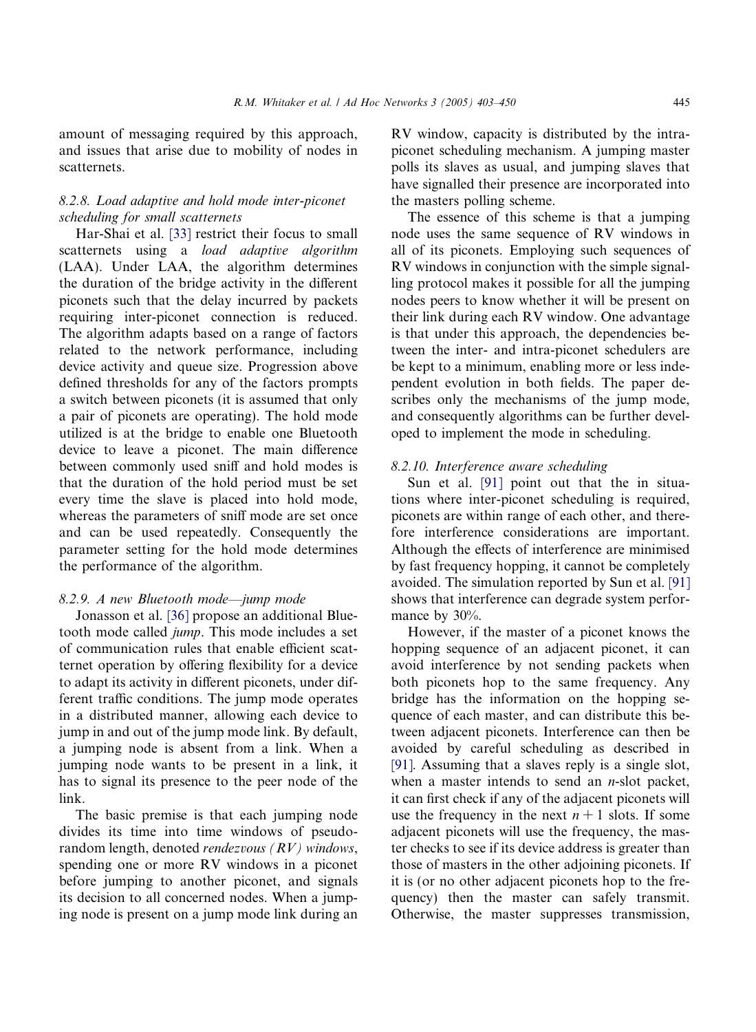amount of messaging required by this approach, and issues that arise due to mobility of nodes in scatternets.

### 8.2.8. Load adaptive and hold mode inter-piconet scheduling for small scatternets

Har-Shai et al. [33] restrict their focus to small scatternets using a *load adaptive algorithm* (LAA). Under LAA, the algorithm determines the duration of the bridge activity in the different piconets such that the delay incurred by packets requiring inter-piconet connection is reduced. The algorithm adapts based on a range of factors related to the network performance, including device activity and queue size. Progression above defined thresholds for any of the factors prompts a switch between piconets (it is assumed that only a pair of piconets are operating). The hold mode utilized is at the bridge to enable one Bluetooth device to leave a piconet. The main difference between commonly used sniff and hold modes is that the duration of the hold period must be set every time the slave is placed into hold mode, whereas the parameters of sniff mode are set once and can be used repeatedly. Consequently the parameter setting for the hold mode determines the performance of the algorithm.

### 8.2.9. A new Bluetooth mode—jump mode

Jonasson et al. [36] propose an additional Bluetooth mode called *jump*. This mode includes a set of communication rules that enable efficient scatternet operation by offering flexibility for a device to adapt its activity in different piconets, under different traffic conditions. The jump mode operates in a distributed manner, allowing each device to jump in and out of the jump mode link. By default, a jumping node is absent from a link. When a jumping node wants to be present in a link, it has to signal its presence to the peer node of the link.

The basic premise is that each jumping node divides its time into time windows of pseudo-random length, denoted *rendezvous (RV) windows*, spending one or more RV windows in a piconet before jumping to another piconet, and signals its decision to all concerned nodes. When a jumping node is present on a jump mode link during an RV window, capacity is distributed by the intra-piconet scheduling mechanism. A jumping master polls its slaves as usual, and jumping slaves that have signalled their presence are incorporated into the masters polling scheme.

The essence of this scheme is that a jumping node uses the same sequence of RV windows in all of its piconets. Employing such sequences of RV windows in conjunction with the simple signalling protocol makes it possible for all the jumping nodes peers to know whether it will be present on their link during each RV window. One advantage is that under this approach, the dependencies between the inter- and intra-piconet schedulers are be kept to a minimum, enabling more or less independent evolution in both fields. The paper describes only the mechanisms of the jump mode, and consequently algorithms can be further developed to implement the mode in scheduling.

### 8.2.10. Interference aware scheduling

Sun et al. [91] point out that the in situations where inter-piconet scheduling is required, piconets are within range of each other, and therefore interference considerations are important. Although the effects of interference are minimised by fast frequency hopping, it cannot be completely avoided. The simulation reported by Sun et al. [91] shows that interference can degrade system performance by 30%.

However, if the master of a piconet knows the hopping sequence of an adjacent piconet, it can avoid interference by not sending packets when both piconets hop to the same frequency. Any bridge has the information on the hopping sequence of each master, and can distribute this between adjacent piconets. Interference can then be avoided by careful scheduling as described in [91]. Assuming that a slaves reply is a single slot, when a master intends to send an $n$-slot packet, it can first check if any of the adjacent piconets will use the frequency in the next $n + 1$ slots. If some adjacent piconets will use the frequency, the master checks to see if its device address is greater than those of masters in the other adjoining piconets. If it is (or no other adjacent piconets hop to the frequency) then the master can safely transmit. Otherwise, the master suppresses transmission,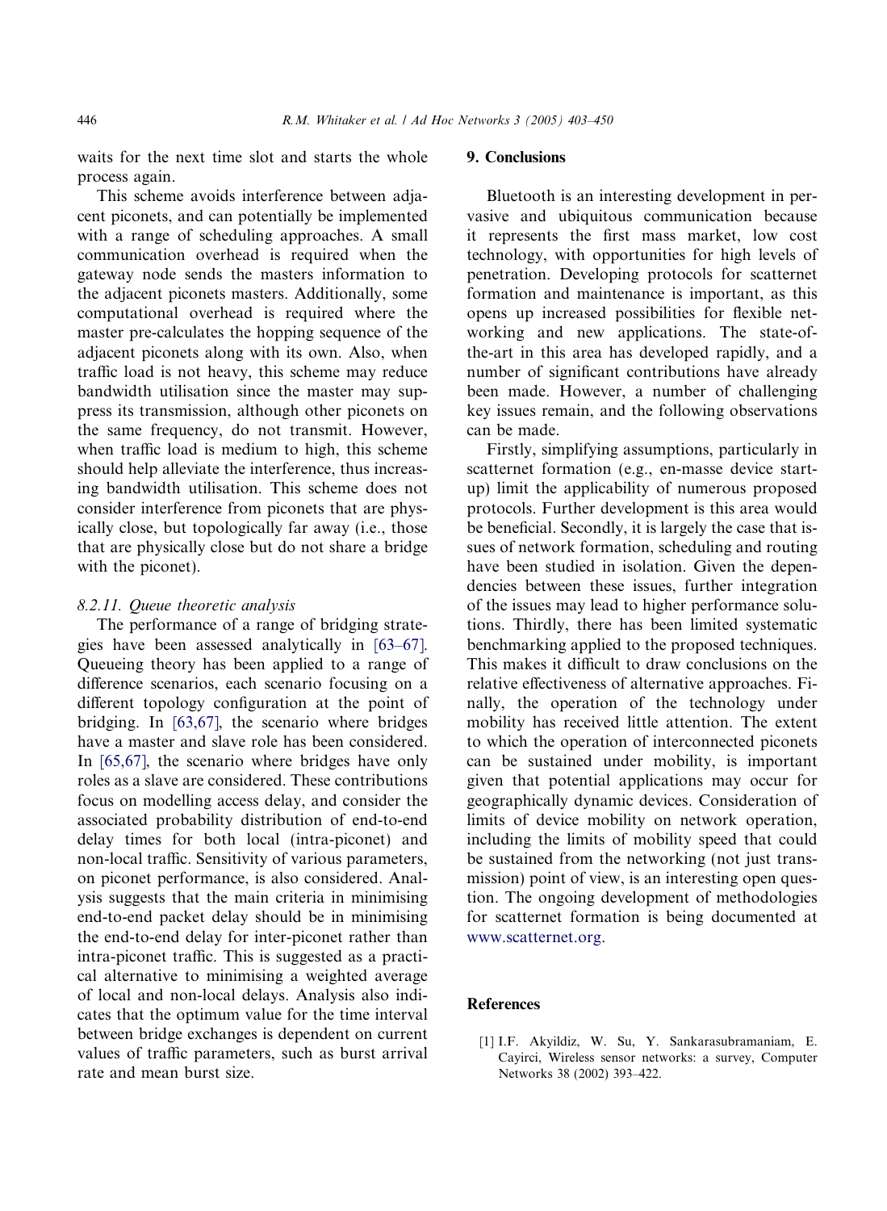waits for the next time slot and starts the whole process again.

This scheme avoids interference between adjacent piconets, and can potentially be implemented with a range of scheduling approaches. A small communication overhead is required when the gateway node sends the masters information to the adjacent piconets masters. Additionally, some computational overhead is required where the master pre-calculates the hopping sequence of the adjacent piconets along with its own. Also, when traffic load is not heavy, this scheme may reduce bandwidth utilisation since the master may suppress its transmission, although other piconets on the same frequency, do not transmit. However, when traffic load is medium to high, this scheme should help alleviate the interference, thus increasing bandwidth utilisation. This scheme does not consider interference from piconets that are physically close, but topologically far away (i.e., those that are physically close but do not share a bridge with the piconet).

#### *8.2.11. Queue theoretic analysis*

The performance of a range of bridging strategies have been assessed analytically in [63–67]. Queueing theory has been applied to a range of difference scenarios, each scenario focusing on a different topology configuration at the point of bridging. In [63,67], the scenario where bridges have a master and slave role has been considered. In [65,67], the scenario where bridges have only roles as a slave are considered. These contributions focus on modelling access delay, and consider the associated probability distribution of end-to-end delay times for both local (intra-piconet) and non-local traffic. Sensitivity of various parameters, on piconet performance, is also considered. Analysis suggests that the main criteria in minimising end-to-end packet delay should be in minimising the end-to-end delay for inter-piconet rather than intra-piconet traffic. This is suggested as a practical alternative to minimising a weighted average of local and non-local delays. Analysis also indicates that the optimum value for the time interval between bridge exchanges is dependent on current values of traffic parameters, such as burst arrival rate and mean burst size.

## 9. Conclusions

Bluetooth is an interesting development in pervasive and ubiquitous communication because it represents the first mass market, low cost technology, with opportunities for high levels of penetration. Developing protocols for scatternet formation and maintenance is important, as this opens up increased possibilities for flexible networking and new applications. The state-of-the-art in this area has developed rapidly, and a number of significant contributions have already been made. However, a number of challenging key issues remain, and the following observations can be made.

Firstly, simplifying assumptions, particularly in scatternet formation (e.g., en-masse device startup) limit the applicability of numerous proposed protocols. Further development is this area would be beneficial. Secondly, it is largely the case that issues of network formation, scheduling and routing have been studied in isolation. Given the dependencies between these issues, further integration of the issues may lead to higher performance solutions. Thirdly, there has been limited systematic benchmarking applied to the proposed techniques. This makes it difficult to draw conclusions on the relative effectiveness of alternative approaches. Finally, the operation of the technology under mobility has received little attention. The extent to which the operation of interconnected piconets can be sustained under mobility, is important given that potential applications may occur for geographically dynamic devices. Consideration of limits of device mobility on network operation, including the limits of mobility speed that could be sustained from the networking (not just transmission) point of view, is an interesting open question. The ongoing development of methodologies for scatternet formation is being documented at www.scatternet.org.

## References

[1] I.F. Akyildiz, W. Su, Y. Sankarasubramaniam, E. Cayirci, Wireless sensor networks: a survey, Computer Networks 38 (2002) 393–422.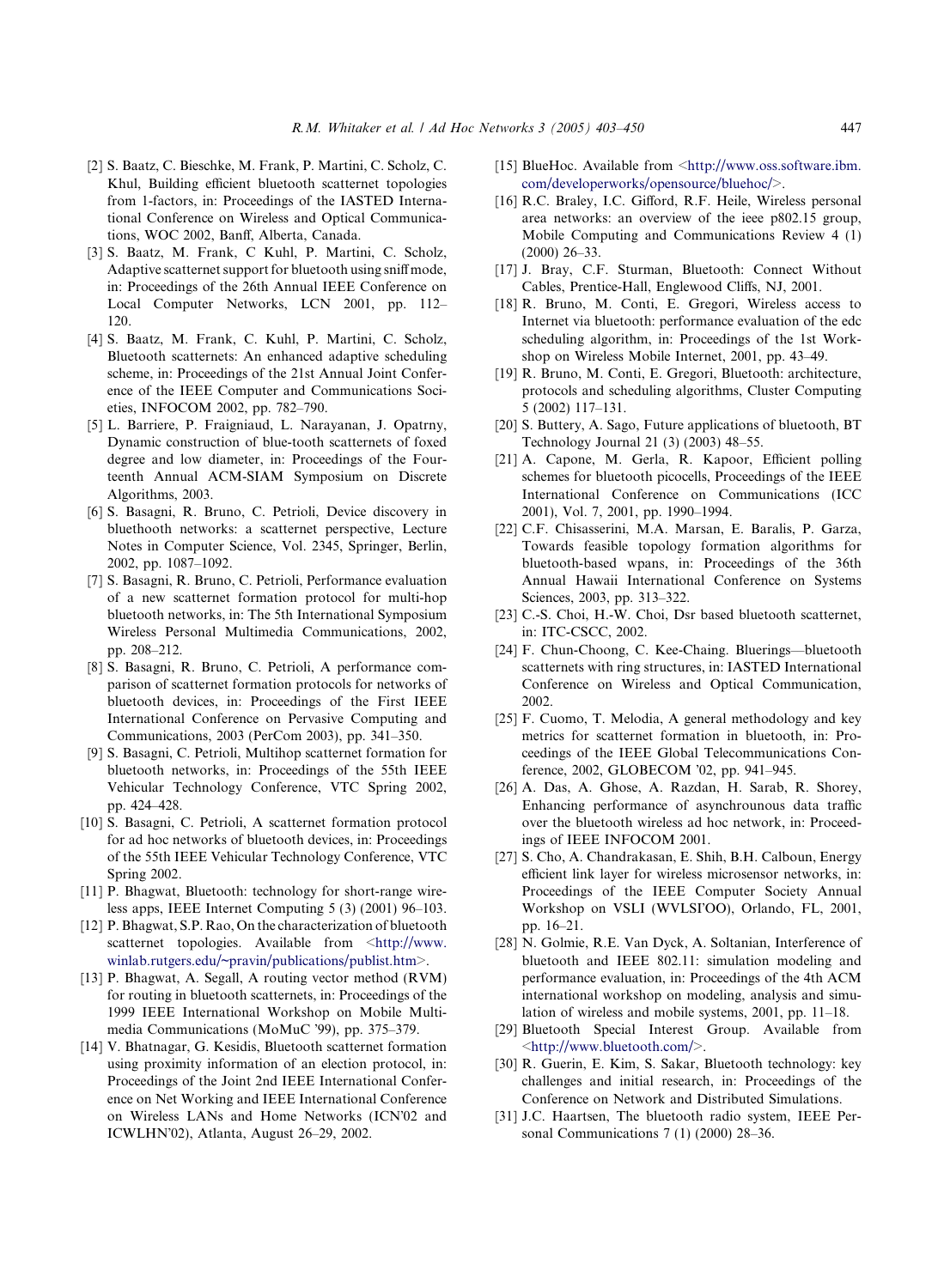[2] S. Baatz, C. Bieschke, M. Frank, P. Martini, C. Scholz, C. Khul, Building efficient bluetooth scatternet topologies from 1-factors, in: Proceedings of the IASTED International Conference on Wireless and Optical Communications, WOC 2002, Banff, Alberta, Canada.

[3] S. Baatz, M. Frank, C Kuhl, P. Martini, C. Scholz, Adaptive scatternet support for bluetooth using sniff mode, in: Proceedings of the 26th Annual IEEE Conference on Local Computer Networks, LCN 2001, pp. 112–120.

[4] S. Baatz, M. Frank, C. Kuhl, P. Martini, C. Scholz, Bluetooth scatternets: An enhanced adaptive scheduling scheme, in: Proceedings of the 21st Annual Joint Conference of the IEEE Computer and Communications Societies, INFOCOM 2002, pp. 782–790.

[5] L. Barriere, P. Fraigniaud, L. Narayanan, J. Opatrny, Dynamic construction of blue-tooth scatternets of foxed degree and low diameter, in: Proceedings of the Fourteenth Annual ACM-SIAM Symposium on Discrete Algorithms, 2003.

[6] S. Basagni, R. Bruno, C. Petrioli, Device discovery in bluethooth networks: a scatternet perspective, Lecture Notes in Computer Science, Vol. 2345, Springer, Berlin, 2002, pp. 1087–1092.

[7] S. Basagni, R. Bruno, C. Petrioli, Performance evaluation of a new scatternet formation protocol for multi-hop bluetooth networks, in: The 5th International Symposium Wireless Personal Multimedia Communications, 2002, pp. 208–212.

[8] S. Basagni, R. Bruno, C. Petrioli, A performance comparison of scatternet formation protocols for networks of bluetooth devices, in: Proceedings of the First IEEE International Conference on Pervasive Computing and Communications, 2003 (PerCom 2003), pp. 341–350.

[9] S. Basagni, C. Petrioli, Multihop scatternet formation for bluetooth networks, in: Proceedings of the 55th IEEE Vehicular Technology Conference, VTC Spring 2002, pp. 424–428.

[10] S. Basagni, C. Petrioli, A scatternet formation protocol for ad hoc networks of bluetooth devices, in: Proceedings of the 55th IEEE Vehicular Technology Conference, VTC Spring 2002.

[11] P. Bhagwat, Bluetooth: technology for short-range wireless apps, IEEE Internet Computing 5 (3) (2001) 96–103.

[12] P. Bhagwat, S.P. Rao, On the characterization of bluetooth scatternet topologies. Available from <http://www.winlab.rutgers.edu/~pravin/publications/publist.htm>.

[13] P. Bhagwat, A. Segall, A routing vector method (RVM) for routing in bluetooth scatternets, in: Proceedings of the 1999 IEEE International Workshop on Mobile Multimedia Communications (MoMuC '99), pp. 375–379.

[14] V. Bhatnagar, G. Kesidis, Bluetooth scatternet formation using proximity information of an election protocol, in: Proceedings of the Joint 2nd IEEE International Conference on Net Working and IEEE International Conference on Wireless LANs and Home Networks (ICN'02 and ICWLHN'02), Atlanta, August 26–29, 2002.

[15] BlueHoc. Available from <http://www.oss.software.ibm.com/developerworks/opensource/bluehoc/>.

[16] R.C. Braley, I.C. Gifford, R.F. Heile, Wireless personal area networks: an overview of the ieee p802.15 group, Mobile Computing and Communications Review 4 (1) (2000) 26–33.

[17] J. Bray, C.F. Sturman, Bluetooth: Connect Without Cables, Prentice-Hall, Englewood Cliffs, NJ, 2001.

[18] R. Bruno, M. Conti, E. Gregori, Wireless access to Internet via bluetooth: performance evaluation of the edc scheduling algorithm, in: Proceedings of the 1st Workshop on Wireless Mobile Internet, 2001, pp. 43–49.

[19] R. Bruno, M. Conti, E. Gregori, Bluetooth: architecture, protocols and scheduling algorithms, Cluster Computing 5 (2002) 117–131.

[20] S. Buttery, A. Sago, Future applications of bluetooth, BT Technology Journal 21 (3) (2003) 48–55.

[21] A. Capone, M. Gerla, R. Kapoor, Efficient polling schemes for bluetooth picocells, Proceedings of the IEEE International Conference on Communications (ICC 2001), Vol. 7, 2001, pp. 1990–1994.

[22] C.F. Chisasserini, M.A. Marsan, E. Baralis, P. Garza, Towards feasible topology formation algorithms for bluetooth-based wpans, in: Proceedings of the 36th Annual Hawaii International Conference on Systems Sciences, 2003, pp. 313–322.

[23] C.-S. Choi, H.-W. Choi, Dsr based bluetooth scatternet, in: ITC-CSCC, 2002.

[24] F. Chun-Choong, C. Kee-Chaing. Bluerings—bluetooth scatternets with ring structures, in: IASTED International Conference on Wireless and Optical Communication, 2002.

[25] F. Cuomo, T. Melodia, A general methodology and key metrics for scatternet formation in bluetooth, in: Proceedings of the IEEE Global Telecommunications Conference, 2002, GLOBECOM '02, pp. 941–945.

[26] A. Das, A. Ghose, A. Razdan, H. Sarab, R. Shorey, Enhancing performance of asynchrounous data traffic over the bluetooth wireless ad hoc network, in: Proceedings of IEEE INFOCOM 2001.

[27] S. Cho, A. Chandrakasan, E. Shih, B.H. Calboun, Energy efficient link layer for wireless microsensor networks, in: Proceedings of the IEEE Computer Society Annual Workshop on VSLI (WVLSI'OO), Orlando, FL, 2001, pp. 16–21.

[28] N. Golmie, R.E. Van Dyck, A. Soltanian, Interference of bluetooth and IEEE 802.11: simulation modeling and performance evaluation, in: Proceedings of the 4th ACM international workshop on modeling, analysis and simulation of wireless and mobile systems, 2001, pp. 11–18.

[29] Bluetooth Special Interest Group. Available from <http://www.bluetooth.com/>.

[30] R. Guerin, E. Kim, S. Sakar, Bluetooth technology: key challenges and initial research, in: Proceedings of the Conference on Network and Distributed Simulations.

[31] J.C. Haartsen, The bluetooth radio system, IEEE Personal Communications 7 (1) (2000) 28–36.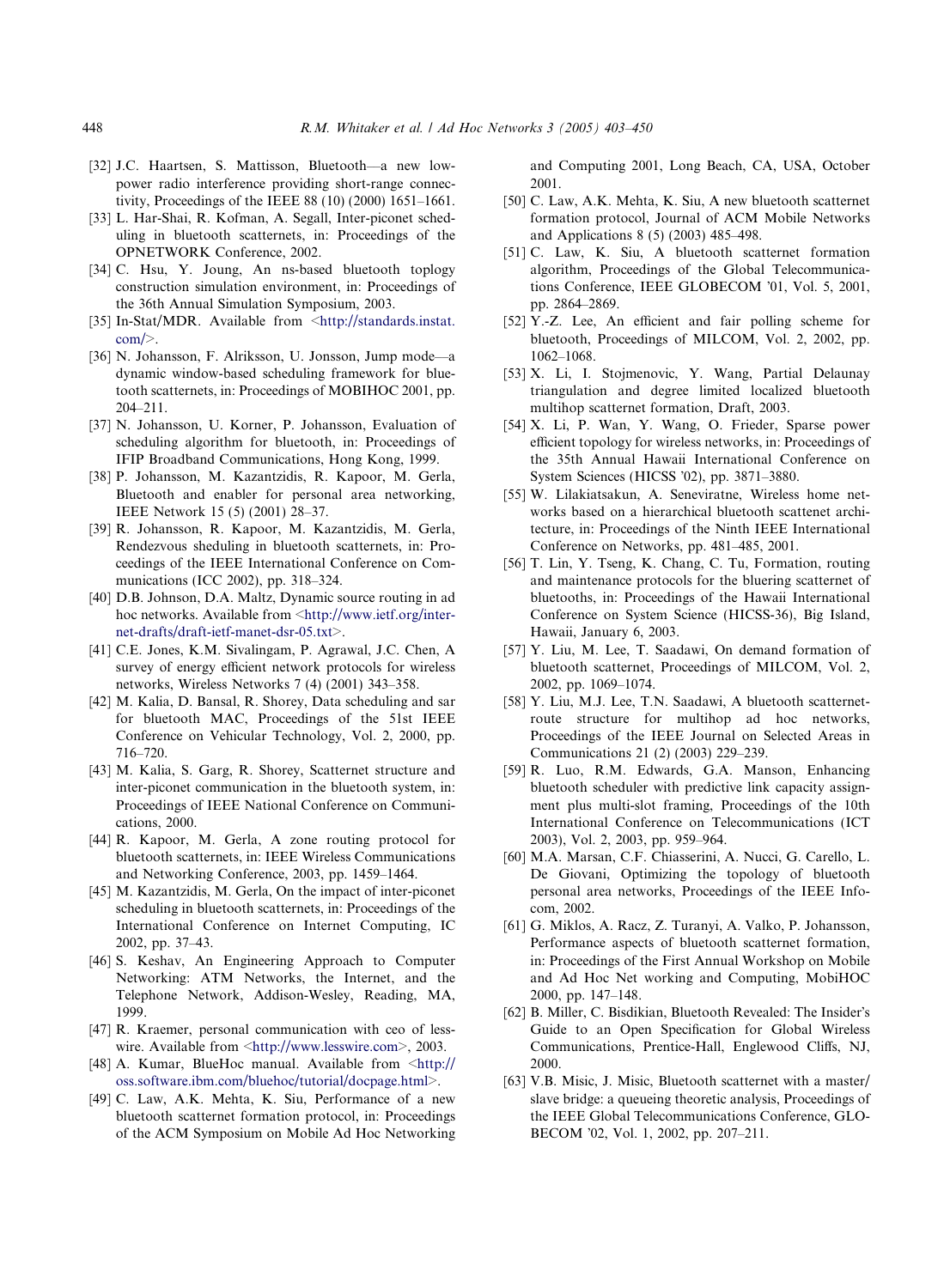[32] J.C. Haartsen, S. Mattisson, Bluetooth—a new low-power radio interference providing short-range connectivity, Proceedings of the IEEE 88 (10) (2000) 1651–1661.

[33] L. Har-Shai, R. Kofman, A. Segall, Inter-piconet scheduling in bluetooth scatternets, in: Proceedings of the OPNETWORK Conference, 2002.

[34] C. Hsu, Y. Joung, An ns-based bluetooth toplogy construction simulation environment, in: Proceedings of the 36th Annual Simulation Symposium, 2003.

[35] In-Stat/MDR. Available from <http://standards.instat.com/>.

[36] N. Johansson, F. Alriksson, U. Jonsson, Jump mode—a dynamic window-based scheduling framework for bluetooth scatternets, in: Proceedings of MOBIHOC 2001, pp. 204–211.

[37] N. Johansson, U. Korner, P. Johansson, Evaluation of scheduling algorithm for bluetooth, in: Proceedings of IFIP Broadband Communications, Hong Kong, 1999.

[38] P. Johansson, M. Kazantzidis, R. Kapoor, M. Gerla, Bluetooth and enabler for personal area networking, IEEE Network 15 (5) (2001) 28–37.

[39] R. Johansson, R. Kapoor, M. Kazantzidis, M. Gerla, Rendezvous sheduling in bluetooth scatternets, in: Proceedings of the IEEE International Conference on Communications (ICC 2002), pp. 318–324.

[40] D.B. Johnson, D.A. Maltz, Dynamic source routing in ad hoc networks. Available from <http://www.ietf.org/internet-drafts/draft-ietf-manet-dsr-05.txt>.

[41] C.E. Jones, K.M. Sivalingam, P. Agrawal, J.C. Chen, A survey of energy efficient network protocols for wireless networks, Wireless Networks 7 (4) (2001) 343–358.

[42] M. Kalia, D. Bansal, R. Shorey, Data scheduling and sar for bluetooth MAC, Proceedings of the 51st IEEE Conference on Vehicular Technology, Vol. 2, 2000, pp. 716–720.

[43] M. Kalia, S. Garg, R. Shorey, Scatternet structure and inter-piconet communication in the bluetooth system, in: Proceedings of IEEE National Conference on Communications, 2000.

[44] R. Kapoor, M. Gerla, A zone routing protocol for bluetooth scatternets, in: IEEE Wireless Communications and Networking Conference, 2003, pp. 1459–1464.

[45] M. Kazantzidis, M. Gerla, On the impact of inter-piconet scheduling in bluetooth scatternets, in: Proceedings of the International Conference on Internet Computing, IC 2002, pp. 37–43.

[46] S. Keshav, An Engineering Approach to Computer Networking: ATM Networks, the Internet, and the Telephone Network, Addison-Wesley, Reading, MA, 1999.

[47] R. Kraemer, personal communication with ceo of lesswire. Available from <http://www.lesswire.com>, 2003.

[48] A. Kumar, BlueHoc manual. Available from <http://oss.software.ibm.com/bluehoc/tutorial/docpage.html>.

[49] C. Law, A.K. Mehta, K. Siu, Performance of a new bluetooth scatternet formation protocol, in: Proceedings of the ACM Symposium on Mobile Ad Hoc Networking and Computing 2001, Long Beach, CA, USA, October 2001.

[50] C. Law, A.K. Mehta, K. Siu, A new bluetooth scatternet formation protocol, Journal of ACM Mobile Networks and Applications 8 (5) (2003) 485–498.

[51] C. Law, K. Siu, A bluetooth scatternet formation algorithm, Proceedings of the Global Telecommunications Conference, IEEE GLOBECOM '01, Vol. 5, 2001, pp. 2864–2869.

[52] Y.-Z. Lee, An efficient and fair polling scheme for bluetooth, Proceedings of MILCOM, Vol. 2, 2002, pp. 1062–1068.

[53] X. Li, I. Stojmenovic, Y. Wang, Partial Delaunay triangulation and degree limited localized bluetooth multihop scatternet formation, Draft, 2003.

[54] X. Li, P. Wan, Y. Wang, O. Frieder, Sparse power efficient topology for wireless networks, in: Proceedings of the 35th Annual Hawaii International Conference on System Sciences (HICSS '02), pp. 3871–3880.

[55] W. Lilakiatsakun, A. Seneviratne, Wireless home networks based on a hierarchical bluetooth scattenet architecture, in: Proceedings of the Ninth IEEE International Conference on Networks, pp. 481–485, 2001.

[56] T. Lin, Y. Tseng, K. Chang, C. Tu, Formation, routing and maintenance protocols for the bluering scatternet of bluetooths, in: Proceedings of the Hawaii International Conference on System Science (HICSS-36), Big Island, Hawaii, January 6, 2003.

[57] Y. Liu, M. Lee, T. Saadawi, On demand formation of bluetooth scatternet, Proceedings of MILCOM, Vol. 2, 2002, pp. 1069–1074.

[58] Y. Liu, M.J. Lee, T.N. Saadawi, A bluetooth scatternet-route structure for multihop ad hoc networks, Proceedings of the IEEE Journal on Selected Areas in Communications 21 (2) (2003) 229–239.

[59] R. Luo, R.M. Edwards, G.A. Manson, Enhancing bluetooth scheduler with predictive link capacity assignment plus multi-slot framing, Proceedings of the 10th International Conference on Telecommunications (ICT 2003), Vol. 2, 2003, pp. 959–964.

[60] M.A. Marsan, C.F. Chiasserini, A. Nucci, G. Carello, L. De Giovani, Optimizing the topology of bluetooth personal area networks, Proceedings of the IEEE Infocom, 2002.

[61] G. Miklos, A. Racz, Z. Turanyi, A. Valko, P. Johansson, Performance aspects of bluetooth scatternet formation, in: Proceedings of the First Annual Workshop on Mobile and Ad Hoc Net working and Computing, MobiHOC 2000, pp. 147–148.

[62] B. Miller, C. Bisdikian, Bluetooth Revealed: The Insider's Guide to an Open Specification for Global Wireless Communications, Prentice-Hall, Englewood Cliffs, NJ, 2000.

[63] V.B. Misic, J. Misic, Bluetooth scatternet with a master/slave bridge: a queueing theoretic analysis, Proceedings of the IEEE Global Telecommunications Conference, GLOBECOM '02, Vol. 1, 2002, pp. 207–211.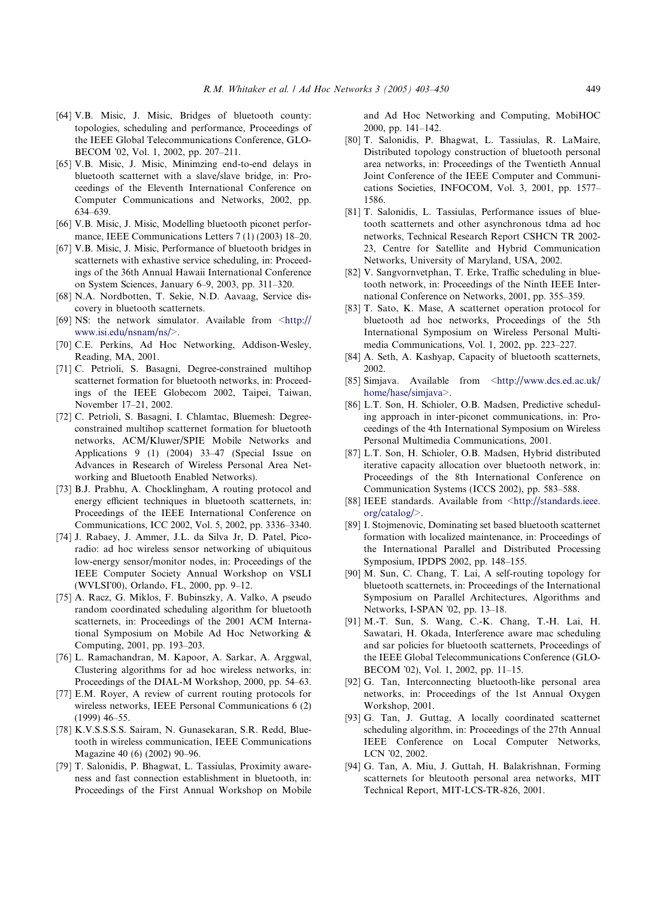[64] V.B. Misic, J. Misic, Bridges of bluetooth county: topologies, scheduling and performance, Proceedings of the IEEE Global Telecommunications Conference, GLOBECOM '02, Vol. 1, 2002, pp. 207–211.

[65] V.B. Misic, J. Misic, Minimzing end-to-end delays in bluetooth scatternet with a slave/slave bridge, in: Proceedings of the Eleventh International Conference on Computer Communications and Networks, 2002, pp. 634–639.

[66] V.B. Misic, J. Misic, Modelling bluetooth piconet performance, IEEE Communications Letters 7 (1) (2003) 18–20.

[67] V.B. Misic, J. Misic, Performance of bluetooth bridges in scatternets with exhastive service scheduling, in: Proceedings of the 36th Annual Hawaii International Conference on System Sciences, January 6–9, 2003, pp. 311–320.

[68] N.A. Nordbotten, T. Sekie, N.D. Aavaag, Service discovery in bluetooth scatternets.

[69] NS: the network simulator. Available from <http://www.isi.edu/nsnam/ns/>.

[70] C.E. Perkins, Ad Hoc Networking, Addison-Wesley, Reading, MA, 2001.

[71] C. Petrioli, S. Basagni, Degree-constrained multihop scatternet formation for bluetooth networks, in: Proceedings of the IEEE Globecom 2002, Taipei, Taiwan, November 17–21, 2002.

[72] C. Petrioli, S. Basagni, I. Chlamtac, Bluemesh: Degree-constrained multihop scatternet formation for bluetooth networks, ACM/Kluwer/SPIE Mobile Networks and Applications 9 (1) (2004) 33–47 (Special Issue on Advances in Research of Wireless Personal Area Networking and Bluetooth Enabled Networks).

[73] B.J. Prabhu, A. Chocklingham, A routing protocol and energy efficient techniques in bluetooth scatternets, in: Proceedings of the IEEE International Conference on Communications, ICC 2002, Vol. 5, 2002, pp. 3336–3340.

[74] J. Rabaey, J. Ammer, J.L. da Silva Jr, D. Patel, Picoradio: ad hoc wireless sensor networking of ubiquitous low-energy sensor/monitor nodes, in: Proceedings of the IEEE Computer Society Annual Workshop on VSLI (WVLSI'00), Orlando, FL, 2000, pp. 9–12.

[75] A. Racz, G. Miklos, F. Bubinszky, A. Valko, A pseudo random coordinated scheduling algorithm for bluetooth scatternets, in: Proceedings of the 2001 ACM International Symposium on Mobile Ad Hoc Networking & Computing, 2001, pp. 193–203.

[76] L. Ramachandran, M. Kapoor, A. Sarkar, A. Arggwal, Clustering algorithms for ad hoc wireless networks, in: Proceedings of the DIAL-M Workshop, 2000, pp. 54–63.

[77] E.M. Royer, A review of current routing protocols for wireless networks, IEEE Personal Communications 6 (2) (1999) 46–55.

[78] K.V.S.S.S.S. Sairam, N. Gunasekaran, S.R. Redd, Bluetooth in wireless communication, IEEE Communications Magazine 40 (6) (2002) 90–96.

[79] T. Salonidis, P. Bhagwat, L. Tassiulas, Proximity awareness and fast connection establishment in bluetooth, in: Proceedings of the First Annual Workshop on Mobile and Ad Hoc Networking and Computing, MobiHOC 2000, pp. 141–142.

[80] T. Salonidis, P. Bhagwat, L. Tassiulas, R. LaMaire, Distributed topology construction of bluetooth personal area networks, in: Proceedings of the Twentieth Annual Joint Conference of the IEEE Computer and Communications Societies, INFOCOM, Vol. 3, 2001, pp. 1577–1586.

[81] T. Salonidis, L. Tassiulas, Performance issues of bluetooth scatternets and other asynchronous tdma ad hoc networks, Technical Research Report CSHCN TR 2002-23, Centre for Satellite and Hybrid Communication Networks, University of Maryland, USA, 2002.

[82] V. Sangvornvetphan, T. Erke, Traffic scheduling in bluetooth network, in: Proceedings of the Ninth IEEE International Conference on Networks, 2001, pp. 355–359.

[83] T. Sato, K. Mase, A scatternet operation protocol for bluetooth ad hoc networks, Proceedings of the 5th International Symposium on Wireless Personal Multimedia Communications, Vol. 1, 2002, pp. 223–227.

[84] A. Seth, A. Kashyap, Capacity of bluetooth scatternets, 2002.

[85] Simjava. Available from <http://www.dcs.ed.ac.uk/home/hase/simjava>.

[86] L.T. Son, H. Schioler, O.B. Madsen, Predictive scheduling approach in inter-piconet communications, in: Proceedings of the 4th International Symposium on Wireless Personal Multimedia Communications, 2001.

[87] L.T. Son, H. Schioler, O.B. Madsen, Hybrid distributed iterative capacity allocation over bluetooth network, in: Proceedings of the 8th International Conference on Communication Systems (ICCS 2002), pp. 583–588.

[88] IEEE standards. Available from <http://standards.ieee.org/catalog/>.

[89] I. Stojmenovic, Dominating set based bluetooth scatternet formation with localized maintenance, in: Proceedings of the International Parallel and Distributed Processing Symposium, IPDPS 2002, pp. 148–155.

[90] M. Sun, C. Chang, T. Lai, A self-routing topology for bluetooth scatternets, in: Proceedings of the International Symposium on Parallel Architectures, Algorithms and Networks, I-SPAN '02, pp. 13–18.

[91] M.-T. Sun, S. Wang, C.-K. Chang, T.-H. Lai, H. Sawatari, H. Okada, Interference aware mac scheduling and sar policies for bluetooth scatternets, Proceedings of the IEEE Global Telecommunications Conference (GLOBECOM '02), Vol. 1, 2002, pp. 11–15.

[92] G. Tan, Interconnecting bluetooth-like personal area networks, in: Proceedings of the 1st Annual Oxygen Workshop, 2001.

[93] G. Tan, J. Guttag, A locally coordinated scatternet scheduling algorithm, in: Proceedings of the 27th Annual IEEE Conference on Local Computer Networks, LCN '02, 2002.

[94] G. Tan, A. Miu, J. Guttah, H. Balakrishnan, Forming scatternets for bleutooth personal area networks, MIT Technical Report, MIT-LCS-TR-826, 2001.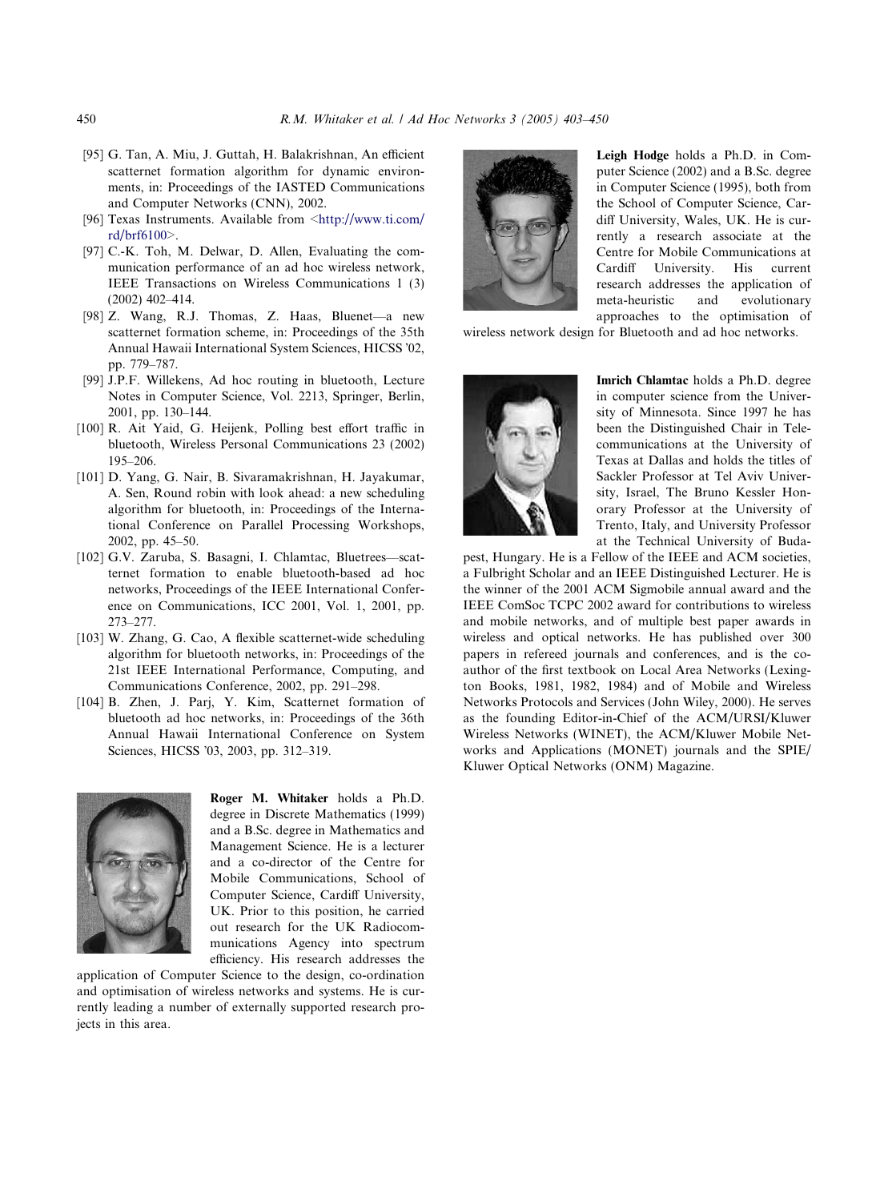[95] G. Tan, A. Miu, J. Guttah, H. Balakrishnan, An efficient scatternet formation algorithm for dynamic environments, in: Proceedings of the IASTED Communications and Computer Networks (CNN), 2002.

[96] Texas Instruments. Available from <http://www.ti.com/rd/brf6100>.

[97] C.-K. Toh, M. Delwar, D. Allen, Evaluating the communication performance of an ad hoc wireless network, IEEE Transactions on Wireless Communications 1 (3) (2002) 402–414.

[98] Z. Wang, R.J. Thomas, Z. Haas, Bluenet—a new scatternet formation scheme, in: Proceedings of the 35th Annual Hawaii International System Sciences, HICSS '02, pp. 779–787.

[99] J.P.F. Willekens, Ad hoc routing in bluetooth, Lecture Notes in Computer Science, Vol. 2213, Springer, Berlin, 2001, pp. 130–144.

[100] R. Ait Yaid, G. Heijenk, Polling best effort traffic in bluetooth, Wireless Personal Communications 23 (2002) 195–206.

[101] D. Yang, G. Nair, B. Sivaramakrishnan, H. Jayakumar, A. Sen, Round robin with look ahead: a new scheduling algorithm for bluetooth, in: Proceedings of the International Conference on Parallel Processing Workshops, 2002, pp. 45–50.

[102] G.V. Zaruba, S. Basagni, I. Chlamtac, Bluetrees—scatternet formation to enable bluetooth-based ad hoc networks, Proceedings of the IEEE International Conference on Communications, ICC 2001, Vol. 1, 2001, pp. 273–277.

[103] W. Zhang, G. Cao, A flexible scatternet-wide scheduling algorithm for bluetooth networks, in: Proceedings of the 21st IEEE International Performance, Computing, and Communications Conference, 2002, pp. 291–298.

[104] B. Zhen, J. Parj, Y. Kim, Scatternet formation of bluetooth ad hoc networks, in: Proceedings of the 36th Annual Hawaii International Conference on System Sciences, HICSS '03, 2003, pp. 312–319.

**Roger M. Whitaker** holds a Ph.D. degree in Discrete Mathematics (1999) and a B.Sc. degree in Mathematics and Management Science. He is a lecturer and a co-director of the Centre for Mobile Communications, School of Computer Science, Cardiff University, UK. Prior to this position, he carried out research for the UK Radiocommunications Agency into spectrum efficiency. His research addresses the application of Computer Science to the design, co-ordination and optimisation of wireless networks and systems. He is currently leading a number of externally supported research projects in this area.

**Leigh Hodge** holds a Ph.D. in Computer Science (2002) and a B.Sc. degree in Computer Science (1995), both from the School of Computer Science, Cardiff University, Wales, UK. He is currently a research associate at the Centre for Mobile Communications at Cardiff University. His current research addresses the application of meta-heuristic and evolutionary approaches to the optimisation of wireless network design for Bluetooth and ad hoc networks.

**Imrich Chlamtac** holds a Ph.D. degree in computer science from the University of Minnesota. Since 1997 he has been the Distinguished Chair in Telecommunications at the University of Texas at Dallas and holds the titles of Sackler Professor at Tel Aviv University, Israel, The Bruno Kessler Honorary Professor at the University of Trento, Italy, and University Professor at the Technical University of Budapest, Hungary. He is a Fellow of the IEEE and ACM societies, a Fulbright Scholar and an IEEE Distinguished Lecturer. He is the winner of the 2001 ACM Sigmobile annual award and the IEEE ComSoc TCPC 2002 award for contributions to wireless and mobile networks, and of multiple best paper awards in wireless and optical networks. He has published over 300 papers in refereed journals and conferences, and is the co-author of the first textbook on Local Area Networks (Lexington Books, 1981, 1982, 1984) and of Mobile and Wireless Networks Protocols and Services (John Wiley, 2000). He serves as the founding Editor-in-Chief of the ACM/URSI/Kluwer Wireless Networks (WINET), the ACM/Kluwer Mobile Networks and Applications (MONET) journals and the SPIE/Kluwer Optical Networks (ONM) Magazine.